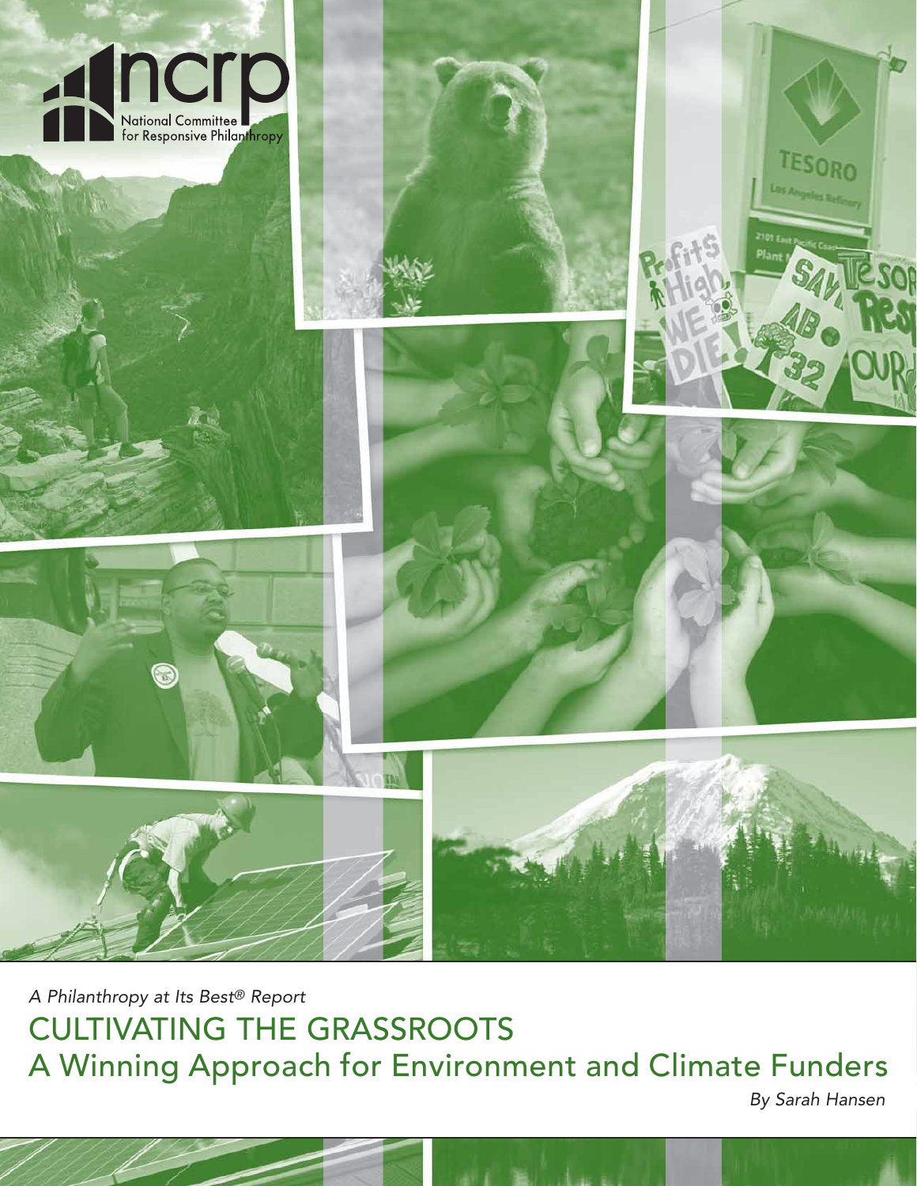ncrp

National Committee for Responsive Philanthropy

*A Philanthropy at Its Best® Report*

# CULTIVATING THE GRASSROOTS

## A Winning Approach for Environment and Climate Funders

*By Sarah Hansen*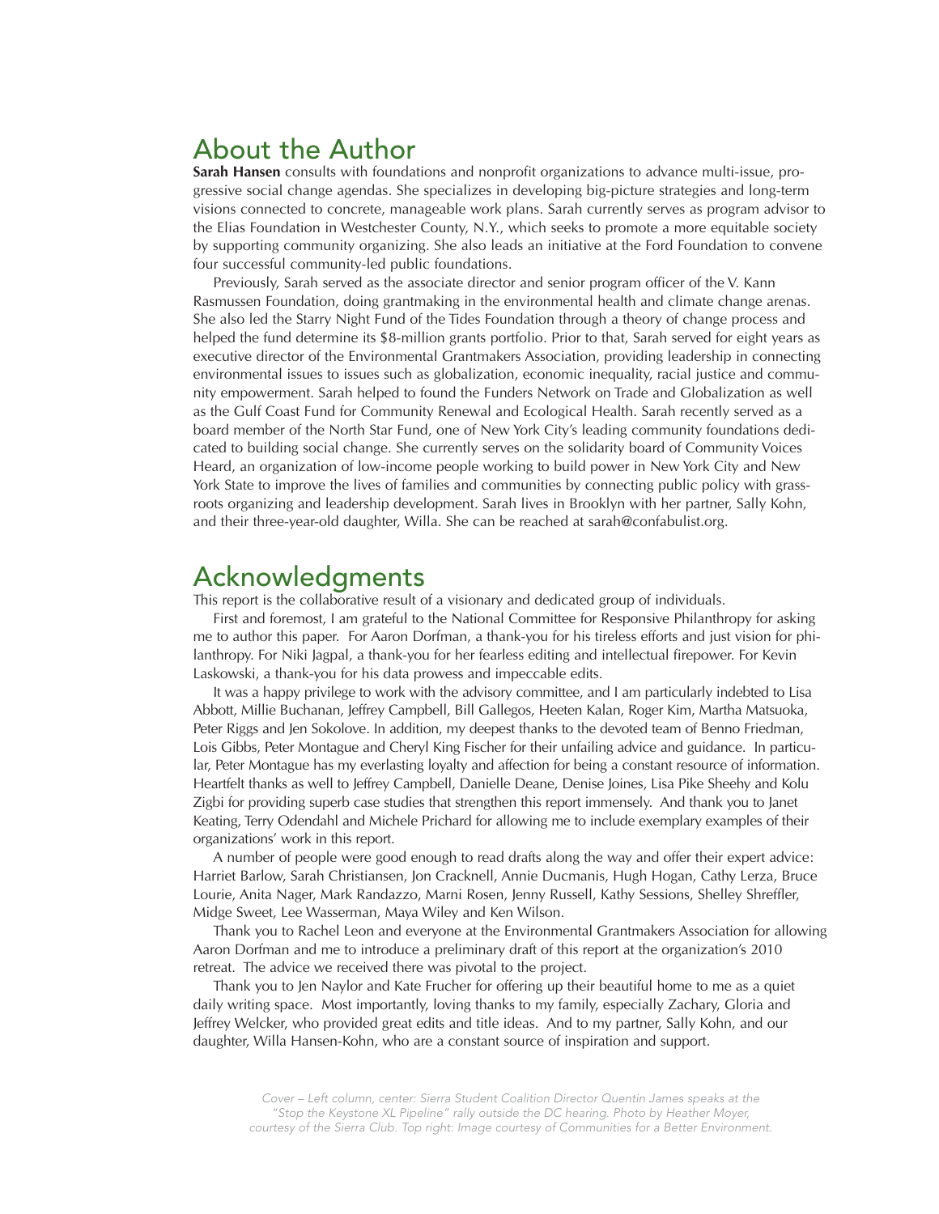## About the Author

**Sarah Hansen** consults with foundations and nonprofit organizations to advance multi-issue, progressive social change agendas. She specializes in developing big-picture strategies and long-term visions connected to concrete, manageable work plans. Sarah currently serves as program advisor to the Elias Foundation in Westchester County, N.Y., which seeks to promote a more equitable society by supporting community organizing. She also leads an initiative at the Ford Foundation to convene four successful community-led public foundations.

Previously, Sarah served as the associate director and senior program officer of the V. Kann Rasmussen Foundation, doing grantmaking in the environmental health and climate change arenas. She also led the Starry Night Fund of the Tides Foundation through a theory of change process and helped the fund determine its $8-million grants portfolio. Prior to that, Sarah served for eight years as executive director of the Environmental Grantmakers Association, providing leadership in connecting environmental issues to issues such as globalization, economic inequality, racial justice and community empowerment. Sarah helped to found the Funders Network on Trade and Globalization as well as the Gulf Coast Fund for Community Renewal and Ecological Health. Sarah recently served as a board member of the North Star Fund, one of New York City's leading community foundations dedicated to building social change. She currently serves on the solidarity board of Community Voices Heard, an organization of low-income people working to build power in New York City and New York State to improve the lives of families and communities by connecting public policy with grassroots organizing and leadership development. Sarah lives in Brooklyn with her partner, Sally Kohn, and their three-year-old daughter, Willa. She can be reached at sarah@confabulist.org.

## Acknowledgments

This report is the collaborative result of a visionary and dedicated group of individuals.

First and foremost, I am grateful to the National Committee for Responsive Philanthropy for asking me to author this paper. For Aaron Dorfman, a thank-you for his tireless efforts and just vision for philanthropy. For Niki Jagpal, a thank-you for her fearless editing and intellectual firepower. For Kevin Laskowski, a thank-you for his data prowess and impeccable edits.

It was a happy privilege to work with the advisory committee, and I am particularly indebted to Lisa Abbott, Millie Buchanan, Jeffrey Campbell, Bill Gallegos, Heeten Kalan, Roger Kim, Martha Matsuoka, Peter Riggs and Jen Sokolove. In addition, my deepest thanks to the devoted team of Benno Friedman, Lois Gibbs, Peter Montague and Cheryl King Fischer for their unfailing advice and guidance. In particular, Peter Montague has my everlasting loyalty and affection for being a constant resource of information. Heartfelt thanks as well to Jeffrey Campbell, Danielle Deane, Denise Joines, Lisa Pike Sheehy and Kolu Zigbi for providing superb case studies that strengthen this report immensely. And thank you to Janet Keating, Terry Odendahl and Michele Prichard for allowing me to include exemplary examples of their organizations' work in this report.

A number of people were good enough to read drafts along the way and offer their expert advice: Harriet Barlow, Sarah Christiansen, Jon Cracknell, Annie Ducmanis, Hugh Hogan, Cathy Lerza, Bruce Lourie, Anita Nager, Mark Randazzo, Marni Rosen, Jenny Russell, Kathy Sessions, Shelley Shreffler, Midge Sweet, Lee Wasserman, Maya Wiley and Ken Wilson.

Thank you to Rachel Leon and everyone at the Environmental Grantmakers Association for allowing Aaron Dorfman and me to introduce a preliminary draft of this report at the organization's 2010 retreat. The advice we received there was pivotal to the project.

Thank you to Jen Naylor and Kate Frucher for offering up their beautiful home to me as a quiet daily writing space. Most importantly, loving thanks to my family, especially Zachary, Gloria and Jeffrey Welcker, who provided great edits and title ideas. And to my partner, Sally Kohn, and our daughter, Willa Hansen-Kohn, who are a constant source of inspiration and support.

*Cover – Left column, center: Sierra Student Coalition Director Quentin James speaks at the "Stop the Keystone XL Pipeline" rally outside the DC hearing. Photo by Heather Moyer, courtesy of the Sierra Club. Top right: Image courtesy of Communities for a Better Environment.*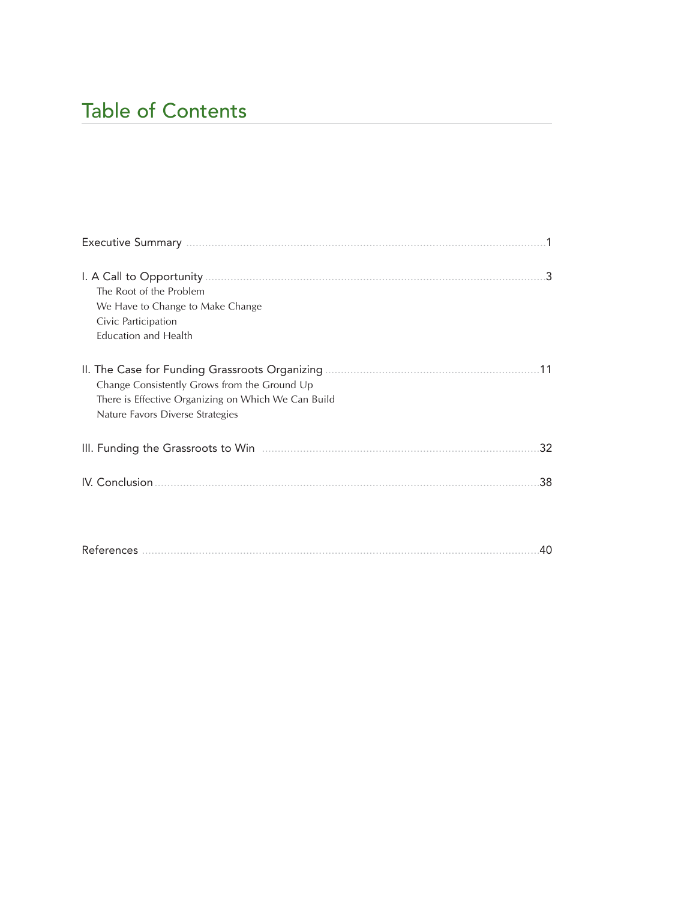# Table of Contents

Executive Summary ..... 1

I. A Call to Opportunity ..... 3
- The Root of the Problem
- We Have to Change to Make Change
- Civic Participation
- Education and Health

II. The Case for Funding Grassroots Organizing ..... 11
- Change Consistently Grows from the Ground Up
- There is Effective Organizing on Which We Can Build
- Nature Favors Diverse Strategies

III. Funding the Grassroots to Win ..... 32

IV. Conclusion ..... 38

References ..... 40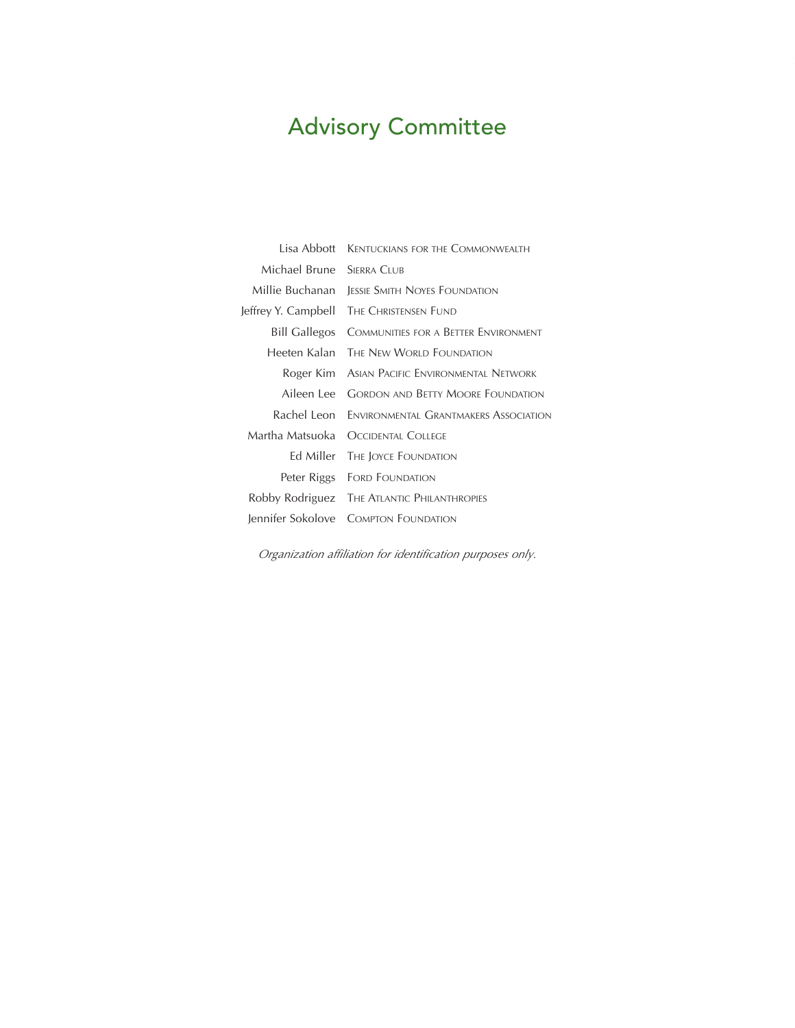# Advisory Committee

| | |
|---|---|
| Lisa Abbott | Kentuckians for the Commonwealth |
| Michael Brune | Sierra Club |
| Millie Buchanan | Jessie Smith Noyes Foundation |
| Jeffrey Y. Campbell | The Christensen Fund |
| Bill Gallegos | Communities for a Better Environment |
| Heeten Kalan | The New World Foundation |
| Roger Kim | Asian Pacific Environmental Network |
| Aileen Lee | Gordon and Betty Moore Foundation |
| Rachel Leon | Environmental Grantmakers Association |
| Martha Matsuoka | Occidental College |
| Ed Miller | The Joyce Foundation |
| Peter Riggs | Ford Foundation |
| Robby Rodriguez | The Atlantic Philanthropies |
| Jennifer Sokolove | Compton Foundation |

*Organization affiliation for identification purposes only.*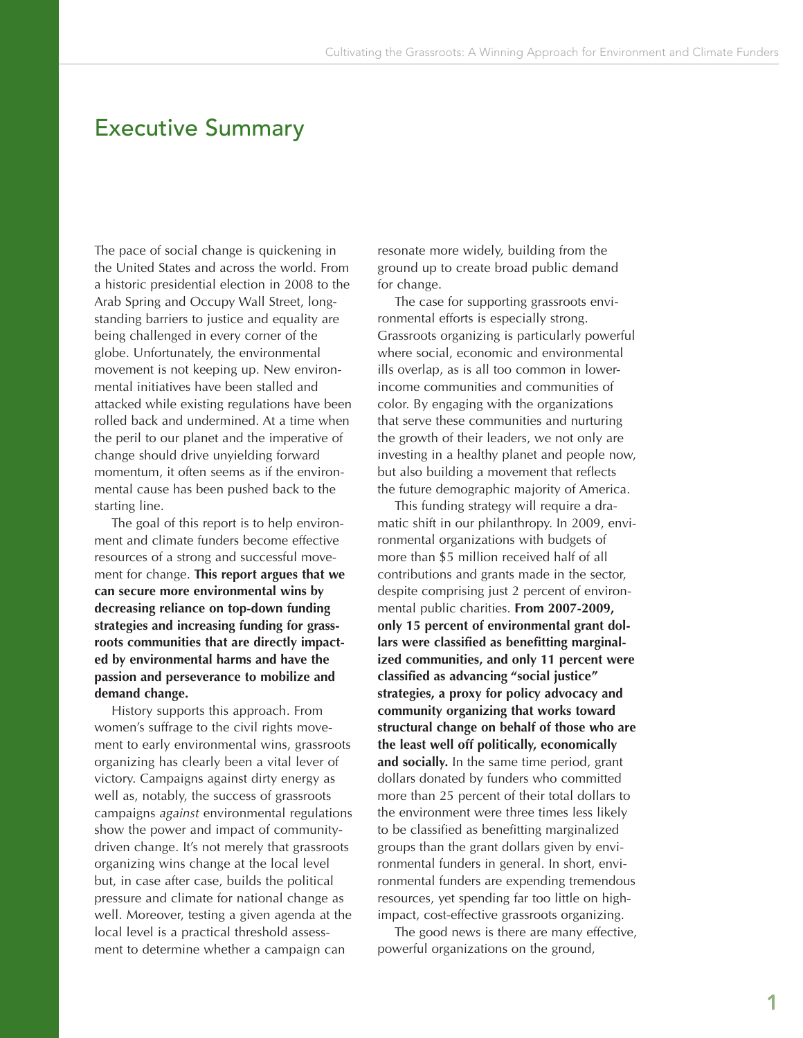# Executive Summary

The pace of social change is quickening in the United States and across the world. From a historic presidential election in 2008 to the Arab Spring and Occupy Wall Street, long-standing barriers to justice and equality are being challenged in every corner of the globe. Unfortunately, the environmental movement is not keeping up. New environmental initiatives have been stalled and attacked while existing regulations have been rolled back and undermined. At a time when the peril to our planet and the imperative of change should drive unyielding forward momentum, it often seems as if the environmental cause has been pushed back to the starting line.

The goal of this report is to help environment and climate funders become effective resources of a strong and successful movement for change. **This report argues that we can secure more environmental wins by decreasing reliance on top-down funding strategies and increasing funding for grassroots communities that are directly impacted by environmental harms and have the passion and perseverance to mobilize and demand change.**

History supports this approach. From women's suffrage to the civil rights movement to early environmental wins, grassroots organizing has clearly been a vital lever of victory. Campaigns against dirty energy as well as, notably, the success of grassroots campaigns *against* environmental regulations show the power and impact of community-driven change. It's not merely that grassroots organizing wins change at the local level but, in case after case, builds the political pressure and climate for national change as well. Moreover, testing a given agenda at the local level is a practical threshold assessment to determine whether a campaign can resonate more widely, building from the ground up to create broad public demand for change.

The case for supporting grassroots environmental efforts is especially strong. Grassroots organizing is particularly powerful where social, economic and environmental ills overlap, as is all too common in lower-income communities and communities of color. By engaging with the organizations that serve these communities and nurturing the growth of their leaders, we not only are investing in a healthy planet and people now, but also building a movement that reflects the future demographic majority of America.

This funding strategy will require a dramatic shift in our philanthropy. In 2009, environmental organizations with budgets of more than $5 million received half of all contributions and grants made in the sector, despite comprising just 2 percent of environmental public charities. **From 2007-2009, only 15 percent of environmental grant dollars were classified as benefitting marginalized communities, and only 11 percent were classified as advancing "social justice" strategies, a proxy for policy advocacy and community organizing that works toward structural change on behalf of those who are the least well off politically, economically and socially.** In the same time period, grant dollars donated by funders who committed more than 25 percent of their total dollars to the environment were three times less likely to be classified as benefitting marginalized groups than the grant dollars given by environmental funders in general. In short, environmental funders are expending tremendous resources, yet spending far too little on high-impact, cost-effective grassroots organizing.

The good news is there are many effective, powerful organizations on the ground,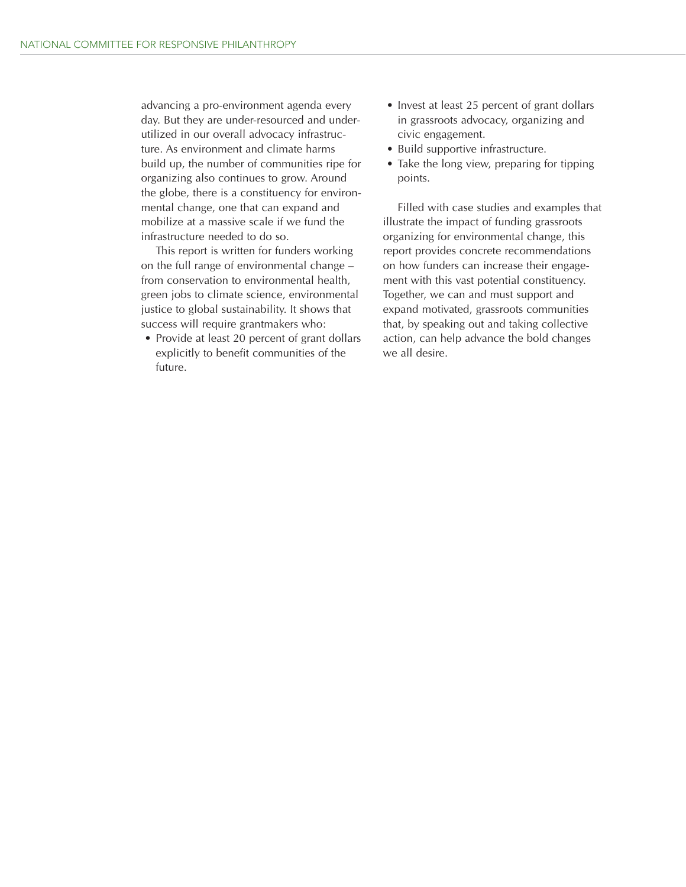advancing a pro-environment agenda every day. But they are under-resourced and underutilized in our overall advocacy infrastructure. As environment and climate harms build up, the number of communities ripe for organizing also continues to grow. Around the globe, there is a constituency for environmental change, one that can expand and mobilize at a massive scale if we fund the infrastructure needed to do so.

This report is written for funders working on the full range of environmental change – from conservation to environmental health, green jobs to climate science, environmental justice to global sustainability. It shows that success will require grantmakers who:

- Provide at least 20 percent of grant dollars explicitly to benefit communities of the future.
- Invest at least 25 percent of grant dollars in grassroots advocacy, organizing and civic engagement.
- Build supportive infrastructure.
- Take the long view, preparing for tipping points.

Filled with case studies and examples that illustrate the impact of funding grassroots organizing for environmental change, this report provides concrete recommendations on how funders can increase their engagement with this vast potential constituency. Together, we can and must support and expand motivated, grassroots communities that, by speaking out and taking collective action, can help advance the bold changes we all desire.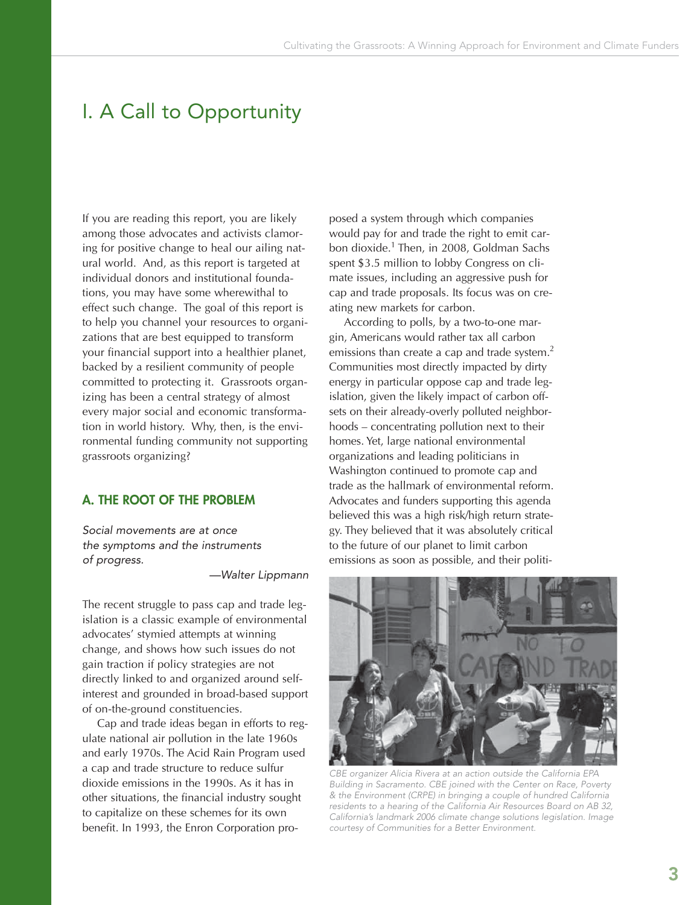# I. A Call to Opportunity

If you are reading this report, you are likely among those advocates and activists clamoring for positive change to heal our ailing natural world. And, as this report is targeted at individual donors and institutional foundations, you may have some wherewithal to effect such change. The goal of this report is to help you channel your resources to organizations that are best equipped to transform your financial support into a healthier planet, backed by a resilient community of people committed to protecting it. Grassroots organizing has been a central strategy of almost every major social and economic transformation in world history. Why, then, is the environmental funding community not supporting grassroots organizing?

## A. THE ROOT OF THE PROBLEM

*Social movements are at once the symptoms and the instruments of progress.*

*—Walter Lippmann*

The recent struggle to pass cap and trade legislation is a classic example of environmental advocates' stymied attempts at winning change, and shows how such issues do not gain traction if policy strategies are not directly linked to and organized around self-interest and grounded in broad-based support of on-the-ground constituencies.

Cap and trade ideas began in efforts to regulate national air pollution in the late 1960s and early 1970s. The Acid Rain Program used a cap and trade structure to reduce sulfur dioxide emissions in the 1990s. As it has in other situations, the financial industry sought to capitalize on these schemes for its own benefit. In 1993, the Enron Corporation proposed a system through which companies would pay for and trade the right to emit carbon dioxide.[1] Then, in 2008, Goldman Sachs spent $3.5 million to lobby Congress on climate issues, including an aggressive push for cap and trade proposals. Its focus was on creating new markets for carbon.

According to polls, by a two-to-one margin, Americans would rather tax all carbon emissions than create a cap and trade system.[2] Communities most directly impacted by dirty energy in particular oppose cap and trade legislation, given the likely impact of carbon offsets on their already-overly polluted neighborhoods – concentrating pollution next to their homes. Yet, large national environmental organizations and leading politicians in Washington continued to promote cap and trade as the hallmark of environmental reform. Advocates and funders supporting this agenda believed this was a high risk/high return strategy. They believed that it was absolutely critical to the future of our planet to limit carbon emissions as soon as possible, and their politi-

*CBE organizer Alicia Rivera at an action outside the California EPA Building in Sacramento. CBE joined with the Center on Race, Poverty & the Environment (CRPE) in bringing a couple of hundred California residents to a hearing of the California Air Resources Board on AB 32, California's landmark 2006 climate change solutions legislation. Image courtesy of Communities for a Better Environment.*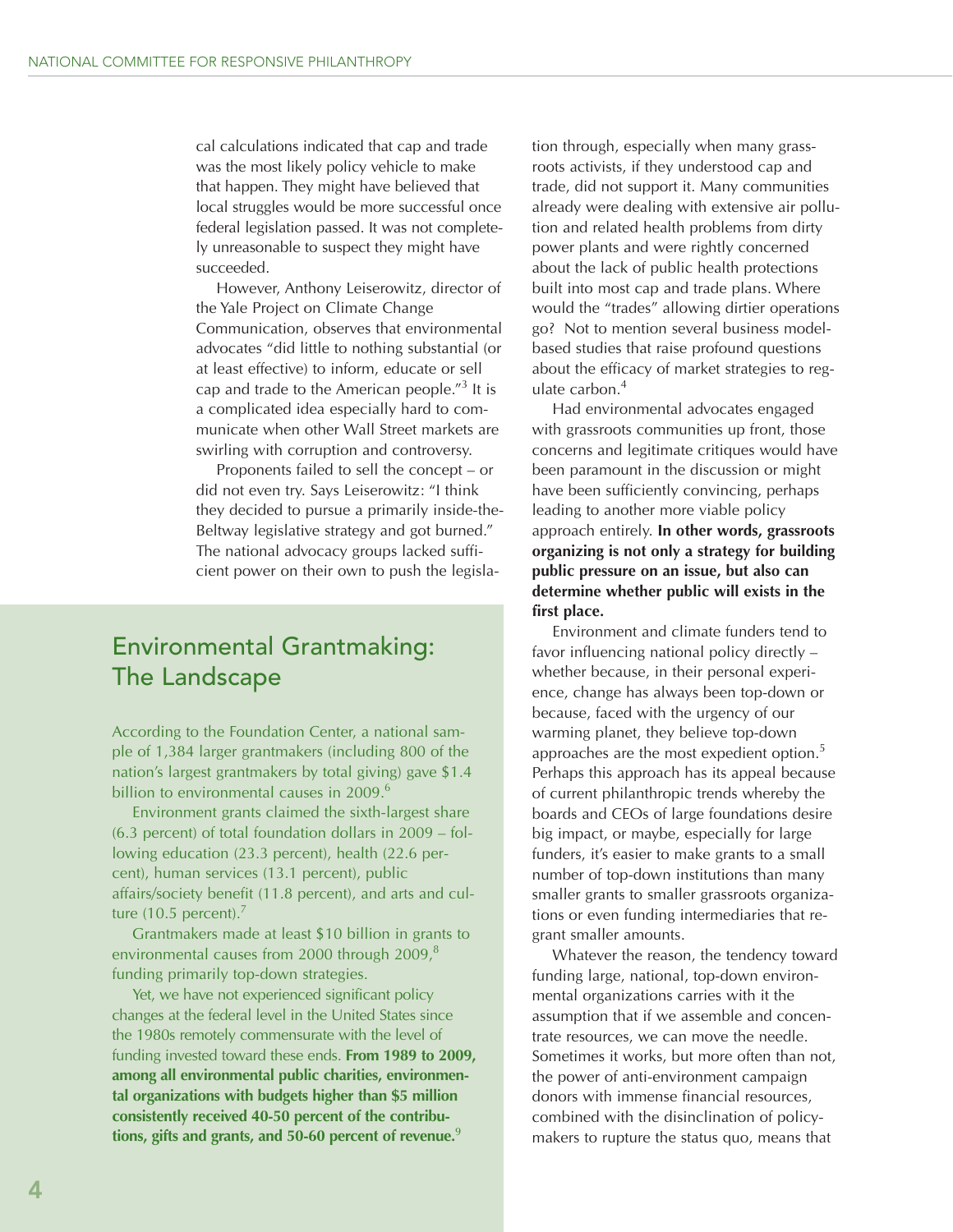cal calculations indicated that cap and trade was the most likely policy vehicle to make that happen. They might have believed that local struggles would be more successful once federal legislation passed. It was not completely unreasonable to suspect they might have succeeded.

However, Anthony Leiserowitz, director of the Yale Project on Climate Change Communication, observes that environmental advocates "did little to nothing substantial (or at least effective) to inform, educate or sell cap and trade to the American people."[3] It is a complicated idea especially hard to communicate when other Wall Street markets are swirling with corruption and controversy.

Proponents failed to sell the concept – or did not even try. Says Leiserowitz: "I think they decided to pursue a primarily inside-the-Beltway legislative strategy and got burned." The national advocacy groups lacked sufficient power on their own to push the legislation through, especially when many grassroots activists, if they understood cap and trade, did not support it. Many communities already were dealing with extensive air pollution and related health problems from dirty power plants and were rightly concerned about the lack of public health protections built into most cap and trade plans. Where would the "trades" allowing dirtier operations go? Not to mention several business model-based studies that raise profound questions about the efficacy of market strategies to regulate carbon.[4]

Had environmental advocates engaged with grassroots communities up front, those concerns and legitimate critiques would have been paramount in the discussion or might have been sufficiently convincing, perhaps leading to another more viable policy approach entirely. **In other words, grassroots organizing is not only a strategy for building public pressure on an issue, but also can determine whether public will exists in the first place.**

Environment and climate funders tend to favor influencing national policy directly – whether because, in their personal experience, change has always been top-down or because, faced with the urgency of our warming planet, they believe top-down approaches are the most expedient option.[5] Perhaps this approach has its appeal because of current philanthropic trends whereby the boards and CEOs of large foundations desire big impact, or maybe, especially for large funders, it's easier to make grants to a small number of top-down institutions than many smaller grants to smaller grassroots organizations or even funding intermediaries that regrant smaller amounts.

Whatever the reason, the tendency toward funding large, national, top-down environmental organizations carries with it the assumption that if we assemble and concentrate resources, we can move the needle. Sometimes it works, but more often than not, the power of anti-environment campaign donors with immense financial resources, combined with the disinclination of policymakers to rupture the status quo, means that

## Environmental Grantmaking: The Landscape

According to the Foundation Center, a national sample of 1,384 larger grantmakers (including 800 of the nation's largest grantmakers by total giving) gave $1.4 billion to environmental causes in 2009.[6]

Environment grants claimed the sixth-largest share (6.3 percent) of total foundation dollars in 2009 – following education (23.3 percent), health (22.6 percent), human services (13.1 percent), public affairs/society benefit (11.8 percent), and arts and culture (10.5 percent).[7]

Grantmakers made at least $10 billion in grants to environmental causes from 2000 through 2009,[8] funding primarily top-down strategies.

Yet, we have not experienced significant policy changes at the federal level in the United States since the 1980s remotely commensurate with the level of funding invested toward these ends. **From 1989 to 2009, among all environmental public charities, environmental organizations with budgets higher than $5 million consistently received 40-50 percent of the contributions, gifts and grants, and 50-60 percent of revenue.**[9]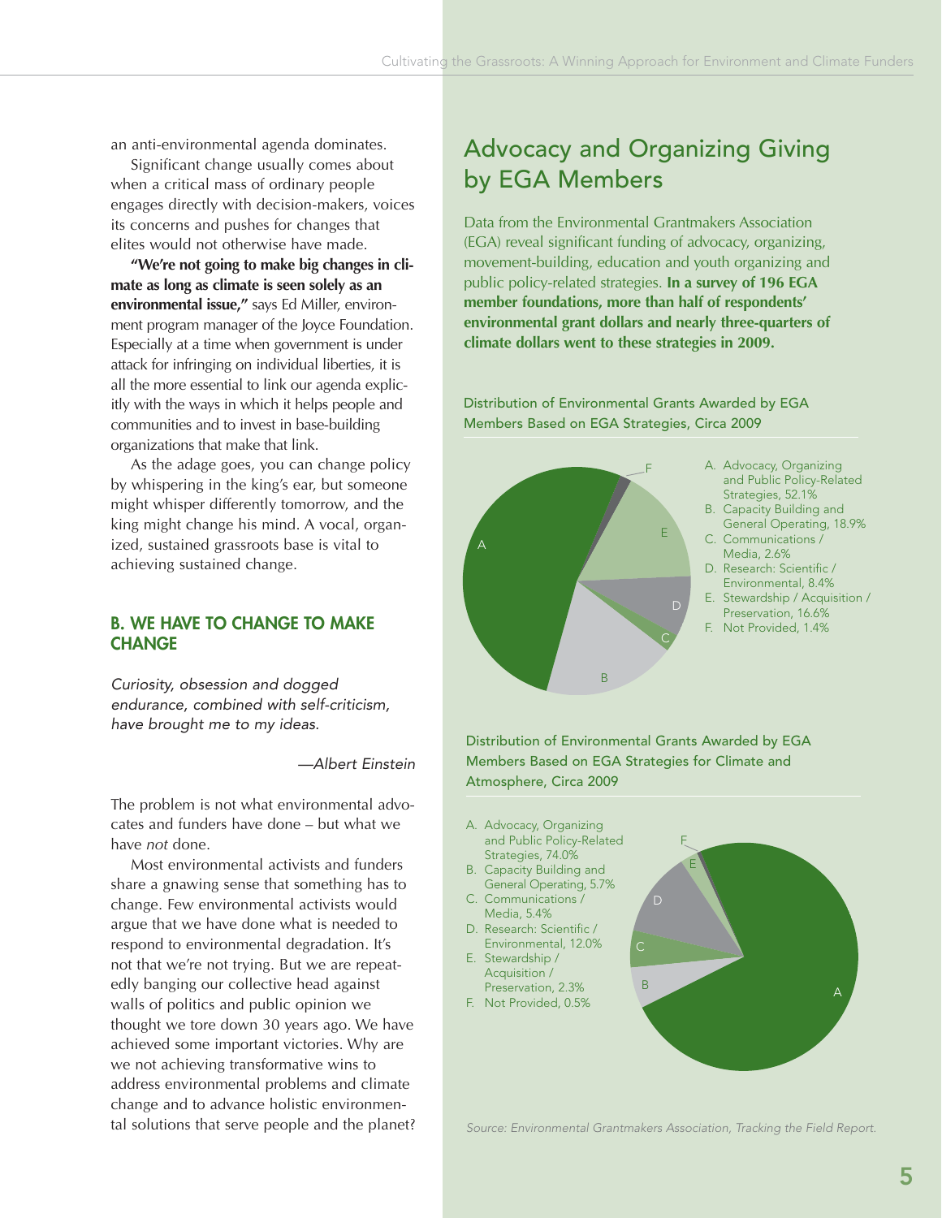an anti-environmental agenda dominates.

Significant change usually comes about when a critical mass of ordinary people engages directly with decision-makers, voices its concerns and pushes for changes that elites would not otherwise have made.

**"We're not going to make big changes in climate as long as climate is seen solely as an environmental issue,"** says Ed Miller, environment program manager of the Joyce Foundation. Especially at a time when government is under attack for infringing on individual liberties, it is all the more essential to link our agenda explicitly with the ways in which it helps people and communities and to invest in base-building organizations that make that link.

As the adage goes, you can change policy by whispering in the king's ear, but someone might whisper differently tomorrow, and the king might change his mind. A vocal, organized, sustained grassroots base is vital to achieving sustained change.

## B. WE HAVE TO CHANGE TO MAKE CHANGE

*Curiosity, obsession and dogged endurance, combined with self-criticism, have brought me to my ideas.*

*—Albert Einstein*

The problem is not what environmental advocates and funders have done – but what we have *not* done.

Most environmental activists and funders share a gnawing sense that something has to change. Few environmental activists would argue that we have done what is needed to respond to environmental degradation. It's not that we're not trying. But we are repeatedly banging our collective head against walls of politics and public opinion we thought we tore down 30 years ago. We have achieved some important victories. Why are we not achieving transformative wins to address environmental problems and climate change and to advance holistic environmental solutions that serve people and the planet?

## Advocacy and Organizing Giving by EGA Members

Data from the Environmental Grantmakers Association (EGA) reveal significant funding of advocacy, organizing, movement-building, education and youth organizing and public policy-related strategies. **In a survey of 196 EGA member foundations, more than half of respondents' environmental grant dollars and nearly three-quarters of climate dollars went to these strategies in 2009.**

Distribution of Environmental Grants Awarded by EGA Members Based on EGA Strategies, Circa 2009

A. Advocacy, Organizing and Public Policy-Related Strategies, 52.1%
B. Capacity Building and General Operating, 18.9%
C. Communications / Media, 2.6%
D. Research: Scientific / Environmental, 8.4%
E. Stewardship / Acquisition / Preservation, 16.6%
F. Not Provided, 1.4%

Distribution of Environmental Grants Awarded by EGA Members Based on EGA Strategies for Climate and Atmosphere, Circa 2009

A. Advocacy, Organizing and Public Policy-Related Strategies, 74.0%
B. Capacity Building and General Operating, 5.7%
C. Communications / Media, 5.4%
D. Research: Scientific / Environmental, 12.0%
E. Stewardship / Acquisition / Preservation, 2.3%
F. Not Provided, 0.5%

*Source: Environmental Grantmakers Association, Tracking the Field Report.*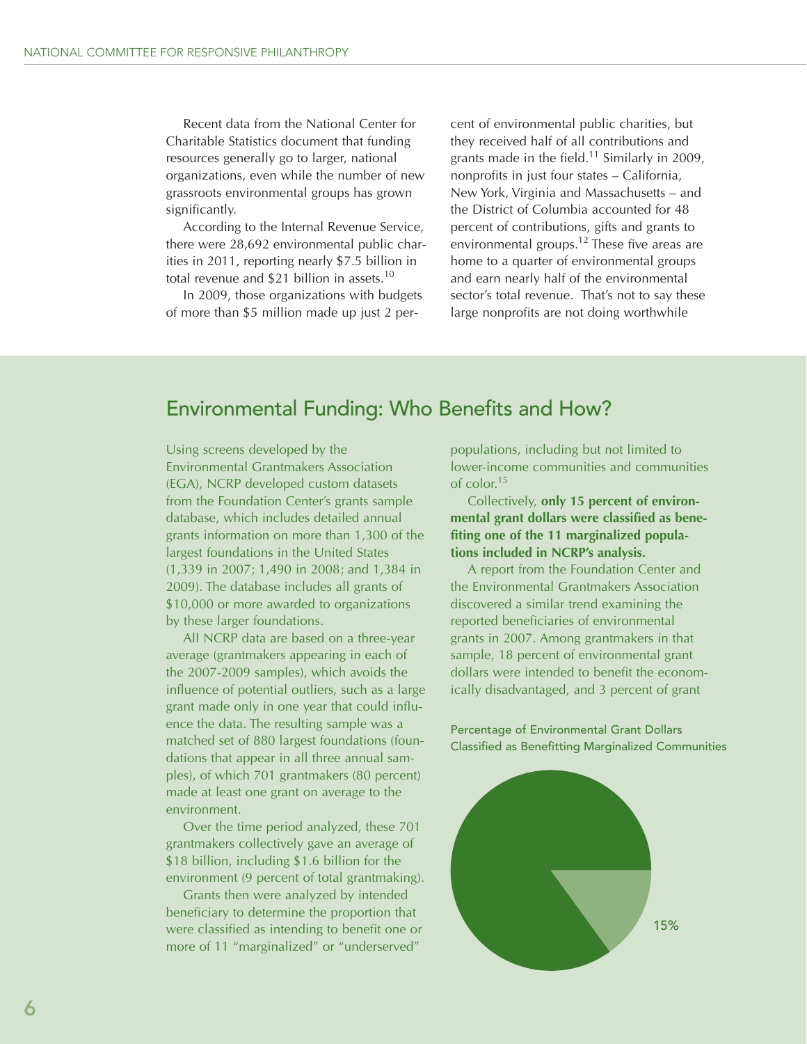Recent data from the National Center for Charitable Statistics document that funding resources generally go to larger, national organizations, even while the number of new grassroots environmental groups has grown significantly.

According to the Internal Revenue Service, there were 28,692 environmental public charities in 2011, reporting nearly $7.5 billion in total revenue and $21 billion in assets.[10]

In 2009, those organizations with budgets of more than $5 million made up just 2 percent of environmental public charities, but they received half of all contributions and grants made in the field.[11] Similarly in 2009, nonprofits in just four states – California, New York, Virginia and Massachusetts – and the District of Columbia accounted for 48 percent of contributions, gifts and grants to environmental groups.[12] These five areas are home to a quarter of environmental groups and earn nearly half of the environmental sector's total revenue. That's not to say these large nonprofits are not doing worthwhile

## Environmental Funding: Who Benefits and How?

Using screens developed by the Environmental Grantmakers Association (EGA), NCRP developed custom datasets from the Foundation Center's grants sample database, which includes detailed annual grants information on more than 1,300 of the largest foundations in the United States (1,339 in 2007; 1,490 in 2008; and 1,384 in 2009). The database includes all grants of $10,000 or more awarded to organizations by these larger foundations.

All NCRP data are based on a three-year average (grantmakers appearing in each of the 2007-2009 samples), which avoids the influence of potential outliers, such as a large grant made only in one year that could influence the data. The resulting sample was a matched set of 880 largest foundations (foundations that appear in all three annual samples), of which 701 grantmakers (80 percent) made at least one grant on average to the environment.

Over the time period analyzed, these 701 grantmakers collectively gave an average of $18 billion, including $1.6 billion for the environment (9 percent of total grantmaking).

Grants then were analyzed by intended beneficiary to determine the proportion that were classified as intending to benefit one or more of 11 "marginalized" or "underserved" populations, including but not limited to lower-income communities and communities of color.[15]

Collectively, **only 15 percent of environmental grant dollars were classified as benefiting one of the 11 marginalized populations included in NCRP's analysis.**

A report from the Foundation Center and the Environmental Grantmakers Association discovered a similar trend examining the reported beneficiaries of environmental grants in 2007. Among grantmakers in that sample, 18 percent of environmental grant dollars were intended to benefit the economically disadvantaged, and 3 percent of grant

Percentage of Environmental Grant Dollars Classified as Benefitting Marginalized Communities

15%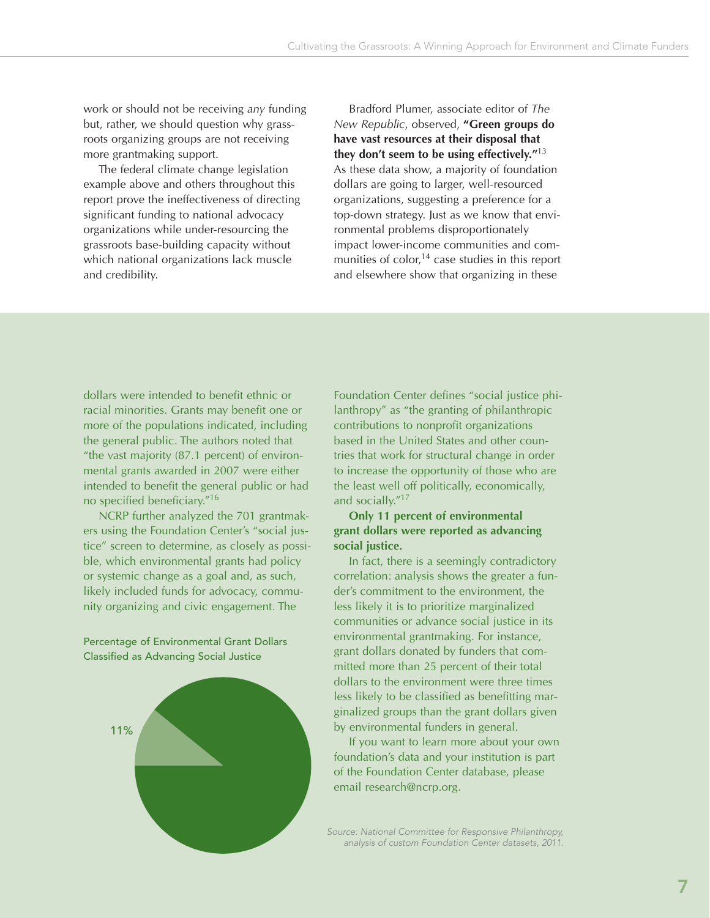work or should not be receiving *any* funding but, rather, we should question why grassroots organizing groups are not receiving more grantmaking support.

The federal climate change legislation example above and others throughout this report prove the ineffectiveness of directing significant funding to national advocacy organizations while under-resourcing the grassroots base-building capacity without which national organizations lack muscle and credibility.

Bradford Plumer, associate editor of *The New Republic*, observed, **"Green groups do have vast resources at their disposal that they don't seem to be using effectively."**[13] As these data show, a majority of foundation dollars are going to larger, well-resourced organizations, suggesting a preference for a top-down strategy. Just as we know that environmental problems disproportionately impact lower-income communities and communities of color,[14] case studies in this report and elsewhere show that organizing in these

dollars were intended to benefit ethnic or racial minorities. Grants may benefit one or more of the populations indicated, including the general public. The authors noted that "the vast majority (87.1 percent) of environmental grants awarded in 2007 were either intended to benefit the general public or had no specified beneficiary."[16]

NCRP further analyzed the 701 grantmakers using the Foundation Center's "social justice" screen to determine, as closely as possible, which environmental grants had policy or systemic change as a goal and, as such, likely included funds for advocacy, community organizing and civic engagement. The Foundation Center defines "social justice philanthropy" as "the granting of philanthropic contributions to nonprofit organizations based in the United States and other countries that work for structural change in order to increase the opportunity of those who are the least well off politically, economically, and socially."[17]

Percentage of Environmental Grant Dollars Classified as Advancing Social Justice

11%

**Only 11 percent of environmental grant dollars were reported as advancing social justice.**

In fact, there is a seemingly contradictory correlation: analysis shows the greater a funder's commitment to the environment, the less likely it is to prioritize marginalized communities or advance social justice in its environmental grantmaking. For instance, grant dollars donated by funders that committed more than 25 percent of their total dollars to the environment were three times less likely to be classified as benefitting marginalized groups than the grant dollars given by environmental funders in general.

If you want to learn more about your own foundation's data and your institution is part of the Foundation Center database, please email research@ncrp.org.

*Source: National Committee for Responsive Philanthropy, analysis of custom Foundation Center datasets, 2011.*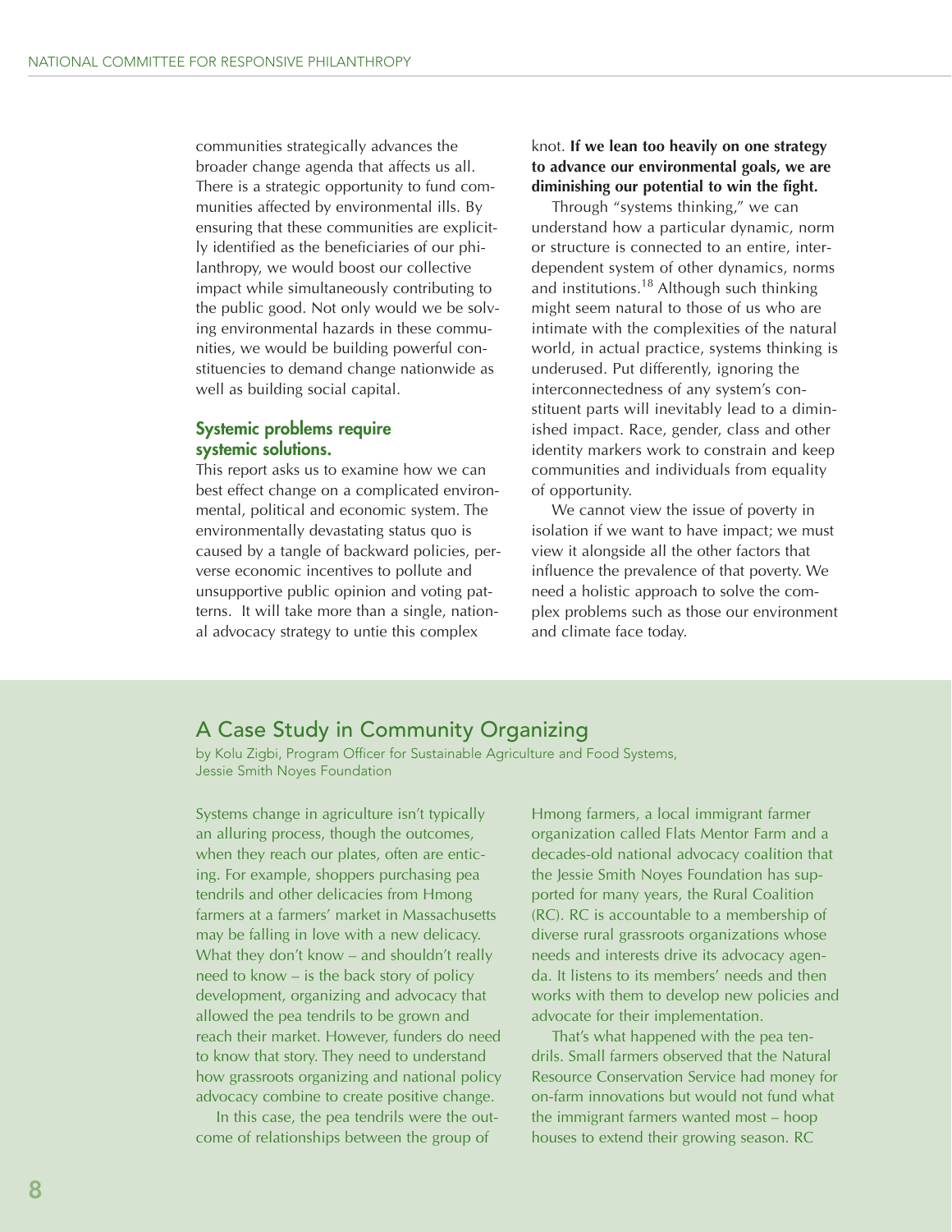communities strategically advances the broader change agenda that affects us all. There is a strategic opportunity to fund communities affected by environmental ills. By ensuring that these communities are explicitly identified as the beneficiaries of our philanthropy, we would boost our collective impact while simultaneously contributing to the public good. Not only would we be solving environmental hazards in these communities, we would be building powerful constituencies to demand change nationwide as well as building social capital.

### Systemic problems require systemic solutions.

This report asks us to examine how we can best effect change on a complicated environmental, political and economic system. The environmentally devastating status quo is caused by a tangle of backward policies, perverse economic incentives to pollute and unsupportive public opinion and voting patterns. It will take more than a single, national advocacy strategy to untie this complex knot. **If we lean too heavily on one strategy to advance our environmental goals, we are diminishing our potential to win the fight.**

Through "systems thinking," we can understand how a particular dynamic, norm or structure is connected to an entire, interdependent system of other dynamics, norms and institutions.[18] Although such thinking might seem natural to those of us who are intimate with the complexities of the natural world, in actual practice, systems thinking is underused. Put differently, ignoring the interconnectedness of any system's constituent parts will inevitably lead to a diminished impact. Race, gender, class and other identity markers work to constrain and keep communities and individuals from equality of opportunity.

We cannot view the issue of poverty in isolation if we want to have impact; we must view it alongside all the other factors that influence the prevalence of that poverty. We need a holistic approach to solve the complex problems such as those our environment and climate face today.

## A Case Study in Community Organizing

by Kolu Zigbi, Program Officer for Sustainable Agriculture and Food Systems, Jessie Smith Noyes Foundation

Systems change in agriculture isn't typically an alluring process, though the outcomes, when they reach our plates, often are enticing. For example, shoppers purchasing pea tendrils and other delicacies from Hmong farmers at a farmers' market in Massachusetts may be falling in love with a new delicacy. What they don't know – and shouldn't really need to know – is the back story of policy development, organizing and advocacy that allowed the pea tendrils to be grown and reach their market. However, funders do need to know that story. They need to understand how grassroots organizing and national policy advocacy combine to create positive change.

In this case, the pea tendrils were the outcome of relationships between the group of Hmong farmers, a local immigrant farmer organization called Flats Mentor Farm and a decades-old national advocacy coalition that the Jessie Smith Noyes Foundation has supported for many years, the Rural Coalition (RC). RC is accountable to a membership of diverse rural grassroots organizations whose needs and interests drive its advocacy agenda. It listens to its members' needs and then works with them to develop new policies and advocate for their implementation.

That's what happened with the pea tendrils. Small farmers observed that the Natural Resource Conservation Service had money for on-farm innovations but would not fund what the immigrant farmers wanted most – hoop houses to extend their growing season. RC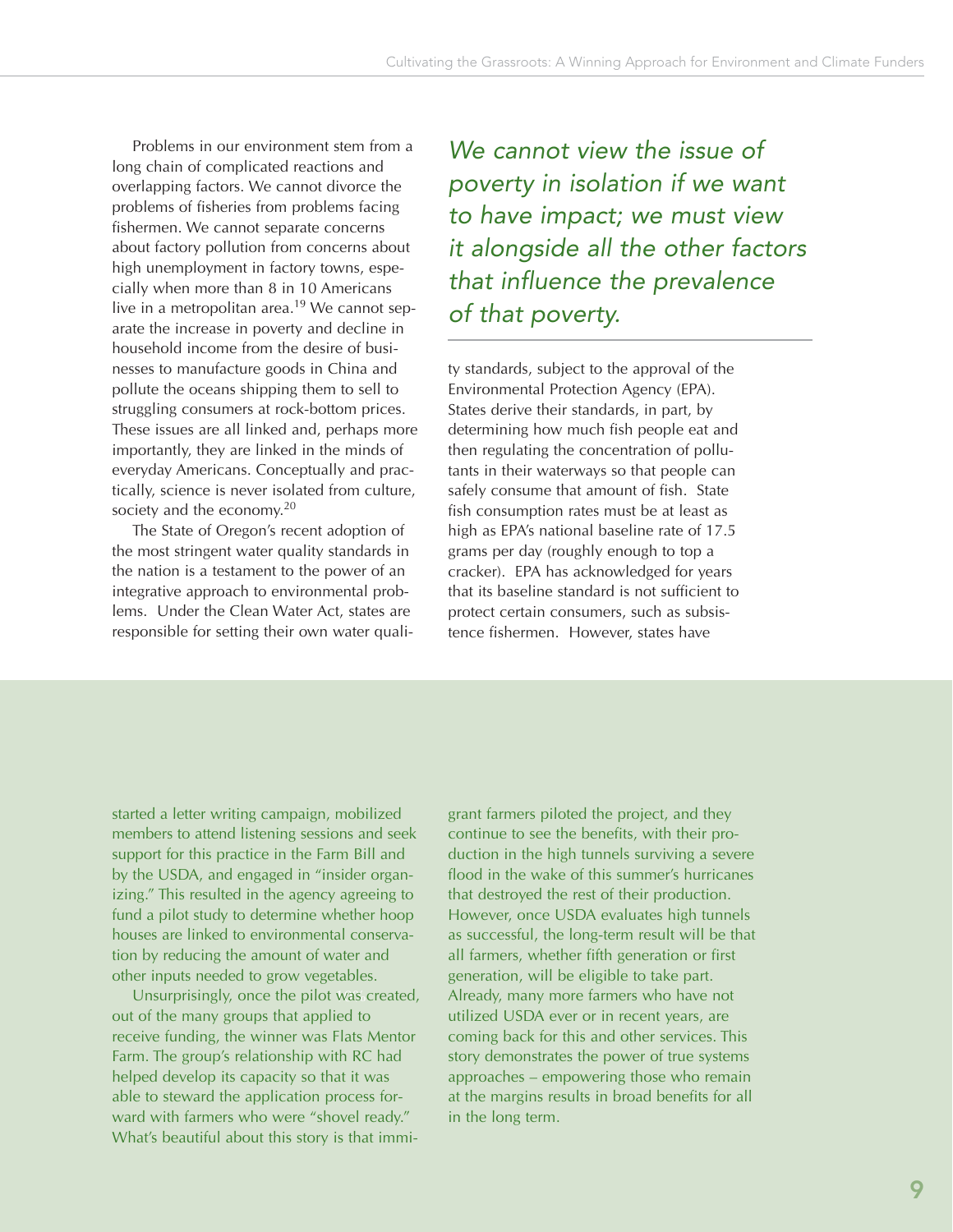Problems in our environment stem from a long chain of complicated reactions and overlapping factors. We cannot divorce the problems of fisheries from problems facing fishermen. We cannot separate concerns about factory pollution from concerns about high unemployment in factory towns, especially when more than 8 in 10 Americans live in a metropolitan area.[19] We cannot separate the increase in poverty and decline in household income from the desire of businesses to manufacture goods in China and pollute the oceans shipping them to sell to struggling consumers at rock-bottom prices. These issues are all linked and, perhaps more importantly, they are linked in the minds of everyday Americans. Conceptually and practically, science is never isolated from culture, society and the economy.[20]

The State of Oregon's recent adoption of the most stringent water quality standards in the nation is a testament to the power of an integrative approach to environmental problems. Under the Clean Water Act, states are responsible for setting their own water quality standards, subject to the approval of the Environmental Protection Agency (EPA). States derive their standards, in part, by determining how much fish people eat and then regulating the concentration of pollutants in their waterways so that people can safely consume that amount of fish. State fish consumption rates must be at least as high as EPA's national baseline rate of 17.5 grams per day (roughly enough to top a cracker). EPA has acknowledged for years that its baseline standard is not sufficient to protect certain consumers, such as subsistence fishermen. However, states have

*We cannot view the issue of poverty in isolation if we want to have impact; we must view it alongside all the other factors that influence the prevalence of that poverty.*

started a letter writing campaign, mobilized members to attend listening sessions and seek support for this practice in the Farm Bill and by the USDA, and engaged in "insider organizing." This resulted in the agency agreeing to fund a pilot study to determine whether hoop houses are linked to environmental conservation by reducing the amount of water and other inputs needed to grow vegetables.

Unsurprisingly, once the pilot was created, out of the many groups that applied to receive funding, the winner was Flats Mentor Farm. The group's relationship with RC had helped develop its capacity so that it was able to steward the application process forward with farmers who were "shovel ready." What's beautiful about this story is that immigrant farmers piloted the project, and they continue to see the benefits, with their production in the high tunnels surviving a severe flood in the wake of this summer's hurricanes that destroyed the rest of their production. However, once USDA evaluates high tunnels as successful, the long-term result will be that all farmers, whether fifth generation or first generation, will be eligible to take part. Already, many more farmers who have not utilized USDA ever or in recent years, are coming back for this and other services. This story demonstrates the power of true systems approaches – empowering those who remain at the margins results in broad benefits for all in the long term.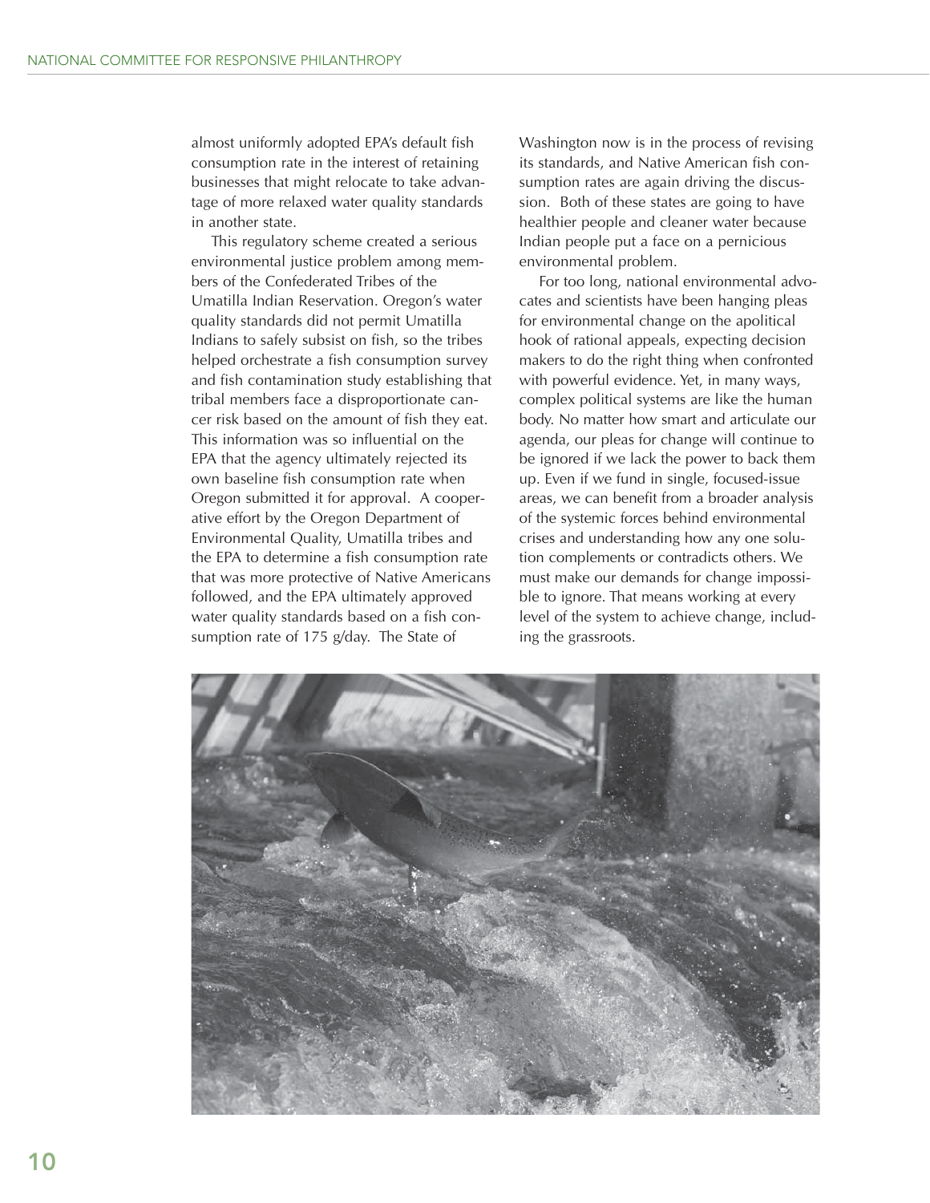almost uniformly adopted EPA's default fish consumption rate in the interest of retaining businesses that might relocate to take advantage of more relaxed water quality standards in another state.

This regulatory scheme created a serious environmental justice problem among members of the Confederated Tribes of the Umatilla Indian Reservation. Oregon's water quality standards did not permit Umatilla Indians to safely subsist on fish, so the tribes helped orchestrate a fish consumption survey and fish contamination study establishing that tribal members face a disproportionate cancer risk based on the amount of fish they eat. This information was so influential on the EPA that the agency ultimately rejected its own baseline fish consumption rate when Oregon submitted it for approval. A cooperative effort by the Oregon Department of Environmental Quality, Umatilla tribes and the EPA to determine a fish consumption rate that was more protective of Native Americans followed, and the EPA ultimately approved water quality standards based on a fish consumption rate of 175 g/day. The State of Washington now is in the process of revising its standards, and Native American fish consumption rates are again driving the discussion. Both of these states are going to have healthier people and cleaner water because Indian people put a face on a pernicious environmental problem.

For too long, national environmental advocates and scientists have been hanging pleas for environmental change on the apolitical hook of rational appeals, expecting decision makers to do the right thing when confronted with powerful evidence. Yet, in many ways, complex political systems are like the human body. No matter how smart and articulate our agenda, our pleas for change will continue to be ignored if we lack the power to back them up. Even if we fund in single, focused-issue areas, we can benefit from a broader analysis of the systemic forces behind environmental crises and understanding how any one solution complements or contradicts others. We must make our demands for change impossible to ignore. That means working at every level of the system to achieve change, including the grassroots.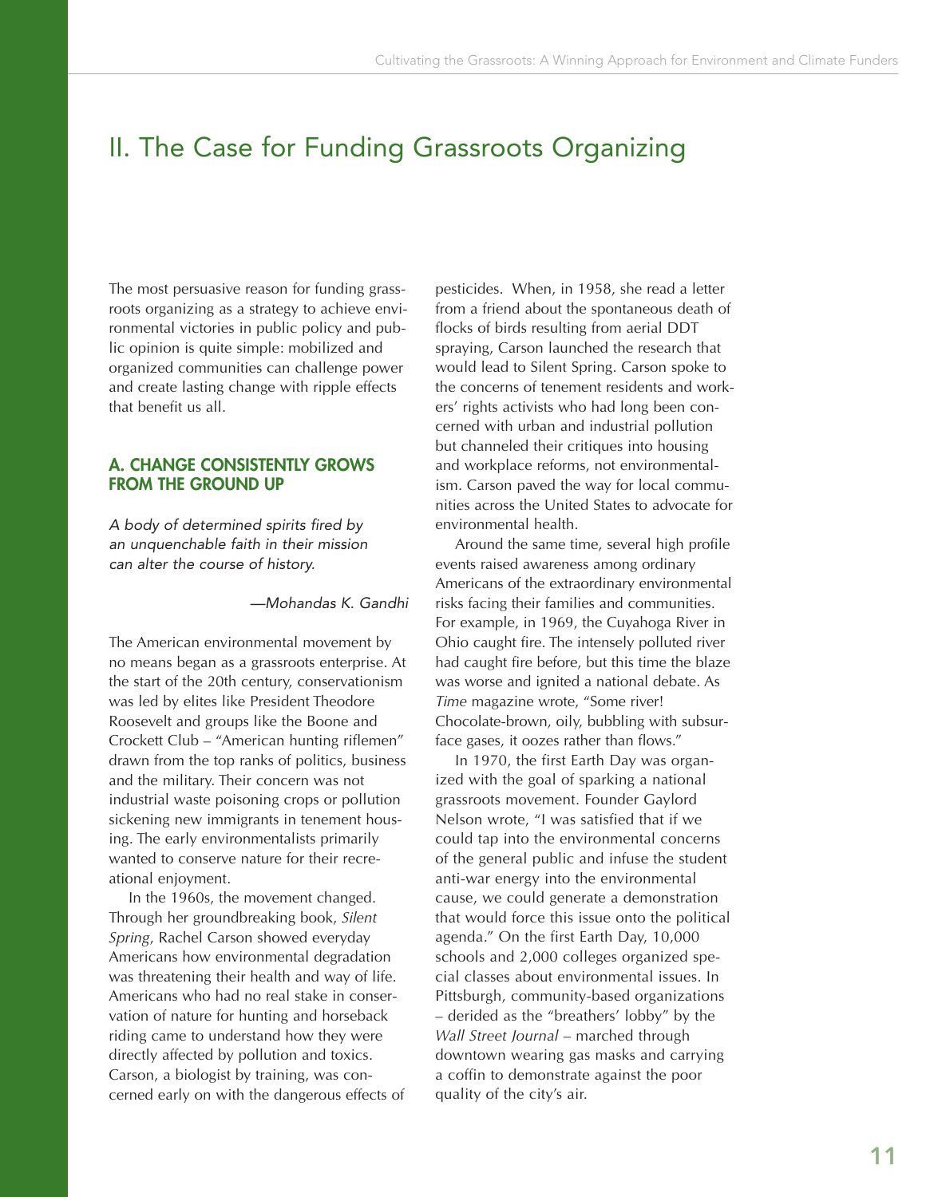# II. The Case for Funding Grassroots Organizing

The most persuasive reason for funding grassroots organizing as a strategy to achieve environmental victories in public policy and public opinion is quite simple: mobilized and organized communities can challenge power and create lasting change with ripple effects that benefit us all.

## A. CHANGE CONSISTENTLY GROWS FROM THE GROUND UP

*A body of determined spirits fired by an unquenchable faith in their mission can alter the course of history.*

*—Mohandas K. Gandhi*

The American environmental movement by no means began as a grassroots enterprise. At the start of the 20th century, conservationism was led by elites like President Theodore Roosevelt and groups like the Boone and Crockett Club – "American hunting riflemen" drawn from the top ranks of politics, business and the military. Their concern was not industrial waste poisoning crops or pollution sickening new immigrants in tenement housing. The early environmentalists primarily wanted to conserve nature for their recreational enjoyment.

In the 1960s, the movement changed. Through her groundbreaking book, *Silent Spring*, Rachel Carson showed everyday Americans how environmental degradation was threatening their health and way of life. Americans who had no real stake in conservation of nature for hunting and horseback riding came to understand how they were directly affected by pollution and toxics. Carson, a biologist by training, was concerned early on with the dangerous effects of pesticides. When, in 1958, she read a letter from a friend about the spontaneous death of flocks of birds resulting from aerial DDT spraying, Carson launched the research that would lead to Silent Spring. Carson spoke to the concerns of tenement residents and workers' rights activists who had long been concerned with urban and industrial pollution but channeled their critiques into housing and workplace reforms, not environmentalism. Carson paved the way for local communities across the United States to advocate for environmental health.

Around the same time, several high profile events raised awareness among ordinary Americans of the extraordinary environmental risks facing their families and communities. For example, in 1969, the Cuyahoga River in Ohio caught fire. The intensely polluted river had caught fire before, but this time the blaze was worse and ignited a national debate. As *Time* magazine wrote, "Some river! Chocolate-brown, oily, bubbling with subsurface gases, it oozes rather than flows."

In 1970, the first Earth Day was organized with the goal of sparking a national grassroots movement. Founder Gaylord Nelson wrote, "I was satisfied that if we could tap into the environmental concerns of the general public and infuse the student anti-war energy into the environmental cause, we could generate a demonstration that would force this issue onto the political agenda." On the first Earth Day, 10,000 schools and 2,000 colleges organized special classes about environmental issues. In Pittsburgh, community-based organizations – derided as the "breathers' lobby" by the *Wall Street Journal* – marched through downtown wearing gas masks and carrying a coffin to demonstrate against the poor quality of the city's air.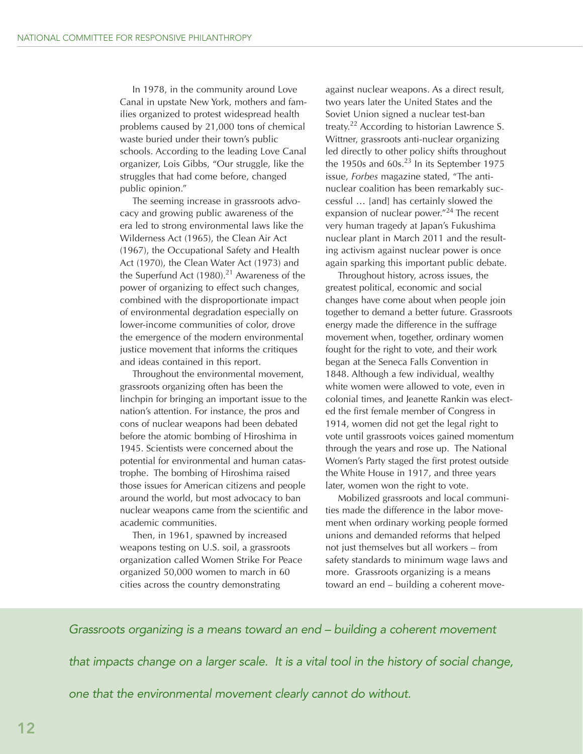In 1978, in the community around Love Canal in upstate New York, mothers and families organized to protest widespread health problems caused by 21,000 tons of chemical waste buried under their town's public schools. According to the leading Love Canal organizer, Lois Gibbs, "Our struggle, like the struggles that had come before, changed public opinion."

The seeming increase in grassroots advocacy and growing public awareness of the era led to strong environmental laws like the Wilderness Act (1965), the Clean Air Act (1967), the Occupational Safety and Health Act (1970), the Clean Water Act (1973) and the Superfund Act (1980).[21] Awareness of the power of organizing to effect such changes, combined with the disproportionate impact of environmental degradation especially on lower-income communities of color, drove the emergence of the modern environmental justice movement that informs the critiques and ideas contained in this report.

Throughout the environmental movement, grassroots organizing often has been the linchpin for bringing an important issue to the nation's attention. For instance, the pros and cons of nuclear weapons had been debated before the atomic bombing of Hiroshima in 1945. Scientists were concerned about the potential for environmental and human catastrophe. The bombing of Hiroshima raised those issues for American citizens and people around the world, but most advocacy to ban nuclear weapons came from the scientific and academic communities.

Then, in 1961, spawned by increased weapons testing on U.S. soil, a grassroots organization called Women Strike For Peace organized 50,000 women to march in 60 cities across the country demonstrating against nuclear weapons. As a direct result, two years later the United States and the Soviet Union signed a nuclear test-ban treaty.[22] According to historian Lawrence S. Wittner, grassroots anti-nuclear organizing led directly to other policy shifts throughout the 1950s and 60s.[23] In its September 1975 issue, *Forbes* magazine stated, "The anti-nuclear coalition has been remarkably successful … [and] has certainly slowed the expansion of nuclear power."[24] The recent very human tragedy at Japan's Fukushima nuclear plant in March 2011 and the resulting activism against nuclear power is once again sparking this important public debate.

Throughout history, across issues, the greatest political, economic and social changes have come about when people join together to demand a better future. Grassroots energy made the difference in the suffrage movement when, together, ordinary women fought for the right to vote, and their work began at the Seneca Falls Convention in 1848. Although a few individual, wealthy white women were allowed to vote, even in colonial times, and Jeanette Rankin was elected the first female member of Congress in 1914, women did not get the legal right to vote until grassroots voices gained momentum through the years and rose up. The National Women's Party staged the first protest outside the White House in 1917, and three years later, women won the right to vote.

Mobilized grassroots and local communities made the difference in the labor movement when ordinary working people formed unions and demanded reforms that helped not just themselves but all workers – from safety standards to minimum wage laws and more. Grassroots organizing is a means toward an end – building a coherent move-

*Grassroots organizing is a means toward an end – building a coherent movement that impacts change on a larger scale. It is a vital tool in the history of social change, one that the environmental movement clearly cannot do without.*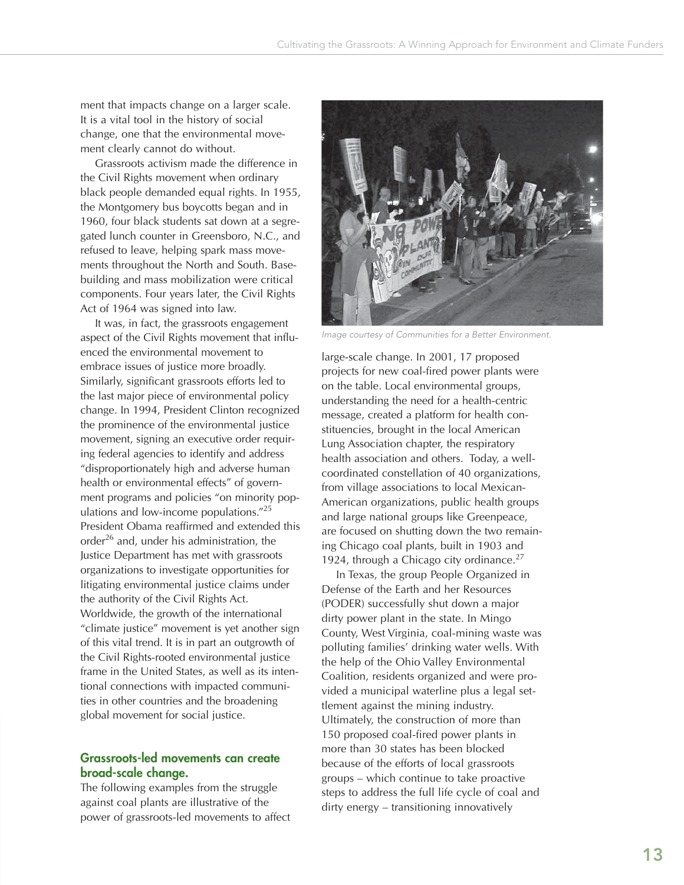ment that impacts change on a larger scale. It is a vital tool in the history of social change, one that the environmental movement clearly cannot do without.

Grassroots activism made the difference in the Civil Rights movement when ordinary black people demanded equal rights. In 1955, the Montgomery bus boycotts began and in 1960, four black students sat down at a segregated lunch counter in Greensboro, N.C., and refused to leave, helping spark mass movements throughout the North and South. Base-building and mass mobilization were critical components. Four years later, the Civil Rights Act of 1964 was signed into law.

It was, in fact, the grassroots engagement aspect of the Civil Rights movement that influenced the environmental movement to embrace issues of justice more broadly. Similarly, significant grassroots efforts led to the last major piece of environmental policy change. In 1994, President Clinton recognized the prominence of the environmental justice movement, signing an executive order requiring federal agencies to identify and address "disproportionately high and adverse human health or environmental effects" of government programs and policies "on minority populations and low-income populations."[25] President Obama reaffirmed and extended this order[26] and, under his administration, the Justice Department has met with grassroots organizations to investigate opportunities for litigating environmental justice claims under the authority of the Civil Rights Act. Worldwide, the growth of the international "climate justice" movement is yet another sign of this vital trend. It is in part an outgrowth of the Civil Rights-rooted environmental justice frame in the United States, as well as its intentional connections with impacted communities in other countries and the broadening global movement for social justice.

### Grassroots-led movements can create broad-scale change.

The following examples from the struggle against coal plants are illustrative of the power of grassroots-led movements to affect large-scale change. In 2001, 17 proposed projects for new coal-fired power plants were on the table. Local environmental groups, understanding the need for a health-centric message, created a platform for health constituencies, brought in the local American Lung Association chapter, the respiratory health association and others. Today, a well-coordinated constellation of 40 organizations, from village associations to local Mexican-American organizations, public health groups and large national groups like Greenpeace, are focused on shutting down the two remaining Chicago coal plants, built in 1903 and 1924, through a Chicago city ordinance.[27]

*Image courtesy of Communities for a Better Environment.*

In Texas, the group People Organized in Defense of the Earth and her Resources (PODER) successfully shut down a major dirty power plant in the state. In Mingo County, West Virginia, coal-mining waste was polluting families' drinking water wells. With the help of the Ohio Valley Environmental Coalition, residents organized and were provided a municipal waterline plus a legal settlement against the mining industry. Ultimately, the construction of more than 150 proposed coal-fired power plants in more than 30 states has been blocked because of the efforts of local grassroots groups – which continue to take proactive steps to address the full life cycle of coal and dirty energy – transitioning innovatively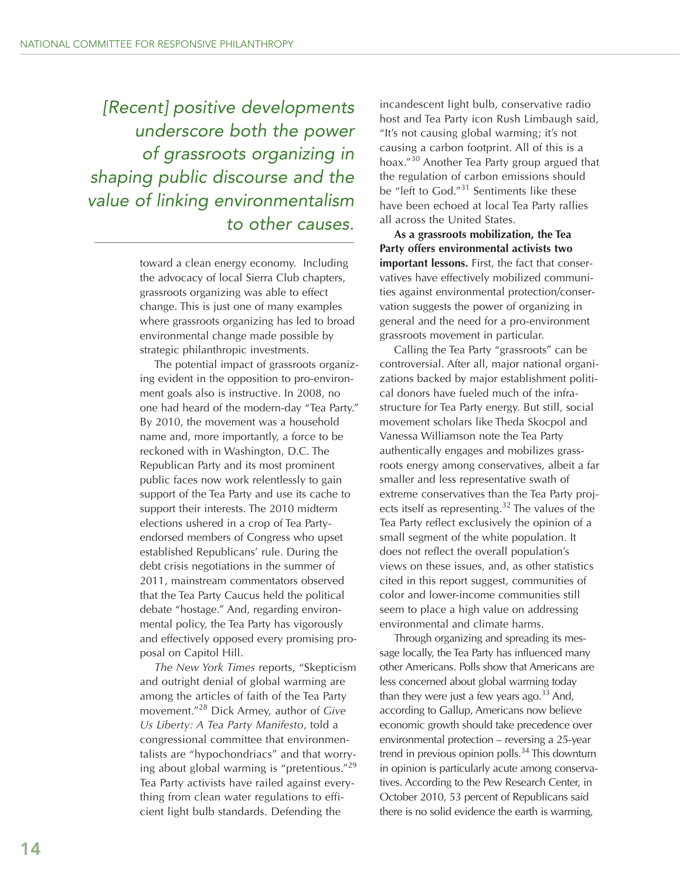*[Recent] positive developments underscore both the power of grassroots organizing in shaping public discourse and the value of linking environmentalism to other causes.*

toward a clean energy economy. Including the advocacy of local Sierra Club chapters, grassroots organizing was able to effect change. This is just one of many examples where grassroots organizing has led to broad environmental change made possible by strategic philanthropic investments.

The potential impact of grassroots organizing evident in the opposition to pro-environment goals also is instructive. In 2008, no one had heard of the modern-day "Tea Party." By 2010, the movement was a household name and, more importantly, a force to be reckoned with in Washington, D.C. The Republican Party and its most prominent public faces now work relentlessly to gain support of the Tea Party and use its cache to support their interests. The 2010 midterm elections ushered in a crop of Tea Party-endorsed members of Congress who upset established Republicans' rule. During the debt crisis negotiations in the summer of 2011, mainstream commentators observed that the Tea Party Caucus held the political debate "hostage." And, regarding environmental policy, the Tea Party has vigorously and effectively opposed every promising proposal on Capitol Hill.

*The New York Times* reports, "Skepticism and outright denial of global warming are among the articles of faith of the Tea Party movement."[28] Dick Armey, author of *Give Us Liberty: A Tea Party Manifesto*, told a congressional committee that environmentalists are "hypochondriacs" and that worrying about global warming is "pretentious."[29] Tea Party activists have railed against everything from clean water regulations to efficient light bulb standards. Defending the incandescent light bulb, conservative radio host and Tea Party icon Rush Limbaugh said, "It's not causing global warming; it's not causing a carbon footprint. All of this is a hoax."[30] Another Tea Party group argued that the regulation of carbon emissions should be "left to God."[31] Sentiments like these have been echoed at local Tea Party rallies all across the United States.

**As a grassroots mobilization, the Tea Party offers environmental activists two important lessons.** First, the fact that conservatives have effectively mobilized communities against environmental protection/conservation suggests the power of organizing in general and the need for a pro-environment grassroots movement in particular.

Calling the Tea Party "grassroots" can be controversial. After all, major national organizations backed by major establishment political donors have fueled much of the infrastructure for Tea Party energy. But still, social movement scholars like Theda Skocpol and Vanessa Williamson note the Tea Party authentically engages and mobilizes grassroots energy among conservatives, albeit a far smaller and less representative swath of extreme conservatives than the Tea Party projects itself as representing.[32] The values of the Tea Party reflect exclusively the opinion of a small segment of the white population. It does not reflect the overall population's views on these issues, and, as other statistics cited in this report suggest, communities of color and lower-income communities still seem to place a high value on addressing environmental and climate harms.

Through organizing and spreading its message locally, the Tea Party has influenced many other Americans. Polls show that Americans are less concerned about global warming today than they were just a few years ago.[33] And, according to Gallup, Americans now believe economic growth should take precedence over environmental protection – reversing a 25-year trend in previous opinion polls.[34] This downturn in opinion is particularly acute among conservatives. According to the Pew Research Center, in October 2010, 53 percent of Republicans said there is no solid evidence the earth is warming,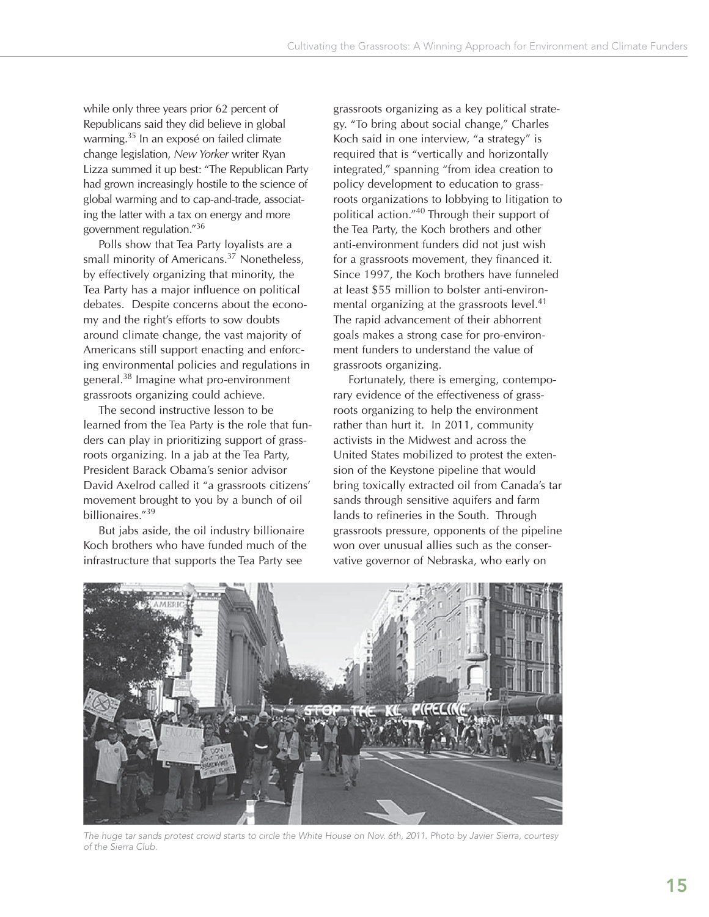while only three years prior 62 percent of Republicans said they did believe in global warming.[35] In an exposé on failed climate change legislation, *New Yorker* writer Ryan Lizza summed it up best: "The Republican Party had grown increasingly hostile to the science of global warming and to cap-and-trade, associating the latter with a tax on energy and more government regulation."[36]

Polls show that Tea Party loyalists are a small minority of Americans.[37] Nonetheless, by effectively organizing that minority, the Tea Party has a major influence on political debates. Despite concerns about the economy and the right's efforts to sow doubts around climate change, the vast majority of Americans still support enacting and enforcing environmental policies and regulations in general.[38] Imagine what pro-environment grassroots organizing could achieve.

The second instructive lesson to be learned from the Tea Party is the role that funders can play in prioritizing support of grassroots organizing. In a jab at the Tea Party, President Barack Obama's senior advisor David Axelrod called it "a grassroots citizens' movement brought to you by a bunch of oil billionaires."[39]

But jabs aside, the oil industry billionaire Koch brothers who have funded much of the infrastructure that supports the Tea Party see grassroots organizing as a key political strategy. "To bring about social change," Charles Koch said in one interview, "a strategy" is required that is "vertically and horizontally integrated," spanning "from idea creation to policy development to education to grassroots organizations to lobbying to litigation to political action."[40] Through their support of the Tea Party, the Koch brothers and other anti-environment funders did not just wish for a grassroots movement, they financed it. Since 1997, the Koch brothers have funneled at least $55 million to bolster anti-environmental organizing at the grassroots level.[41] The rapid advancement of their abhorrent goals makes a strong case for pro-environment funders to understand the value of grassroots organizing.

Fortunately, there is emerging, contemporary evidence of the effectiveness of grassroots organizing to help the environment rather than hurt it. In 2011, community activists in the Midwest and across the United States mobilized to protest the extension of the Keystone pipeline that would bring toxically extracted oil from Canada's tar sands through sensitive aquifers and farm lands to refineries in the South. Through grassroots pressure, opponents of the pipeline won over unusual allies such as the conservative governor of Nebraska, who early on

*The huge tar sands protest crowd starts to circle the White House on Nov. 6th, 2011. Photo by Javier Sierra, courtesy of the Sierra Club.*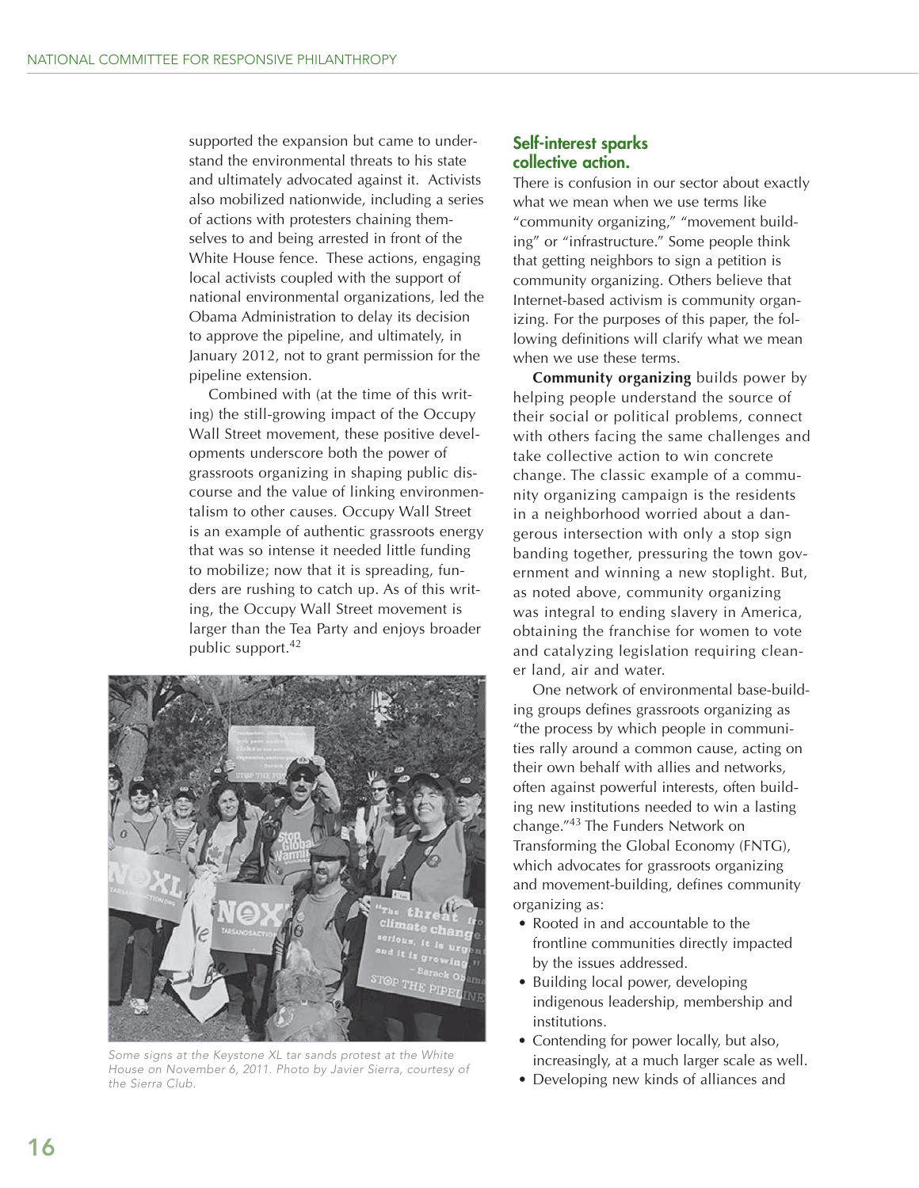supported the expansion but came to understand the environmental threats to his state and ultimately advocated against it. Activists also mobilized nationwide, including a series of actions with protesters chaining themselves to and being arrested in front of the White House fence. These actions, engaging local activists coupled with the support of national environmental organizations, led the Obama Administration to delay its decision to approve the pipeline, and ultimately, in January 2012, not to grant permission for the pipeline extension.

Combined with (at the time of this writing) the still-growing impact of the Occupy Wall Street movement, these positive developments underscore both the power of grassroots organizing in shaping public discourse and the value of linking environmentalism to other causes. Occupy Wall Street is an example of authentic grassroots energy that was so intense it needed little funding to mobilize; now that it is spreading, funders are rushing to catch up. As of this writing, the Occupy Wall Street movement is larger than the Tea Party and enjoys broader public support.[42]

*Some signs at the Keystone XL tar sands protest at the White House on November 6, 2011. Photo by Javier Sierra, courtesy of the Sierra Club.*

## Self-interest sparks collective action.

There is confusion in our sector about exactly what we mean when we use terms like "community organizing," "movement building" or "infrastructure." Some people think that getting neighbors to sign a petition is community organizing. Others believe that Internet-based activism is community organizing. For the purposes of this paper, the following definitions will clarify what we mean when we use these terms.

**Community organizing** builds power by helping people understand the source of their social or political problems, connect with others facing the same challenges and take collective action to win concrete change. The classic example of a community organizing campaign is the residents in a neighborhood worried about a dangerous intersection with only a stop sign banding together, pressuring the town government and winning a new stoplight. But, as noted above, community organizing was integral to ending slavery in America, obtaining the franchise for women to vote and catalyzing legislation requiring cleaner land, air and water.

One network of environmental base-building groups defines grassroots organizing as "the process by which people in communities rally around a common cause, acting on their own behalf with allies and networks, often against powerful interests, often building new institutions needed to win a lasting change."[43] The Funders Network on Transforming the Global Economy (FNTG), which advocates for grassroots organizing and movement-building, defines community organizing as:

- Rooted in and accountable to the frontline communities directly impacted by the issues addressed.
- Building local power, developing indigenous leadership, membership and institutions.
- Contending for power locally, but also, increasingly, at a much larger scale as well.
- Developing new kinds of alliances and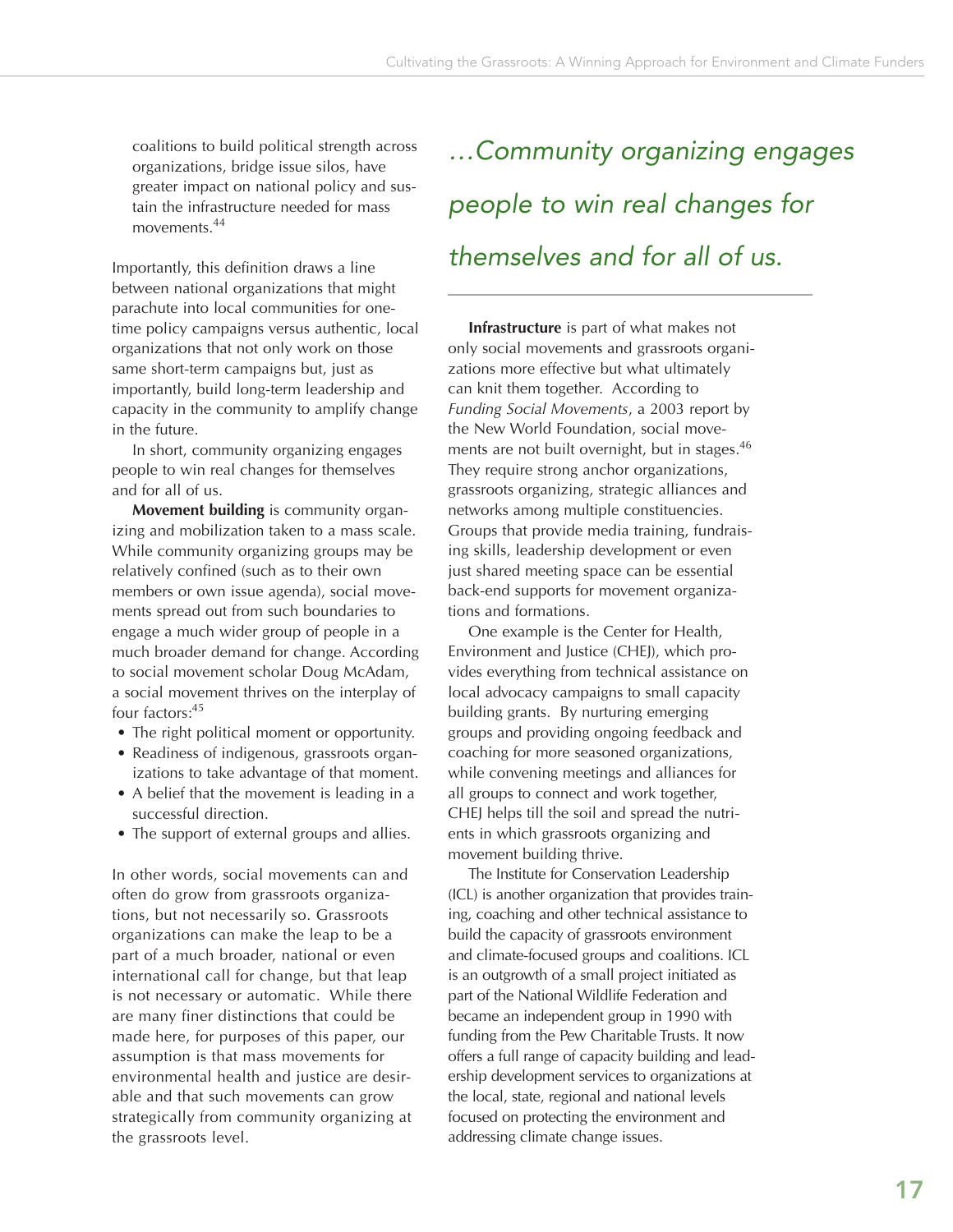coalitions to build political strength across organizations, bridge issue silos, have greater impact on national policy and sustain the infrastructure needed for mass movements.[44]

Importantly, this definition draws a line between national organizations that might parachute into local communities for one-time policy campaigns versus authentic, local organizations that not only work on those same short-term campaigns but, just as importantly, build long-term leadership and capacity in the community to amplify change in the future.

In short, community organizing engages people to win real changes for themselves and for all of us.

**Movement building** is community organizing and mobilization taken to a mass scale. While community organizing groups may be relatively confined (such as to their own members or own issue agenda), social movements spread out from such boundaries to engage a much wider group of people in a much broader demand for change. According to social movement scholar Doug McAdam, a social movement thrives on the interplay of four factors:[45]

- The right political moment or opportunity.
- Readiness of indigenous, grassroots organizations to take advantage of that moment.
- A belief that the movement is leading in a successful direction.
- The support of external groups and allies.

In other words, social movements can and often do grow from grassroots organizations, but not necessarily so. Grassroots organizations can make the leap to be a part of a much broader, national or even international call for change, but that leap is not necessary or automatic. While there are many finer distinctions that could be made here, for purposes of this paper, our assumption is that mass movements for environmental health and justice are desirable and that such movements can grow strategically from community organizing at the grassroots level.

*…Community organizing engages people to win real changes for themselves and for all of us.*

**Infrastructure** is part of what makes not only social movements and grassroots organizations more effective but what ultimately can knit them together. According to *Funding Social Movements*, a 2003 report by the New World Foundation, social movements are not built overnight, but in stages.[46] They require strong anchor organizations, grassroots organizing, strategic alliances and networks among multiple constituencies. Groups that provide media training, fundraising skills, leadership development or even just shared meeting space can be essential back-end supports for movement organizations and formations.

One example is the Center for Health, Environment and Justice (CHEJ), which provides everything from technical assistance on local advocacy campaigns to small capacity building grants. By nurturing emerging groups and providing ongoing feedback and coaching for more seasoned organizations, while convening meetings and alliances for all groups to connect and work together, CHEJ helps till the soil and spread the nutrients in which grassroots organizing and movement building thrive.

The Institute for Conservation Leadership (ICL) is another organization that provides training, coaching and other technical assistance to build the capacity of grassroots environment and climate-focused groups and coalitions. ICL is an outgrowth of a small project initiated as part of the National Wildlife Federation and became an independent group in 1990 with funding from the Pew Charitable Trusts. It now offers a full range of capacity building and leadership development services to organizations at the local, state, regional and national levels focused on protecting the environment and addressing climate change issues.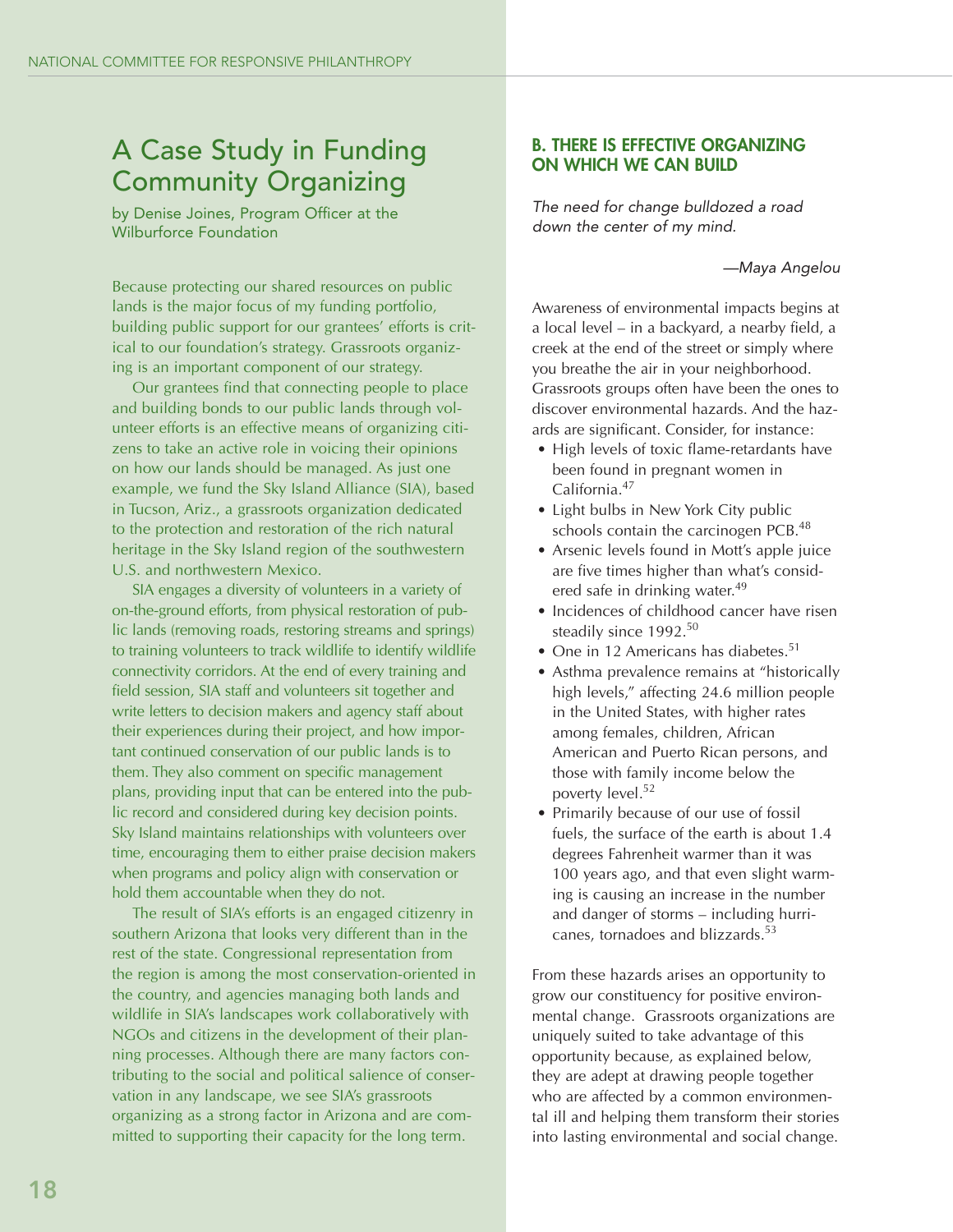## A Case Study in Funding Community Organizing

by Denise Joines, Program Officer at the Wilburforce Foundation

Because protecting our shared resources on public lands is the major focus of my funding portfolio, building public support for our grantees' efforts is critical to our foundation's strategy. Grassroots organizing is an important component of our strategy.

Our grantees find that connecting people to place and building bonds to our public lands through volunteer efforts is an effective means of organizing citizens to take an active role in voicing their opinions on how our lands should be managed. As just one example, we fund the Sky Island Alliance (SIA), based in Tucson, Ariz., a grassroots organization dedicated to the protection and restoration of the rich natural heritage in the Sky Island region of the southwestern U.S. and northwestern Mexico.

SIA engages a diversity of volunteers in a variety of on-the-ground efforts, from physical restoration of public lands (removing roads, restoring streams and springs) to training volunteers to track wildlife to identify wildlife connectivity corridors. At the end of every training and field session, SIA staff and volunteers sit together and write letters to decision makers and agency staff about their experiences during their project, and how important continued conservation of our public lands is to them. They also comment on specific management plans, providing input that can be entered into the public record and considered during key decision points. Sky Island maintains relationships with volunteers over time, encouraging them to either praise decision makers when programs and policy align with conservation or hold them accountable when they do not.

The result of SIA's efforts is an engaged citizenry in southern Arizona that looks very different than in the rest of the state. Congressional representation from the region is among the most conservation-oriented in the country, and agencies managing both lands and wildlife in SIA's landscapes work collaboratively with NGOs and citizens in the development of their planning processes. Although there are many factors contributing to the social and political salience of conservation in any landscape, we see SIA's grassroots organizing as a strong factor in Arizona and are committed to supporting their capacity for the long term.

## B. THERE IS EFFECTIVE ORGANIZING ON WHICH WE CAN BUILD

*The need for change bulldozed a road down the center of my mind.*

*—Maya Angelou*

Awareness of environmental impacts begins at a local level – in a backyard, a nearby field, a creek at the end of the street or simply where you breathe the air in your neighborhood. Grassroots groups often have been the ones to discover environmental hazards. And the hazards are significant. Consider, for instance:

- High levels of toxic flame-retardants have been found in pregnant women in California.[47]
- Light bulbs in New York City public schools contain the carcinogen PCB.[48]
- Arsenic levels found in Mott's apple juice are five times higher than what's considered safe in drinking water.[49]
- Incidences of childhood cancer have risen steadily since 1992.[50]
- One in 12 Americans has diabetes.[51]
- Asthma prevalence remains at "historically high levels," affecting 24.6 million people in the United States, with higher rates among females, children, African American and Puerto Rican persons, and those with family income below the poverty level.[52]
- Primarily because of our use of fossil fuels, the surface of the earth is about 1.4 degrees Fahrenheit warmer than it was 100 years ago, and that even slight warming is causing an increase in the number and danger of storms – including hurricanes, tornadoes and blizzards.[53]

From these hazards arises an opportunity to grow our constituency for positive environmental change. Grassroots organizations are uniquely suited to take advantage of this opportunity because, as explained below, they are adept at drawing people together who are affected by a common environmental ill and helping them transform their stories into lasting environmental and social change.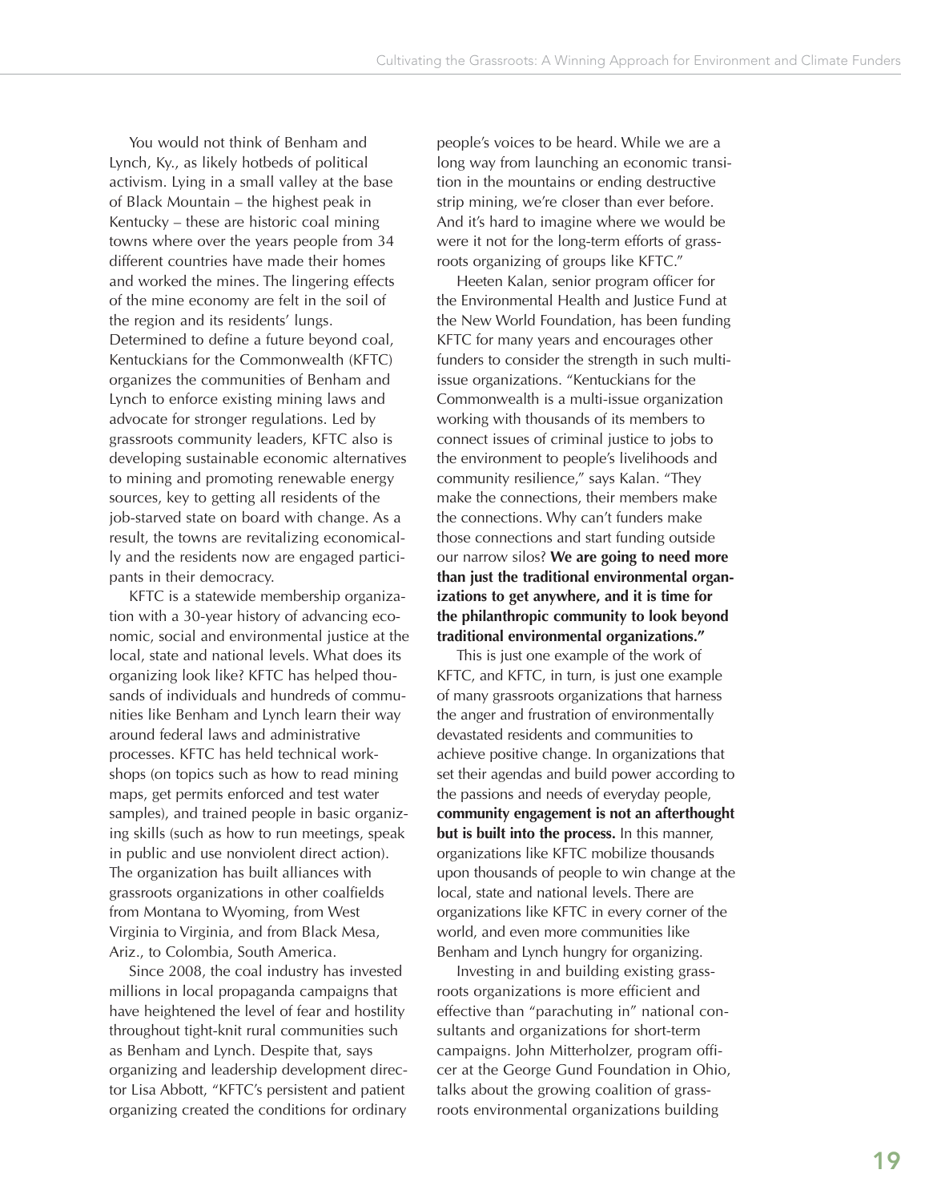You would not think of Benham and Lynch, Ky., as likely hotbeds of political activism. Lying in a small valley at the base of Black Mountain – the highest peak in Kentucky – these are historic coal mining towns where over the years people from 34 different countries have made their homes and worked the mines. The lingering effects of the mine economy are felt in the soil of the region and its residents' lungs. Determined to define a future beyond coal, Kentuckians for the Commonwealth (KFTC) organizes the communities of Benham and Lynch to enforce existing mining laws and advocate for stronger regulations. Led by grassroots community leaders, KFTC also is developing sustainable economic alternatives to mining and promoting renewable energy sources, key to getting all residents of the job-starved state on board with change. As a result, the towns are revitalizing economically and the residents now are engaged participants in their democracy.

KFTC is a statewide membership organization with a 30-year history of advancing economic, social and environmental justice at the local, state and national levels. What does its organizing look like? KFTC has helped thousands of individuals and hundreds of communities like Benham and Lynch learn their way around federal laws and administrative processes. KFTC has held technical workshops (on topics such as how to read mining maps, get permits enforced and test water samples), and trained people in basic organizing skills (such as how to run meetings, speak in public and use nonviolent direct action). The organization has built alliances with grassroots organizations in other coalfields from Montana to Wyoming, from West Virginia to Virginia, and from Black Mesa, Ariz., to Colombia, South America.

Since 2008, the coal industry has invested millions in local propaganda campaigns that have heightened the level of fear and hostility throughout tight-knit rural communities such as Benham and Lynch. Despite that, says organizing and leadership development director Lisa Abbott, "KFTC's persistent and patient organizing created the conditions for ordinary people's voices to be heard. While we are a long way from launching an economic transition in the mountains or ending destructive strip mining, we're closer than ever before. And it's hard to imagine where we would be were it not for the long-term efforts of grassroots organizing of groups like KFTC."

Heeten Kalan, senior program officer for the Environmental Health and Justice Fund at the New World Foundation, has been funding KFTC for many years and encourages other funders to consider the strength in such multi-issue organizations. "Kentuckians for the Commonwealth is a multi-issue organization working with thousands of its members to connect issues of criminal justice to jobs to the environment to people's livelihoods and community resilience," says Kalan. "They make the connections, their members make the connections. Why can't funders make those connections and start funding outside our narrow silos? **We are going to need more than just the traditional environmental organizations to get anywhere, and it is time for the philanthropic community to look beyond traditional environmental organizations."**

This is just one example of the work of KFTC, and KFTC, in turn, is just one example of many grassroots organizations that harness the anger and frustration of environmentally devastated residents and communities to achieve positive change. In organizations that set their agendas and build power according to the passions and needs of everyday people, **community engagement is not an afterthought but is built into the process.** In this manner, organizations like KFTC mobilize thousands upon thousands of people to win change at the local, state and national levels. There are organizations like KFTC in every corner of the world, and even more communities like Benham and Lynch hungry for organizing.

Investing in and building existing grassroots organizations is more efficient and effective than "parachuting in" national consultants and organizations for short-term campaigns. John Mitterholzer, program officer at the George Gund Foundation in Ohio, talks about the growing coalition of grassroots environmental organizations building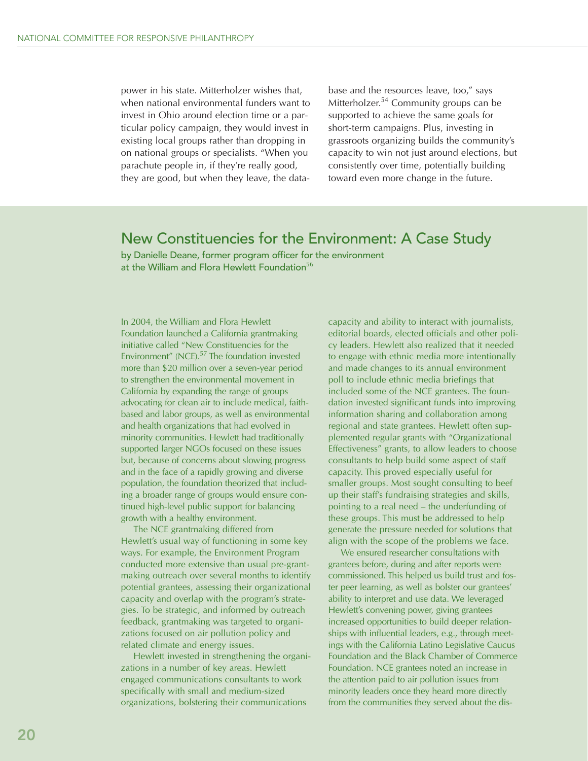power in his state. Mitterholzer wishes that, when national environmental funders want to invest in Ohio around election time or a particular policy campaign, they would invest in existing local groups rather than dropping in on national groups or specialists. "When you parachute people in, if they're really good, they are good, but when they leave, the database and the resources leave, too," says Mitterholzer.[54] Community groups can be supported to achieve the same goals for short-term campaigns. Plus, investing in grassroots organizing builds the community's capacity to win not just around elections, but consistently over time, potentially building toward even more change in the future.

## New Constituencies for the Environment: A Case Study

by Danielle Deane, former program officer for the environment at the William and Flora Hewlett Foundation[56]

In 2004, the William and Flora Hewlett Foundation launched a California grantmaking initiative called "New Constituencies for the Environment" (NCE).[57] The foundation invested more than $20 million over a seven-year period to strengthen the environmental movement in California by expanding the range of groups advocating for clean air to include medical, faith-based and labor groups, as well as environmental and health organizations that had evolved in minority communities. Hewlett had traditionally supported larger NGOs focused on these issues but, because of concerns about slowing progress and in the face of a rapidly growing and diverse population, the foundation theorized that including a broader range of groups would ensure continued high-level public support for balancing growth with a healthy environment.

The NCE grantmaking differed from Hewlett's usual way of functioning in some key ways. For example, the Environment Program conducted more extensive than usual pre-grantmaking outreach over several months to identify potential grantees, assessing their organizational capacity and overlap with the program's strategies. To be strategic, and informed by outreach feedback, grantmaking was targeted to organizations focused on air pollution policy and related climate and energy issues.

Hewlett invested in strengthening the organizations in a number of key areas. Hewlett engaged communications consultants to work specifically with small and medium-sized organizations, bolstering their communications capacity and ability to interact with journalists, editorial boards, elected officials and other policy leaders. Hewlett also realized that it needed to engage with ethnic media more intentionally and made changes to its annual environment poll to include ethnic media briefings that included some of the NCE grantees. The foundation invested significant funds into improving information sharing and collaboration among regional and state grantees. Hewlett often supplemented regular grants with "Organizational Effectiveness" grants, to allow leaders to choose consultants to help build some aspect of staff capacity. This proved especially useful for smaller groups. Most sought consulting to beef up their staff's fundraising strategies and skills, pointing to a real need – the underfunding of these groups. This must be addressed to help generate the pressure needed for solutions that align with the scope of the problems we face.

We ensured researcher consultations with grantees before, during and after reports were commissioned. This helped us build trust and foster peer learning, as well as bolster our grantees' ability to interpret and use data. We leveraged Hewlett's convening power, giving grantees increased opportunities to build deeper relationships with influential leaders, e.g., through meetings with the California Latino Legislative Caucus Foundation and the Black Chamber of Commerce Foundation. NCE grantees noted an increase in the attention paid to air pollution issues from minority leaders once they heard more directly from the communities they served about the dis-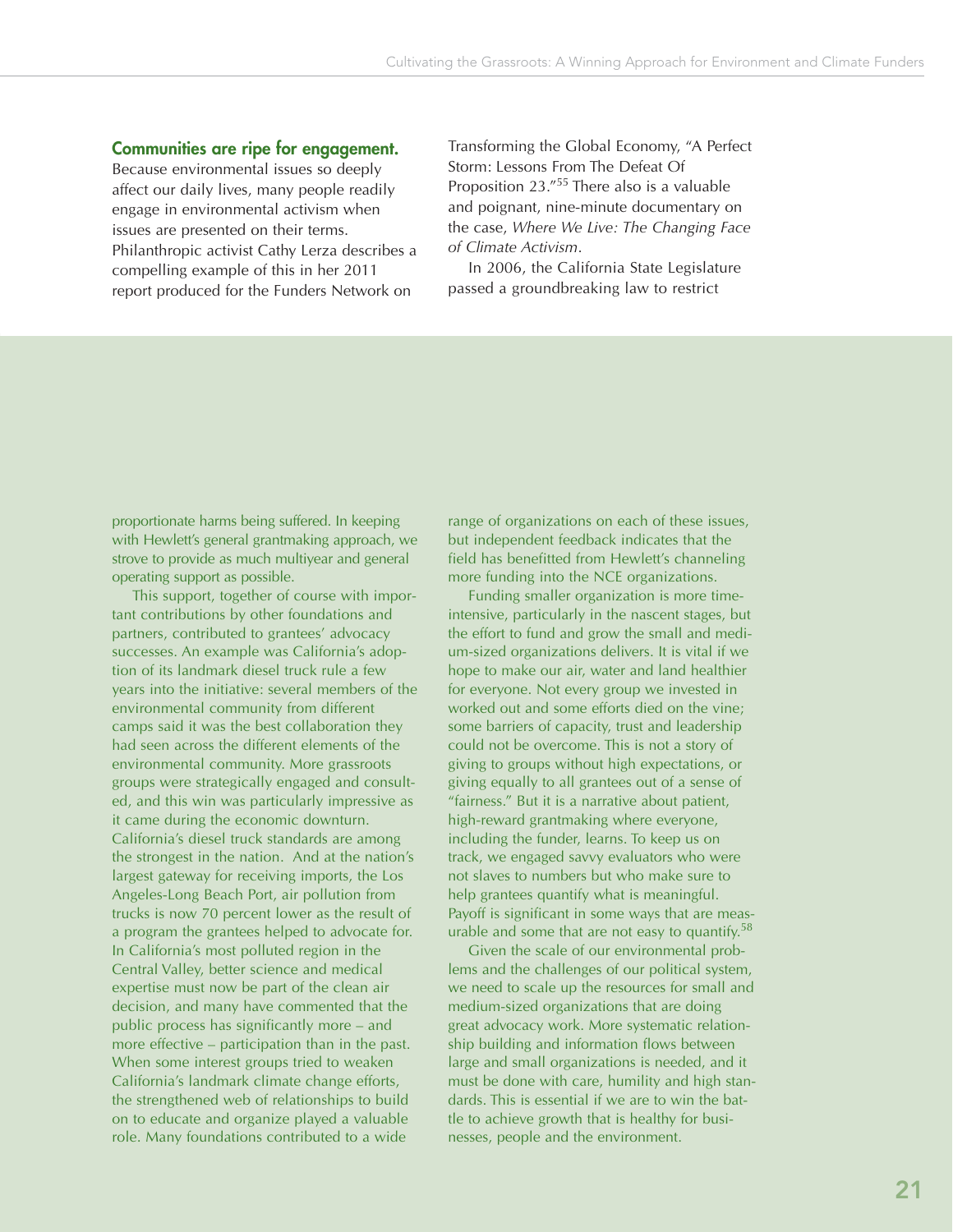**Communities are ripe for engagement.** Because environmental issues so deeply affect our daily lives, many people readily engage in environmental activism when issues are presented on their terms. Philanthropic activist Cathy Lerza describes a compelling example of this in her 2011 report produced for the Funders Network on Transforming the Global Economy, "A Perfect Storm: Lessons From The Defeat Of Proposition 23."[55] There also is a valuable and poignant, nine-minute documentary on the case, *Where We Live: The Changing Face of Climate Activism*.

In 2006, the California State Legislature passed a groundbreaking law to restrict

proportionate harms being suffered. In keeping with Hewlett's general grantmaking approach, we strove to provide as much multiyear and general operating support as possible.

This support, together of course with important contributions by other foundations and partners, contributed to grantees' advocacy successes. An example was California's adoption of its landmark diesel truck rule a few years into the initiative: several members of the environmental community from different camps said it was the best collaboration they had seen across the different elements of the environmental community. More grassroots groups were strategically engaged and consulted, and this win was particularly impressive as it came during the economic downturn. California's diesel truck standards are among the strongest in the nation. And at the nation's largest gateway for receiving imports, the Los Angeles-Long Beach Port, air pollution from trucks is now 70 percent lower as the result of a program the grantees helped to advocate for. In California's most polluted region in the Central Valley, better science and medical expertise must now be part of the clean air decision, and many have commented that the public process has significantly more – and more effective – participation than in the past. When some interest groups tried to weaken California's landmark climate change efforts, the strengthened web of relationships to build on to educate and organize played a valuable role. Many foundations contributed to a wide range of organizations on each of these issues, but independent feedback indicates that the field has benefitted from Hewlett's channeling more funding into the NCE organizations.

Funding smaller organization is more time-intensive, particularly in the nascent stages, but the effort to fund and grow the small and medium-sized organizations delivers. It is vital if we hope to make our air, water and land healthier for everyone. Not every group we invested in worked out and some efforts died on the vine; some barriers of capacity, trust and leadership could not be overcome. This is not a story of giving to groups without high expectations, or giving equally to all grantees out of a sense of "fairness." But it is a narrative about patient, high-reward grantmaking where everyone, including the funder, learns. To keep us on track, we engaged savvy evaluators who were not slaves to numbers but who make sure to help grantees quantify what is meaningful. Payoff is significant in some ways that are measurable and some that are not easy to quantify.[58]

Given the scale of our environmental problems and the challenges of our political system, we need to scale up the resources for small and medium-sized organizations that are doing great advocacy work. More systematic relationship building and information flows between large and small organizations is needed, and it must be done with care, humility and high standards. This is essential if we are to win the battle to achieve growth that is healthy for businesses, people and the environment.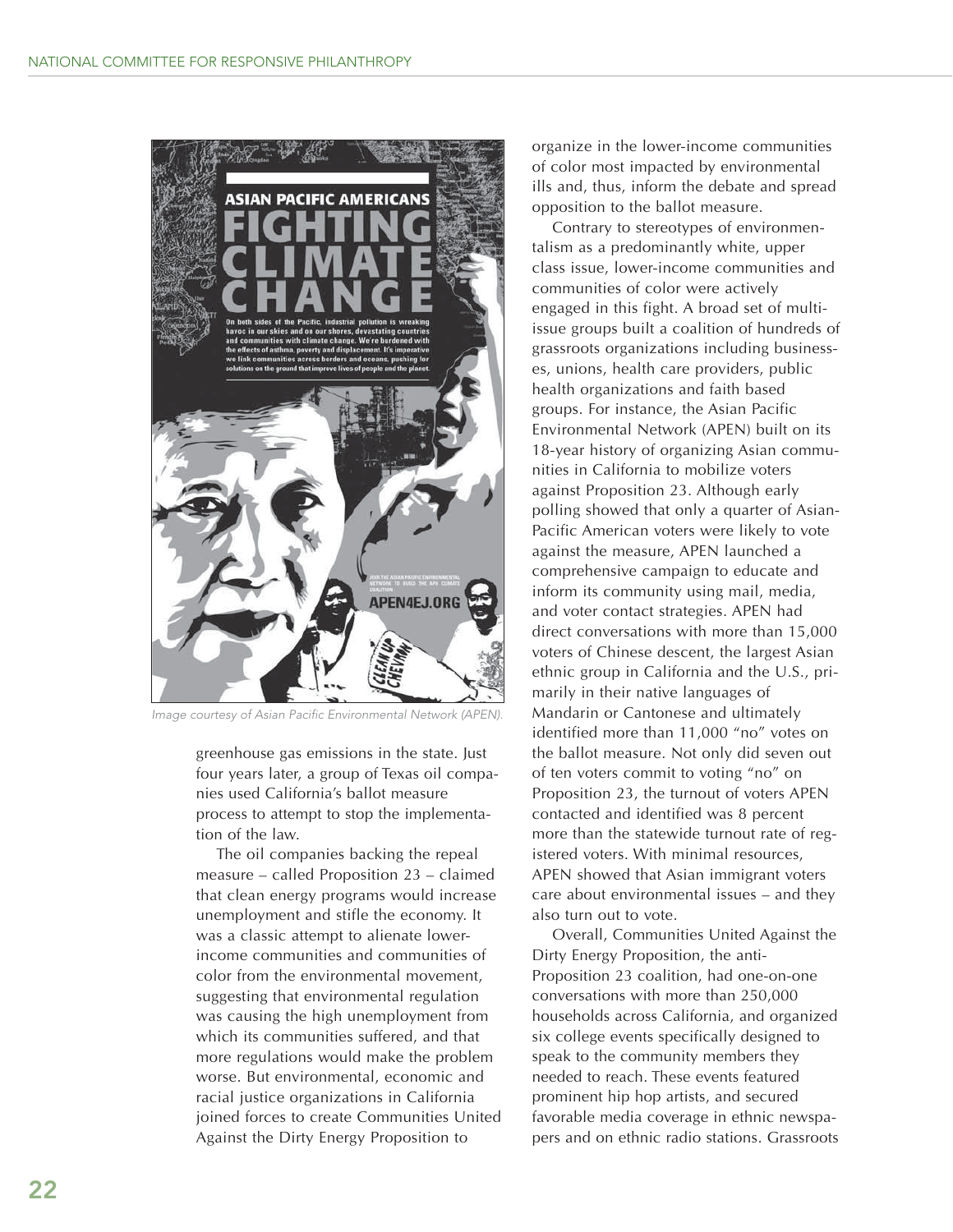Image courtesy of Asian Pacific Environmental Network (APEN).

greenhouse gas emissions in the state. Just four years later, a group of Texas oil companies used California's ballot measure process to attempt to stop the implementation of the law.

The oil companies backing the repeal measure – called Proposition 23 – claimed that clean energy programs would increase unemployment and stifle the economy. It was a classic attempt to alienate lower-income communities and communities of color from the environmental movement, suggesting that environmental regulation was causing the high unemployment from which its communities suffered, and that more regulations would make the problem worse. But environmental, economic and racial justice organizations in California joined forces to create Communities United Against the Dirty Energy Proposition to organize in the lower-income communities of color most impacted by environmental ills and, thus, inform the debate and spread opposition to the ballot measure.

Contrary to stereotypes of environmentalism as a predominantly white, upper class issue, lower-income communities and communities of color were actively engaged in this fight. A broad set of multi-issue groups built a coalition of hundreds of grassroots organizations including businesses, unions, health care providers, public health organizations and faith based groups. For instance, the Asian Pacific Environmental Network (APEN) built on its 18-year history of organizing Asian communities in California to mobilize voters against Proposition 23. Although early polling showed that only a quarter of Asian-Pacific American voters were likely to vote against the measure, APEN launched a comprehensive campaign to educate and inform its community using mail, media, and voter contact strategies. APEN had direct conversations with more than 15,000 voters of Chinese descent, the largest Asian ethnic group in California and the U.S., primarily in their native languages of Mandarin or Cantonese and ultimately identified more than 11,000 "no" votes on the ballot measure. Not only did seven out of ten voters commit to voting "no" on Proposition 23, the turnout of voters APEN contacted and identified was 8 percent more than the statewide turnout rate of registered voters. With minimal resources, APEN showed that Asian immigrant voters care about environmental issues – and they also turn out to vote.

Overall, Communities United Against the Dirty Energy Proposition, the anti-Proposition 23 coalition, had one-on-one conversations with more than 250,000 households across California, and organized six college events specifically designed to speak to the community members they needed to reach. These events featured prominent hip hop artists, and secured favorable media coverage in ethnic newspapers and on ethnic radio stations. Grassroots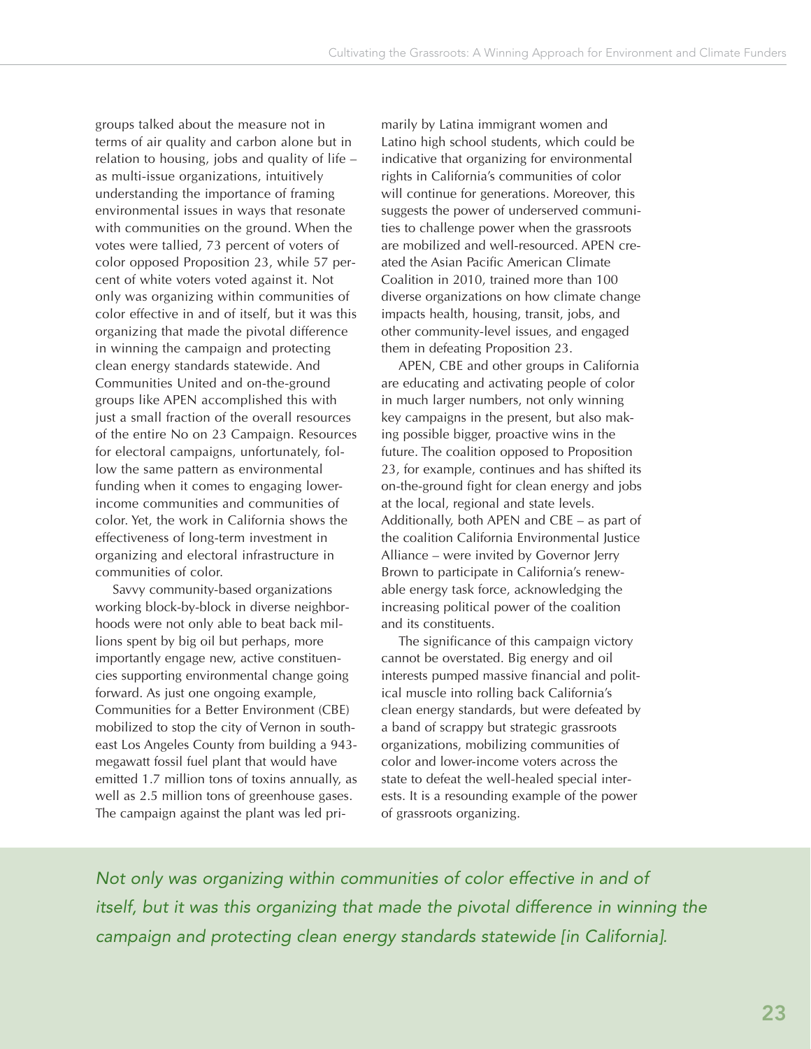groups talked about the measure not in terms of air quality and carbon alone but in relation to housing, jobs and quality of life – as multi-issue organizations, intuitively understanding the importance of framing environmental issues in ways that resonate with communities on the ground. When the votes were tallied, 73 percent of voters of color opposed Proposition 23, while 57 percent of white voters voted against it. Not only was organizing within communities of color effective in and of itself, but it was this organizing that made the pivotal difference in winning the campaign and protecting clean energy standards statewide. And Communities United and on-the-ground groups like APEN accomplished this with just a small fraction of the overall resources of the entire No on 23 Campaign. Resources for electoral campaigns, unfortunately, follow the same pattern as environmental funding when it comes to engaging lower-income communities and communities of color. Yet, the work in California shows the effectiveness of long-term investment in organizing and electoral infrastructure in communities of color.

Savvy community-based organizations working block-by-block in diverse neighborhoods were not only able to beat back millions spent by big oil but perhaps, more importantly engage new, active constituencies supporting environmental change going forward. As just one ongoing example, Communities for a Better Environment (CBE) mobilized to stop the city of Vernon in southeast Los Angeles County from building a 943-megawatt fossil fuel plant that would have emitted 1.7 million tons of toxins annually, as well as 2.5 million tons of greenhouse gases. The campaign against the plant was led primarily by Latina immigrant women and Latino high school students, which could be indicative that organizing for environmental rights in California's communities of color will continue for generations. Moreover, this suggests the power of underserved communities to challenge power when the grassroots are mobilized and well-resourced. APEN created the Asian Pacific American Climate Coalition in 2010, trained more than 100 diverse organizations on how climate change impacts health, housing, transit, jobs, and other community-level issues, and engaged them in defeating Proposition 23.

APEN, CBE and other groups in California are educating and activating people of color in much larger numbers, not only winning key campaigns in the present, but also making possible bigger, proactive wins in the future. The coalition opposed to Proposition 23, for example, continues and has shifted its on-the-ground fight for clean energy and jobs at the local, regional and state levels. Additionally, both APEN and CBE – as part of the coalition California Environmental Justice Alliance – were invited by Governor Jerry Brown to participate in California's renewable energy task force, acknowledging the increasing political power of the coalition and its constituents.

The significance of this campaign victory cannot be overstated. Big energy and oil interests pumped massive financial and political muscle into rolling back California's clean energy standards, but were defeated by a band of scrappy but strategic grassroots organizations, mobilizing communities of color and lower-income voters across the state to defeat the well-healed special interests. It is a resounding example of the power of grassroots organizing.

*Not only was organizing within communities of color effective in and of itself, but it was this organizing that made the pivotal difference in winning the campaign and protecting clean energy standards statewide [in California].*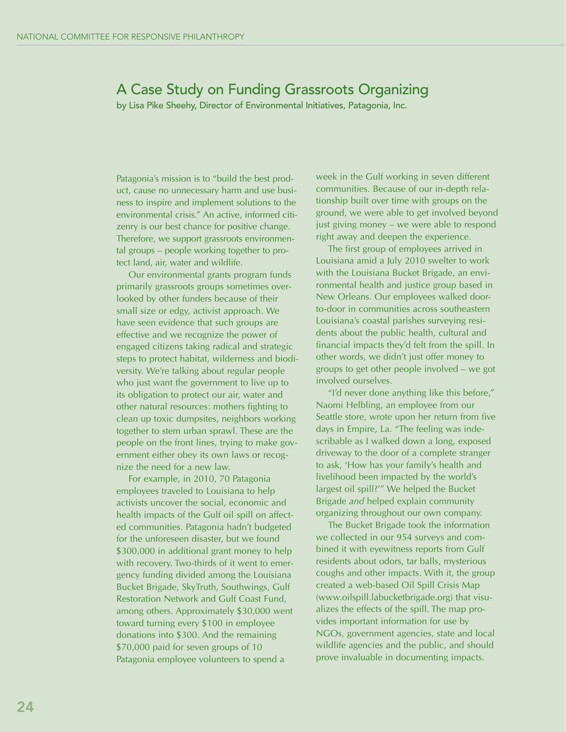# A Case Study on Funding Grassroots Organizing

by Lisa Pike Sheehy, Director of Environmental Initiatives, Patagonia, Inc.

Patagonia's mission is to "build the best product, cause no unnecessary harm and use business to inspire and implement solutions to the environmental crisis." An active, informed citizenry is our best chance for positive change. Therefore, we support grassroots environmental groups – people working together to protect land, air, water and wildlife.

Our environmental grants program funds primarily grassroots groups sometimes overlooked by other funders because of their small size or edgy, activist approach. We have seen evidence that such groups are effective and we recognize the power of engaged citizens taking radical and strategic steps to protect habitat, wilderness and biodiversity. We're talking about regular people who just want the government to live up to its obligation to protect our air, water and other natural resources: mothers fighting to clean up toxic dumpsites, neighbors working together to stem urban sprawl. These are the people on the front lines, trying to make government either obey its own laws or recognize the need for a new law.

For example, in 2010, 70 Patagonia employees traveled to Louisiana to help activists uncover the social, economic and health impacts of the Gulf oil spill on affected communities. Patagonia hadn't budgeted for the unforeseen disaster, but we found $300,000 in additional grant money to help with recovery. Two-thirds of it went to emergency funding divided among the Louisiana Bucket Brigade, SkyTruth, Southwings, Gulf Restoration Network and Gulf Coast Fund, among others. Approximately $30,000 went toward turning every $100 in employee donations into $300. And the remaining $70,000 paid for seven groups of 10 Patagonia employee volunteers to spend a week in the Gulf working in seven different communities. Because of our in-depth relationship built over time with groups on the ground, we were able to get involved beyond just giving money – we were able to respond right away and deepen the experience.

The first group of employees arrived in Louisiana amid a July 2010 swelter to work with the Louisiana Bucket Brigade, an environmental health and justice group based in New Orleans. Our employees walked door-to-door in communities across southeastern Louisiana's coastal parishes surveying residents about the public health, cultural and financial impacts they'd felt from the spill. In other words, we didn't just offer money to groups to get other people involved – we got involved ourselves.

"I'd never done anything like this before," Naomi Helbling, an employee from our Seattle store, wrote upon her return from five days in Empire, La. "The feeling was indescribable as I walked down a long, exposed driveway to the door of a complete stranger to ask, 'How has your family's health and livelihood been impacted by the world's largest oil spill?'" We helped the Bucket Brigade *and* helped explain community organizing throughout our own company.

The Bucket Brigade took the information we collected in our 954 surveys and combined it with eyewitness reports from Gulf residents about odors, tar balls, mysterious coughs and other impacts. With it, the group created a web-based Oil Spill Crisis Map (www.oilspill.labucketbrigade.org) that visualizes the effects of the spill. The map provides important information for use by NGOs, government agencies, state and local wildlife agencies and the public, and should prove invaluable in documenting impacts.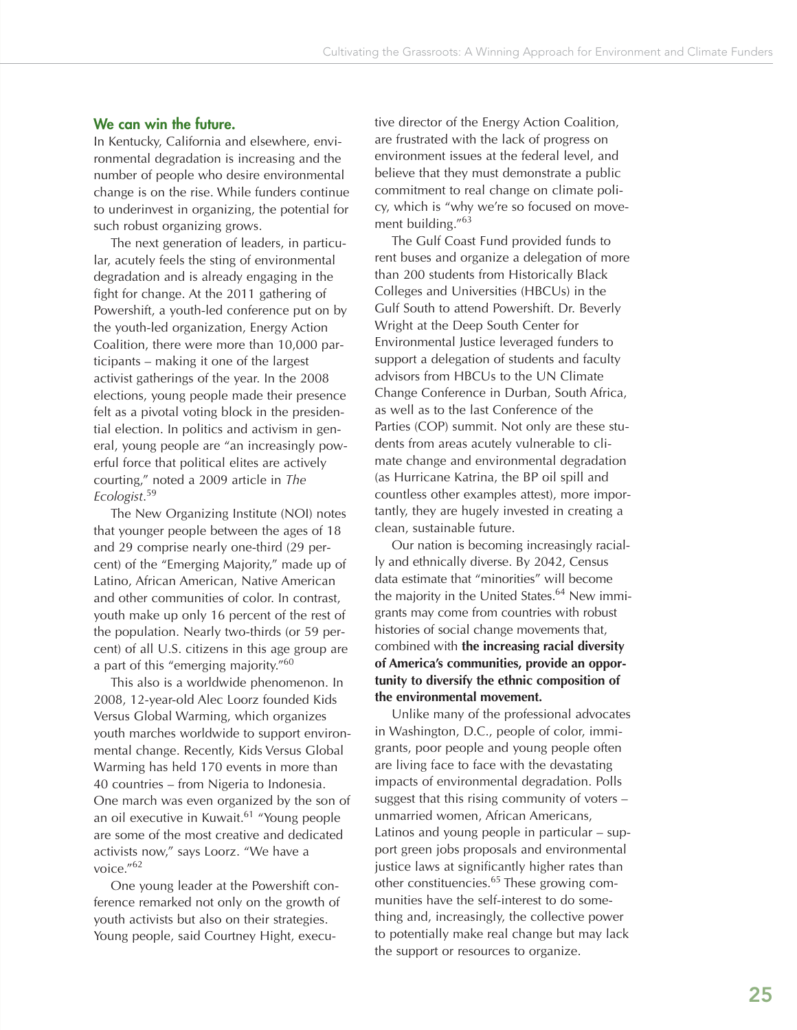### We can win the future.

In Kentucky, California and elsewhere, environmental degradation is increasing and the number of people who desire environmental change is on the rise. While funders continue to underinvest in organizing, the potential for such robust organizing grows.

The next generation of leaders, in particular, acutely feels the sting of environmental degradation and is already engaging in the fight for change. At the 2011 gathering of Powershift, a youth-led conference put on by the youth-led organization, Energy Action Coalition, there were more than 10,000 participants – making it one of the largest activist gatherings of the year. In the 2008 elections, young people made their presence felt as a pivotal voting block in the presidential election. In politics and activism in general, young people are "an increasingly powerful force that political elites are actively courting," noted a 2009 article in *The Ecologist*.[59]

The New Organizing Institute (NOI) notes that younger people between the ages of 18 and 29 comprise nearly one-third (29 percent) of the "Emerging Majority," made up of Latino, African American, Native American and other communities of color. In contrast, youth make up only 16 percent of the rest of the population. Nearly two-thirds (or 59 percent) of all U.S. citizens in this age group are a part of this "emerging majority."[60]

This also is a worldwide phenomenon. In 2008, 12-year-old Alec Loorz founded Kids Versus Global Warming, which organizes youth marches worldwide to support environmental change. Recently, Kids Versus Global Warming has held 170 events in more than 40 countries – from Nigeria to Indonesia. One march was even organized by the son of an oil executive in Kuwait.[61] "Young people are some of the most creative and dedicated activists now," says Loorz. "We have a voice."[62]

One young leader at the Powershift conference remarked not only on the growth of youth activists but also on their strategies. Young people, said Courtney Hight, executive director of the Energy Action Coalition, are frustrated with the lack of progress on environment issues at the federal level, and believe that they must demonstrate a public commitment to real change on climate policy, which is "why we're so focused on movement building."[63]

The Gulf Coast Fund provided funds to rent buses and organize a delegation of more than 200 students from Historically Black Colleges and Universities (HBCUs) in the Gulf South to attend Powershift. Dr. Beverly Wright at the Deep South Center for Environmental Justice leveraged funders to support a delegation of students and faculty advisors from HBCUs to the UN Climate Change Conference in Durban, South Africa, as well as to the last Conference of the Parties (COP) summit. Not only are these students from areas acutely vulnerable to climate change and environmental degradation (as Hurricane Katrina, the BP oil spill and countless other examples attest), more importantly, they are hugely invested in creating a clean, sustainable future.

Our nation is becoming increasingly racially and ethnically diverse. By 2042, Census data estimate that "minorities" will become the majority in the United States.[64] New immigrants may come from countries with robust histories of social change movements that, combined with **the increasing racial diversity of America's communities, provide an opportunity to diversify the ethnic composition of the environmental movement.**

Unlike many of the professional advocates in Washington, D.C., people of color, immigrants, poor people and young people often are living face to face with the devastating impacts of environmental degradation. Polls suggest that this rising community of voters – unmarried women, African Americans, Latinos and young people in particular – support green jobs proposals and environmental justice laws at significantly higher rates than other constituencies.[65] These growing communities have the self-interest to do something and, increasingly, the collective power to potentially make real change but may lack the support or resources to organize.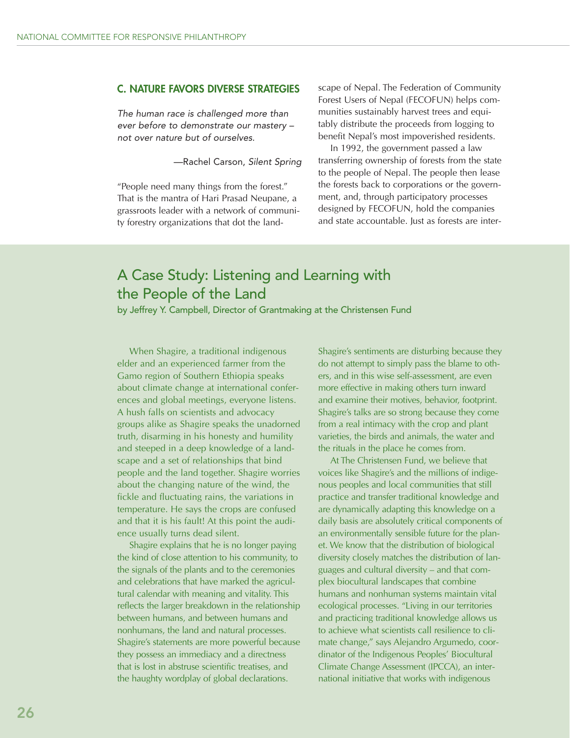### C. NATURE FAVORS DIVERSE STRATEGIES

*The human race is challenged more than ever before to demonstrate our mastery – not over nature but of ourselves.*

—Rachel Carson, *Silent Spring*

"People need many things from the forest." That is the mantra of Hari Prasad Neupane, a grassroots leader with a network of community forestry organizations that dot the landscape of Nepal. The Federation of Community Forest Users of Nepal (FECOFUN) helps communities sustainably harvest trees and equitably distribute the proceeds from logging to benefit Nepal's most impoverished residents.

In 1992, the government passed a law transferring ownership of forests from the state to the people of Nepal. The people then lease the forests back to corporations or the government, and, through participatory processes designed by FECOFUN, hold the companies and state accountable. Just as forests are inter-

## A Case Study: Listening and Learning with the People of the Land

by Jeffrey Y. Campbell, Director of Grantmaking at the Christensen Fund

When Shagire, a traditional indigenous elder and an experienced farmer from the Gamo region of Southern Ethiopia speaks about climate change at international conferences and global meetings, everyone listens. A hush falls on scientists and advocacy groups alike as Shagire speaks the unadorned truth, disarming in his honesty and humility and steeped in a deep knowledge of a landscape and a set of relationships that bind people and the land together. Shagire worries about the changing nature of the wind, the fickle and fluctuating rains, the variations in temperature. He says the crops are confused and that it is his fault! At this point the audience usually turns dead silent.

Shagire explains that he is no longer paying the kind of close attention to his community, to the signals of the plants and to the ceremonies and celebrations that have marked the agricultural calendar with meaning and vitality. This reflects the larger breakdown in the relationship between humans, and between humans and nonhumans, the land and natural processes. Shagire's statements are more powerful because they possess an immediacy and a directness that is lost in abstruse scientific treatises, and the haughty wordplay of global declarations. Shagire's sentiments are disturbing because they do not attempt to simply pass the blame to others, and in this wise self-assessment, are even more effective in making others turn inward and examine their motives, behavior, footprint. Shagire's talks are so strong because they come from a real intimacy with the crop and plant varieties, the birds and animals, the water and the rituals in the place he comes from.

At The Christensen Fund, we believe that voices like Shagire's and the millions of indigenous peoples and local communities that still practice and transfer traditional knowledge and are dynamically adapting this knowledge on a daily basis are absolutely critical components of an environmentally sensible future for the planet. We know that the distribution of biological diversity closely matches the distribution of languages and cultural diversity – and that complex biocultural landscapes that combine humans and nonhuman systems maintain vital ecological processes. "Living in our territories and practicing traditional knowledge allows us to achieve what scientists call resilience to climate change," says Alejandro Argumedo, coordinator of the Indigenous Peoples' Biocultural Climate Change Assessment (IPCCA), an international initiative that works with indigenous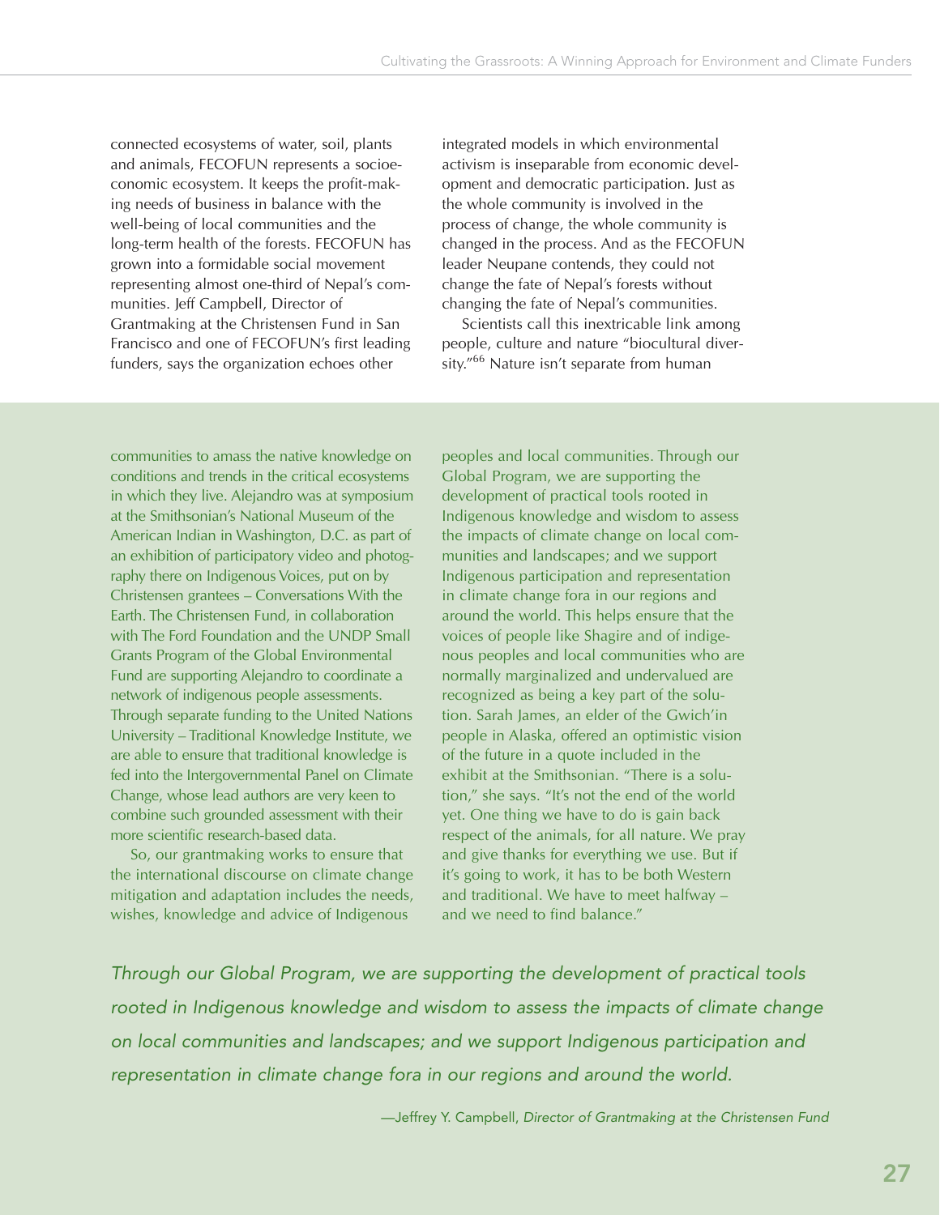connected ecosystems of water, soil, plants and animals, FECOFUN represents a socioeconomic ecosystem. It keeps the profit-making needs of business in balance with the well-being of local communities and the long-term health of the forests. FECOFUN has grown into a formidable social movement representing almost one-third of Nepal's communities. Jeff Campbell, Director of Grantmaking at the Christensen Fund in San Francisco and one of FECOFUN's first leading funders, says the organization echoes other integrated models in which environmental activism is inseparable from economic development and democratic participation. Just as the whole community is involved in the process of change, the whole community is changed in the process. And as the FECOFUN leader Neupane contends, they could not change the fate of Nepal's forests without changing the fate of Nepal's communities.

Scientists call this inextricable link among people, culture and nature "biocultural diversity."[66] Nature isn't separate from human

communities to amass the native knowledge on conditions and trends in the critical ecosystems in which they live. Alejandro was at symposium at the Smithsonian's National Museum of the American Indian in Washington, D.C. as part of an exhibition of participatory video and photography there on Indigenous Voices, put on by Christensen grantees – Conversations With the Earth. The Christensen Fund, in collaboration with The Ford Foundation and the UNDP Small Grants Program of the Global Environmental Fund are supporting Alejandro to coordinate a network of indigenous people assessments. Through separate funding to the United Nations University – Traditional Knowledge Institute, we are able to ensure that traditional knowledge is fed into the Intergovernmental Panel on Climate Change, whose lead authors are very keen to combine such grounded assessment with their more scientific research-based data.

So, our grantmaking works to ensure that the international discourse on climate change mitigation and adaptation includes the needs, wishes, knowledge and advice of Indigenous peoples and local communities. Through our Global Program, we are supporting the development of practical tools rooted in Indigenous knowledge and wisdom to assess the impacts of climate change on local communities and landscapes; and we support Indigenous participation and representation in climate change fora in our regions and around the world. This helps ensure that the voices of people like Shagire and of indigenous peoples and local communities who are normally marginalized and undervalued are recognized as being a key part of the solution. Sarah James, an elder of the Gwich'in people in Alaska, offered an optimistic vision of the future in a quote included in the exhibit at the Smithsonian. "There is a solution," she says. "It's not the end of the world yet. One thing we have to do is gain back respect of the animals, for all nature. We pray and give thanks for everything we use. But if it's going to work, it has to be both Western and traditional. We have to meet halfway – and we need to find balance."

*Through our Global Program, we are supporting the development of practical tools rooted in Indigenous knowledge and wisdom to assess the impacts of climate change on local communities and landscapes; and we support Indigenous participation and representation in climate change fora in our regions and around the world.*

—Jeffrey Y. Campbell, *Director of Grantmaking at the Christensen Fund*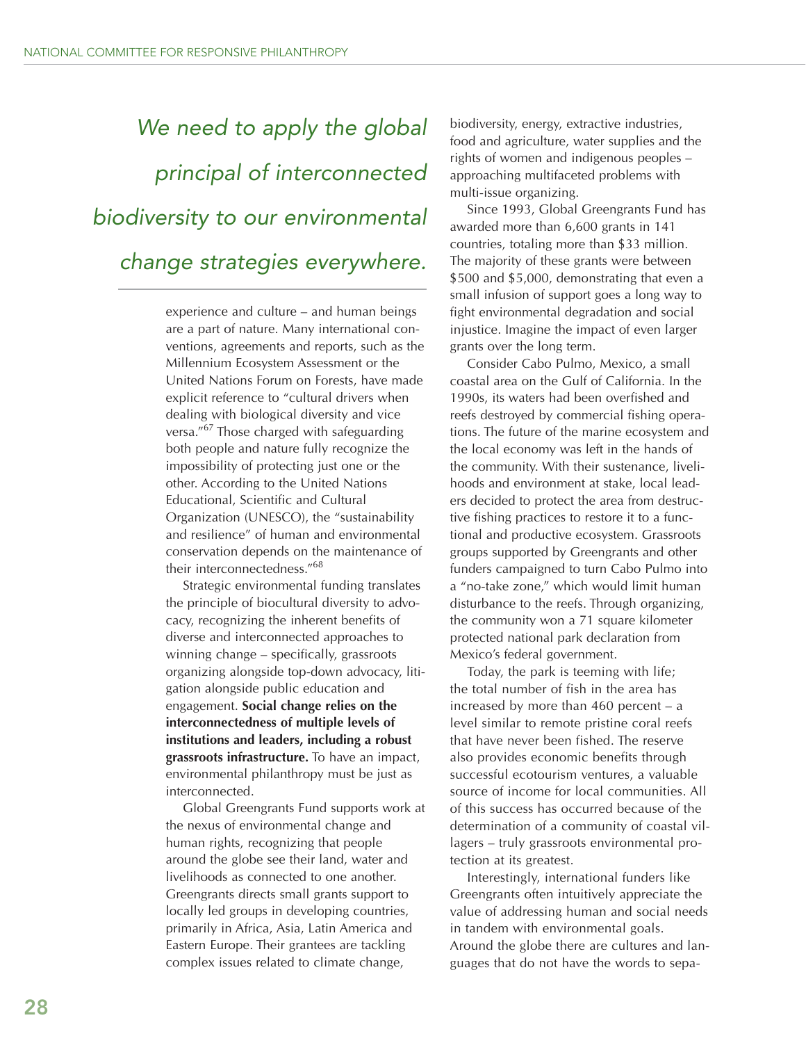*We need to apply the global principal of interconnected biodiversity to our environmental change strategies everywhere.*

experience and culture – and human beings are a part of nature. Many international conventions, agreements and reports, such as the Millennium Ecosystem Assessment or the United Nations Forum on Forests, have made explicit reference to "cultural drivers when dealing with biological diversity and vice versa."[67] Those charged with safeguarding both people and nature fully recognize the impossibility of protecting just one or the other. According to the United Nations Educational, Scientific and Cultural Organization (UNESCO), the "sustainability and resilience" of human and environmental conservation depends on the maintenance of their interconnectedness."[68]

Strategic environmental funding translates the principle of biocultural diversity to advocacy, recognizing the inherent benefits of diverse and interconnected approaches to winning change – specifically, grassroots organizing alongside top-down advocacy, litigation alongside public education and engagement. **Social change relies on the interconnectedness of multiple levels of institutions and leaders, including a robust grassroots infrastructure.** To have an impact, environmental philanthropy must be just as interconnected.

Global Greengrants Fund supports work at the nexus of environmental change and human rights, recognizing that people around the globe see their land, water and livelihoods as connected to one another. Greengrants directs small grants support to locally led groups in developing countries, primarily in Africa, Asia, Latin America and Eastern Europe. Their grantees are tackling complex issues related to climate change, biodiversity, energy, extractive industries, food and agriculture, water supplies and the rights of women and indigenous peoples – approaching multifaceted problems with multi-issue organizing.

Since 1993, Global Greengrants Fund has awarded more than 6,600 grants in 141 countries, totaling more than $33 million. The majority of these grants were between $500 and $5,000, demonstrating that even a small infusion of support goes a long way to fight environmental degradation and social injustice. Imagine the impact of even larger grants over the long term.

Consider Cabo Pulmo, Mexico, a small coastal area on the Gulf of California. In the 1990s, its waters had been overfished and reefs destroyed by commercial fishing operations. The future of the marine ecosystem and the local economy was left in the hands of the community. With their sustenance, livelihoods and environment at stake, local leaders decided to protect the area from destructive fishing practices to restore it to a functional and productive ecosystem. Grassroots groups supported by Greengrants and other funders campaigned to turn Cabo Pulmo into a "no-take zone," which would limit human disturbance to the reefs. Through organizing, the community won a 71 square kilometer protected national park declaration from Mexico's federal government.

Today, the park is teeming with life; the total number of fish in the area has increased by more than 460 percent – a level similar to remote pristine coral reefs that have never been fished. The reserve also provides economic benefits through successful ecotourism ventures, a valuable source of income for local communities. All of this success has occurred because of the determination of a community of coastal villagers – truly grassroots environmental protection at its greatest.

Interestingly, international funders like Greengrants often intuitively appreciate the value of addressing human and social needs in tandem with environmental goals. Around the globe there are cultures and languages that do not have the words to sepa-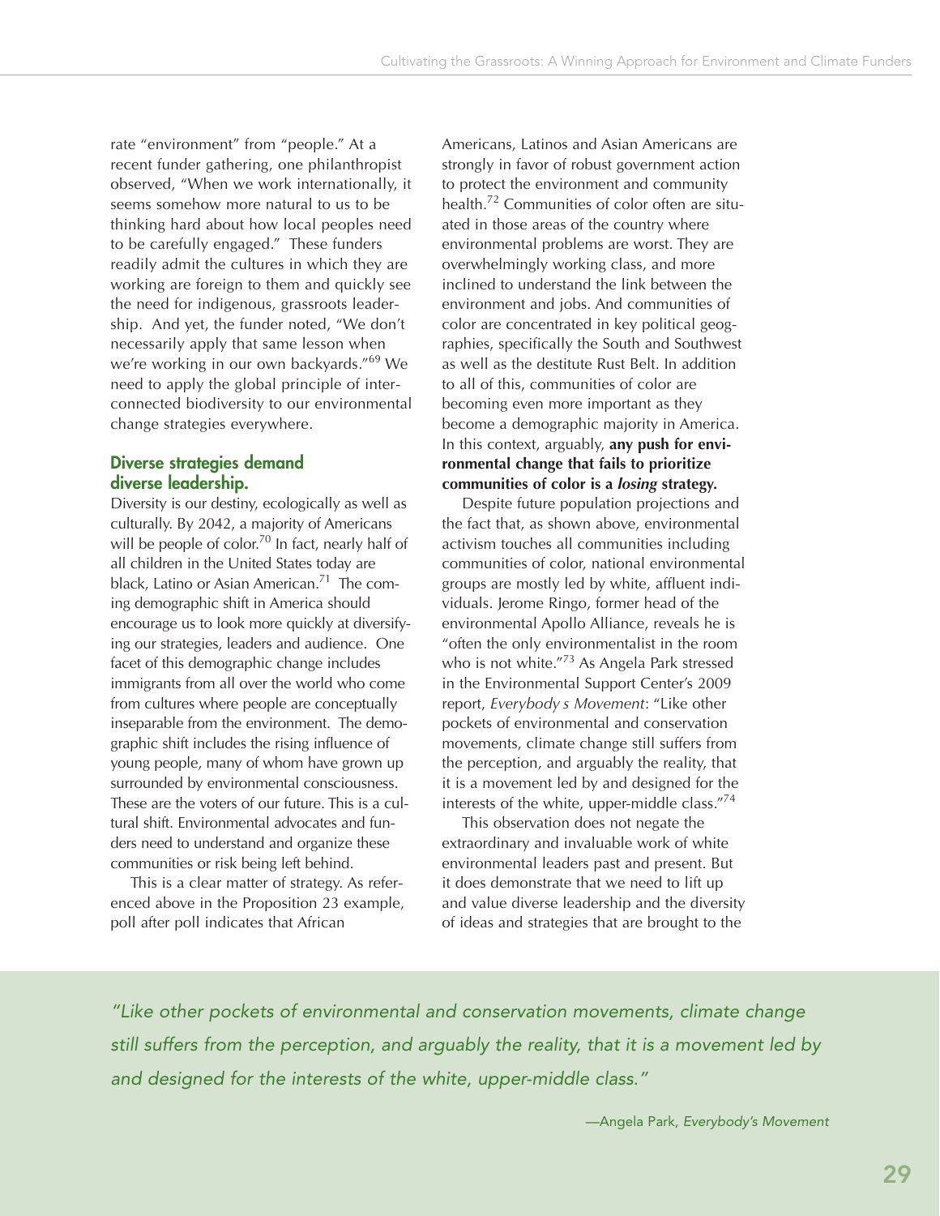rate "environment" from "people." At a recent funder gathering, one philanthropist observed, "When we work internationally, it seems somehow more natural to us to be thinking hard about how local peoples need to be carefully engaged." These funders readily admit the cultures in which they are working are foreign to them and quickly see the need for indigenous, grassroots leadership. And yet, the funder noted, "We don't necessarily apply that same lesson when we're working in our own backyards."[69] We need to apply the global principle of interconnected biodiversity to our environmental change strategies everywhere.

### Diverse strategies demand diverse leadership.

Diversity is our destiny, ecologically as well as culturally. By 2042, a majority of Americans will be people of color.[70] In fact, nearly half of all children in the United States today are black, Latino or Asian American.[71] The coming demographic shift in America should encourage us to look more quickly at diversifying our strategies, leaders and audience. One facet of this demographic change includes immigrants from all over the world who come from cultures where people are conceptually inseparable from the environment. The demographic shift includes the rising influence of young people, many of whom have grown up surrounded by environmental consciousness. These are the voters of our future. This is a cultural shift. Environmental advocates and funders need to understand and organize these communities or risk being left behind.

This is a clear matter of strategy. As referenced above in the Proposition 23 example, poll after poll indicates that African Americans, Latinos and Asian Americans are strongly in favor of robust government action to protect the environment and community health.[72] Communities of color often are situated in those areas of the country where environmental problems are worst. They are overwhelmingly working class, and more inclined to understand the link between the environment and jobs. And communities of color are concentrated in key political geographies, specifically the South and Southwest as well as the destitute Rust Belt. In addition to all of this, communities of color are becoming even more important as they become a demographic majority in America. In this context, arguably, **any push for environmental change that fails to prioritize communities of color is a *losing* strategy.**

Despite future population projections and the fact that, as shown above, environmental activism touches all communities including communities of color, national environmental groups are mostly led by white, affluent individuals. Jerome Ringo, former head of the environmental Apollo Alliance, reveals he is "often the only environmentalist in the room who is not white."[73] As Angela Park stressed in the Environmental Support Center's 2009 report, *Everybody s Movement*: "Like other pockets of environmental and conservation movements, climate change still suffers from the perception, and arguably the reality, that it is a movement led by and designed for the interests of the white, upper-middle class."[74]

This observation does not negate the extraordinary and invaluable work of white environmental leaders past and present. But it does demonstrate that we need to lift up and value diverse leadership and the diversity of ideas and strategies that are brought to the

> *"Like other pockets of environmental and conservation movements, climate change still suffers from the perception, and arguably the reality, that it is a movement led by and designed for the interests of the white, upper-middle class."*
>
> —Angela Park, *Everybody's Movement*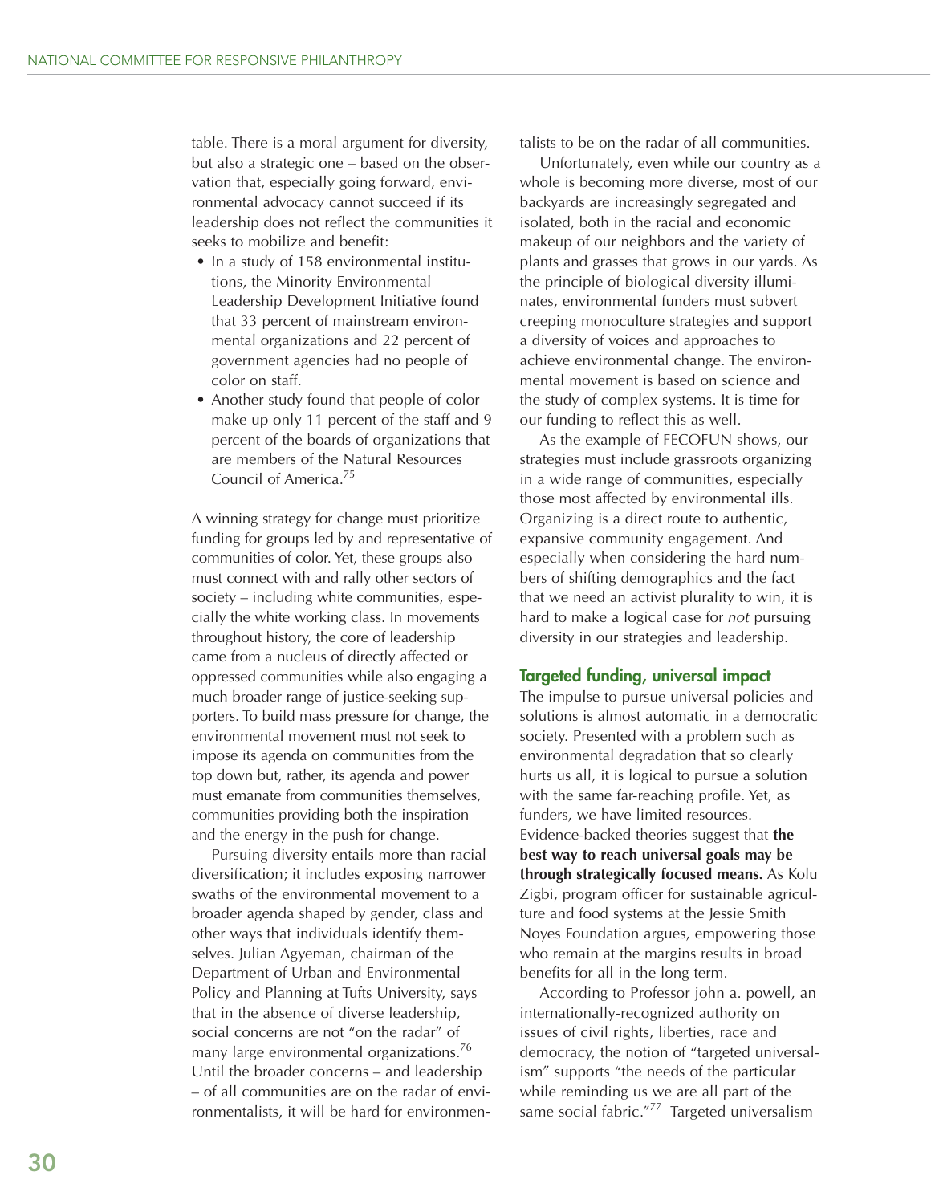table. There is a moral argument for diversity, but also a strategic one – based on the observation that, especially going forward, environmental advocacy cannot succeed if its leadership does not reflect the communities it seeks to mobilize and benefit:

- In a study of 158 environmental institutions, the Minority Environmental Leadership Development Initiative found that 33 percent of mainstream environmental organizations and 22 percent of government agencies had no people of color on staff.
- Another study found that people of color make up only 11 percent of the staff and 9 percent of the boards of organizations that are members of the Natural Resources Council of America.[75]

A winning strategy for change must prioritize funding for groups led by and representative of communities of color. Yet, these groups also must connect with and rally other sectors of society – including white communities, especially the white working class. In movements throughout history, the core of leadership came from a nucleus of directly affected or oppressed communities while also engaging a much broader range of justice-seeking supporters. To build mass pressure for change, the environmental movement must not seek to impose its agenda on communities from the top down but, rather, its agenda and power must emanate from communities themselves, communities providing both the inspiration and the energy in the push for change.

Pursuing diversity entails more than racial diversification; it includes exposing narrower swaths of the environmental movement to a broader agenda shaped by gender, class and other ways that individuals identify themselves. Julian Agyeman, chairman of the Department of Urban and Environmental Policy and Planning at Tufts University, says that in the absence of diverse leadership, social concerns are not "on the radar" of many large environmental organizations.[76] Until the broader concerns – and leadership – of all communities are on the radar of environmentalists, it will be hard for environmentalists to be on the radar of all communities.

Unfortunately, even while our country as a whole is becoming more diverse, most of our backyards are increasingly segregated and isolated, both in the racial and economic makeup of our neighbors and the variety of plants and grasses that grows in our yards. As the principle of biological diversity illuminates, environmental funders must subvert creeping monoculture strategies and support a diversity of voices and approaches to achieve environmental change. The environmental movement is based on science and the study of complex systems. It is time for our funding to reflect this as well.

As the example of FECOFUN shows, our strategies must include grassroots organizing in a wide range of communities, especially those most affected by environmental ills. Organizing is a direct route to authentic, expansive community engagement. And especially when considering the hard numbers of shifting demographics and the fact that we need an activist plurality to win, it is hard to make a logical case for *not* pursuing diversity in our strategies and leadership.

## Targeted funding, universal impact

The impulse to pursue universal policies and solutions is almost automatic in a democratic society. Presented with a problem such as environmental degradation that so clearly hurts us all, it is logical to pursue a solution with the same far-reaching profile. Yet, as funders, we have limited resources. Evidence-backed theories suggest that **the best way to reach universal goals may be through strategically focused means.** As Kolu Zigbi, program officer for sustainable agriculture and food systems at the Jessie Smith Noyes Foundation argues, empowering those who remain at the margins results in broad benefits for all in the long term.

According to Professor john a. powell, an internationally-recognized authority on issues of civil rights, liberties, race and democracy, the notion of "targeted universalism" supports "the needs of the particular while reminding us we are all part of the same social fabric."[77] Targeted universalism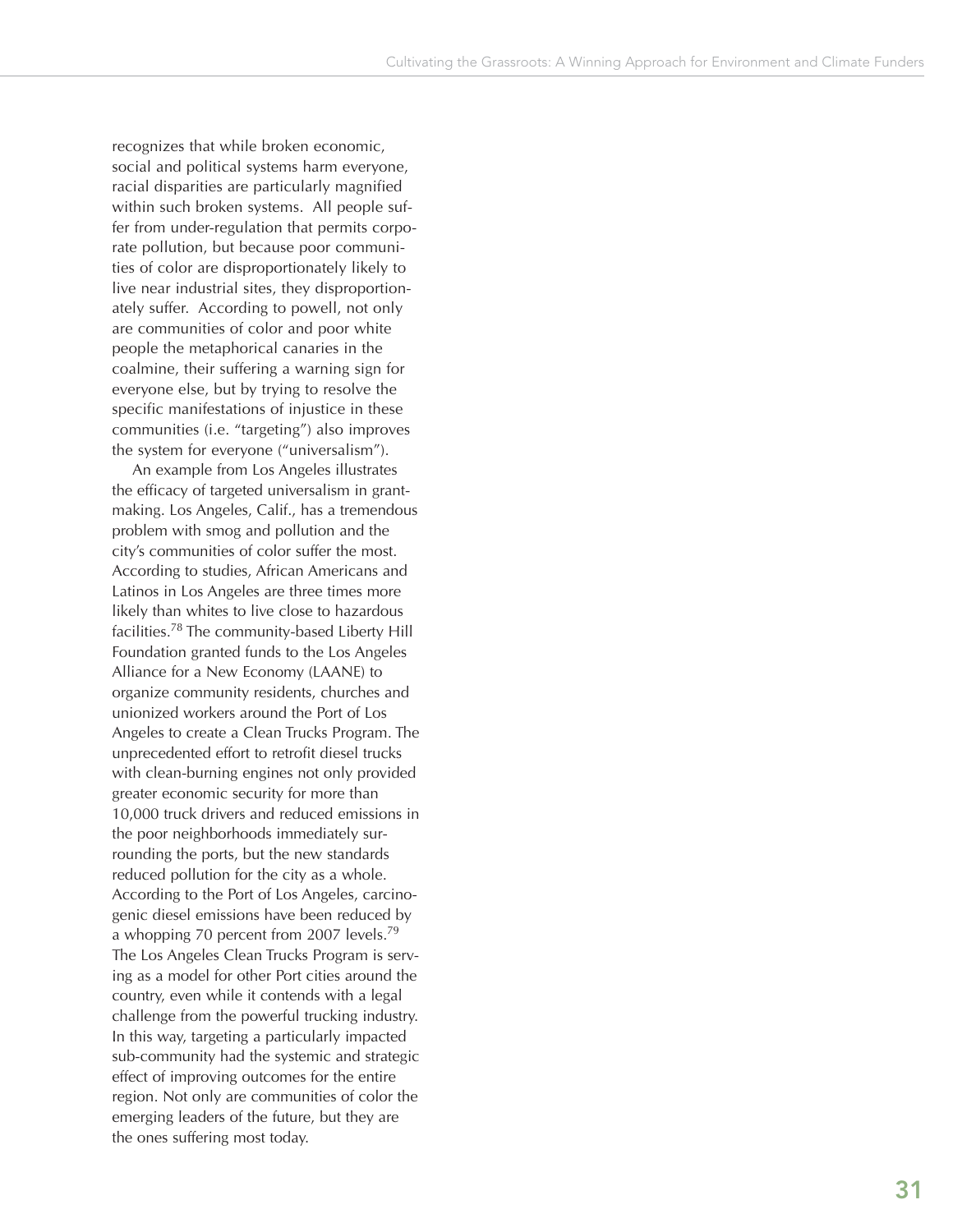recognizes that while broken economic, social and political systems harm everyone, racial disparities are particularly magnified within such broken systems. All people suffer from under-regulation that permits corporate pollution, but because poor communities of color are disproportionately likely to live near industrial sites, they disproportionately suffer. According to powell, not only are communities of color and poor white people the metaphorical canaries in the coalmine, their suffering a warning sign for everyone else, but by trying to resolve the specific manifestations of injustice in these communities (i.e. "targeting") also improves the system for everyone ("universalism").

An example from Los Angeles illustrates the efficacy of targeted universalism in grantmaking. Los Angeles, Calif., has a tremendous problem with smog and pollution and the city's communities of color suffer the most. According to studies, African Americans and Latinos in Los Angeles are three times more likely than whites to live close to hazardous facilities.[78] The community-based Liberty Hill Foundation granted funds to the Los Angeles Alliance for a New Economy (LAANE) to organize community residents, churches and unionized workers around the Port of Los Angeles to create a Clean Trucks Program. The unprecedented effort to retrofit diesel trucks with clean-burning engines not only provided greater economic security for more than 10,000 truck drivers and reduced emissions in the poor neighborhoods immediately surrounding the ports, but the new standards reduced pollution for the city as a whole. According to the Port of Los Angeles, carcinogenic diesel emissions have been reduced by a whopping 70 percent from 2007 levels.[79] The Los Angeles Clean Trucks Program is serving as a model for other Port cities around the country, even while it contends with a legal challenge from the powerful trucking industry. In this way, targeting a particularly impacted sub-community had the systemic and strategic effect of improving outcomes for the entire region. Not only are communities of color the emerging leaders of the future, but they are the ones suffering most today.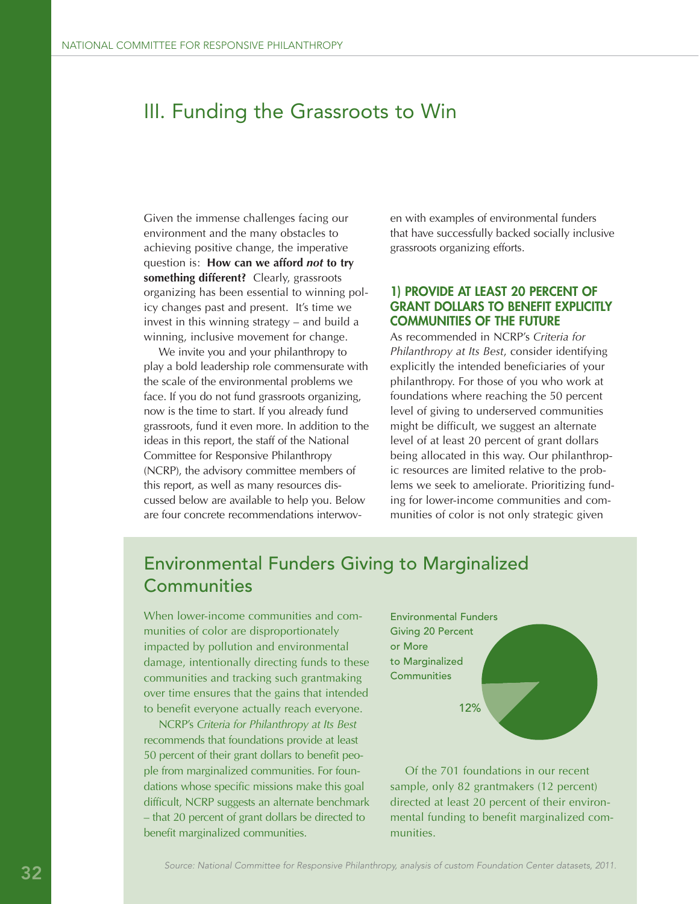# III. Funding the Grassroots to Win

Given the immense challenges facing our environment and the many obstacles to achieving positive change, the imperative question is: **How can we afford *not* to try something different?** Clearly, grassroots organizing has been essential to winning policy changes past and present. It's time we invest in this winning strategy – and build a winning, inclusive movement for change.

We invite you and your philanthropy to play a bold leadership role commensurate with the scale of the environmental problems we face. If you do not fund grassroots organizing, now is the time to start. If you already fund grassroots, fund it even more. In addition to the ideas in this report, the staff of the National Committee for Responsive Philanthropy (NCRP), the advisory committee members of this report, as well as many resources discussed below are available to help you. Below are four concrete recommendations interwoven with examples of environmental funders that have successfully backed socially inclusive grassroots organizing efforts.

### 1) PROVIDE AT LEAST 20 PERCENT OF GRANT DOLLARS TO BENEFIT EXPLICITLY COMMUNITIES OF THE FUTURE

As recommended in NCRP's *Criteria for Philanthropy at Its Best*, consider identifying explicitly the intended beneficiaries of your philanthropy. For those of you who work at foundations where reaching the 50 percent level of giving to underserved communities might be difficult, we suggest an alternate level of at least 20 percent of grant dollars being allocated in this way. Our philanthropic resources are limited relative to the problems we seek to ameliorate. Prioritizing funding for lower-income communities and communities of color is not only strategic given

## Environmental Funders Giving to Marginalized Communities

When lower-income communities and communities of color are disproportionately impacted by pollution and environmental damage, intentionally directing funds to these communities and tracking such grantmaking over time ensures that the gains that intended to benefit everyone actually reach everyone.

NCRP's *Criteria for Philanthropy at Its Best* recommends that foundations provide at least 50 percent of their grant dollars to benefit people from marginalized communities. For foundations whose specific missions make this goal difficult, NCRP suggests an alternate benchmark – that 20 percent of grant dollars be directed to benefit marginalized communities.

Environmental Funders Giving 20 Percent or More to Marginalized Communities

12%

Of the 701 foundations in our recent sample, only 82 grantmakers (12 percent) directed at least 20 percent of their environmental funding to benefit marginalized communities.

*Source: National Committee for Responsive Philanthropy, analysis of custom Foundation Center datasets, 2011.*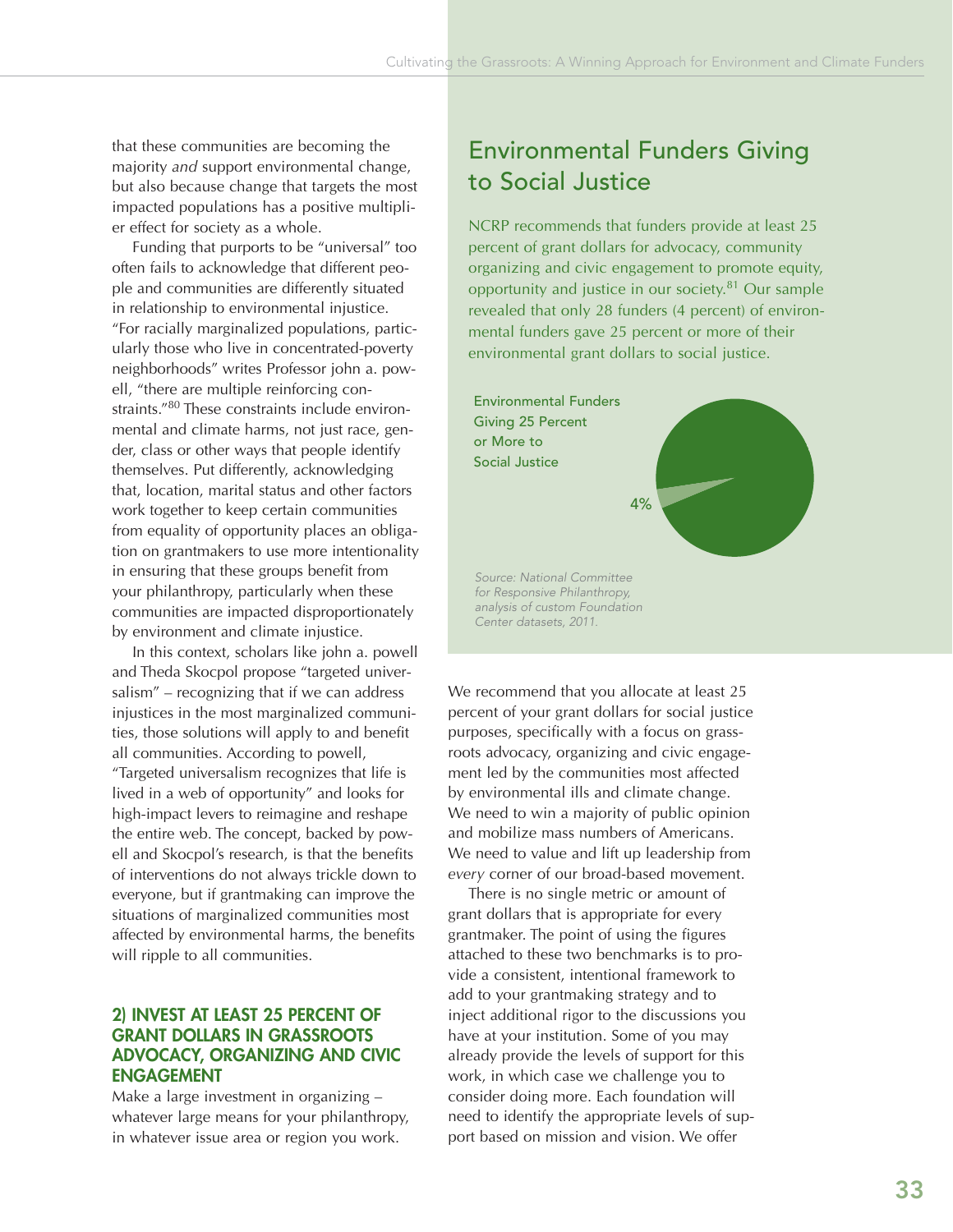that these communities are becoming the majority *and* support environmental change, but also because change that targets the most impacted populations has a positive multiplier effect for society as a whole.

Funding that purports to be "universal" too often fails to acknowledge that different people and communities are differently situated in relationship to environmental injustice. "For racially marginalized populations, particularly those who live in concentrated-poverty neighborhoods" writes Professor john a. powell, "there are multiple reinforcing constraints."[80] These constraints include environmental and climate harms, not just race, gender, class or other ways that people identify themselves. Put differently, acknowledging that, location, marital status and other factors work together to keep certain communities from equality of opportunity places an obligation on grantmakers to use more intentionality in ensuring that these groups benefit from your philanthropy, particularly when these communities are impacted disproportionately by environment and climate injustice.

In this context, scholars like john a. powell and Theda Skocpol propose "targeted universalism" – recognizing that if we can address injustices in the most marginalized communities, those solutions will apply to and benefit all communities. According to powell, "Targeted universalism recognizes that life is lived in a web of opportunity" and looks for high-impact levers to reimagine and reshape the entire web. The concept, backed by powell and Skocpol's research, is that the benefits of interventions do not always trickle down to everyone, but if grantmaking can improve the situations of marginalized communities most affected by environmental harms, the benefits will ripple to all communities.

### 2) INVEST AT LEAST 25 PERCENT OF GRANT DOLLARS IN GRASSROOTS ADVOCACY, ORGANIZING AND CIVIC ENGAGEMENT

Make a large investment in organizing – whatever large means for your philanthropy, in whatever issue area or region you work.

## Environmental Funders Giving to Social Justice

NCRP recommends that funders provide at least 25 percent of grant dollars for advocacy, community organizing and civic engagement to promote equity, opportunity and justice in our society.[81] Our sample revealed that only 28 funders (4 percent) of environmental funders gave 25 percent or more of their environmental grant dollars to social justice.

Environmental Funders Giving 25 Percent or More to Social Justice

4%

*Source: National Committee for Responsive Philanthropy, analysis of custom Foundation Center datasets, 2011.*

We recommend that you allocate at least 25 percent of your grant dollars for social justice purposes, specifically with a focus on grassroots advocacy, organizing and civic engagement led by the communities most affected by environmental ills and climate change. We need to win a majority of public opinion and mobilize mass numbers of Americans. We need to value and lift up leadership from *every* corner of our broad-based movement.

There is no single metric or amount of grant dollars that is appropriate for every grantmaker. The point of using the figures attached to these two benchmarks is to provide a consistent, intentional framework to add to your grantmaking strategy and to inject additional rigor to the discussions you have at your institution. Some of you may already provide the levels of support for this work, in which case we challenge you to consider doing more. Each foundation will need to identify the appropriate levels of support based on mission and vision. We offer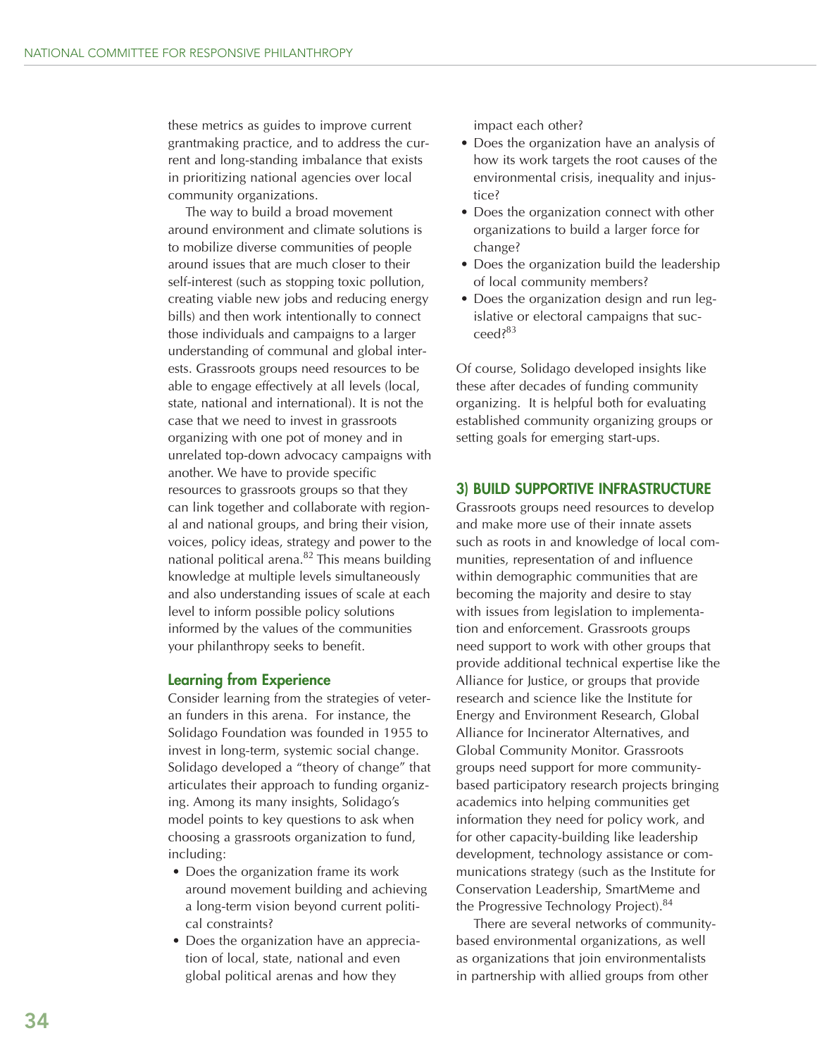these metrics as guides to improve current grantmaking practice, and to address the current and long-standing imbalance that exists in prioritizing national agencies over local community organizations.

The way to build a broad movement around environment and climate solutions is to mobilize diverse communities of people around issues that are much closer to their self-interest (such as stopping toxic pollution, creating viable new jobs and reducing energy bills) and then work intentionally to connect those individuals and campaigns to a larger understanding of communal and global interests. Grassroots groups need resources to be able to engage effectively at all levels (local, state, national and international). It is not the case that we need to invest in grassroots organizing with one pot of money and in unrelated top-down advocacy campaigns with another. We have to provide specific resources to grassroots groups so that they can link together and collaborate with regional and national groups, and bring their vision, voices, policy ideas, strategy and power to the national political arena.[82] This means building knowledge at multiple levels simultaneously and also understanding issues of scale at each level to inform possible policy solutions informed by the values of the communities your philanthropy seeks to benefit.

### Learning from Experience

Consider learning from the strategies of veteran funders in this arena. For instance, the Solidago Foundation was founded in 1955 to invest in long-term, systemic social change. Solidago developed a "theory of change" that articulates their approach to funding organizing. Among its many insights, Solidago's model points to key questions to ask when choosing a grassroots organization to fund, including:

- Does the organization frame its work around movement building and achieving a long-term vision beyond current political constraints?
- Does the organization have an appreciation of local, state, national and even global political arenas and how they impact each other?
- Does the organization have an analysis of how its work targets the root causes of the environmental crisis, inequality and injustice?
- Does the organization connect with other organizations to build a larger force for change?
- Does the organization build the leadership of local community members?
- Does the organization design and run legislative or electoral campaigns that succeed?[83]

Of course, Solidago developed insights like these after decades of funding community organizing. It is helpful both for evaluating established community organizing groups or setting goals for emerging start-ups.

### 3) BUILD SUPPORTIVE INFRASTRUCTURE

Grassroots groups need resources to develop and make more use of their innate assets such as roots in and knowledge of local communities, representation of and influence within demographic communities that are becoming the majority and desire to stay with issues from legislation to implementation and enforcement. Grassroots groups need support to work with other groups that provide additional technical expertise like the Alliance for Justice, or groups that provide research and science like the Institute for Energy and Environment Research, Global Alliance for Incinerator Alternatives, and Global Community Monitor. Grassroots groups need support for more community-based participatory research projects bringing academics into helping communities get information they need for policy work, and for other capacity-building like leadership development, technology assistance or communications strategy (such as the Institute for Conservation Leadership, SmartMeme and the Progressive Technology Project).[84]

There are several networks of community-based environmental organizations, as well as organizations that join environmentalists in partnership with allied groups from other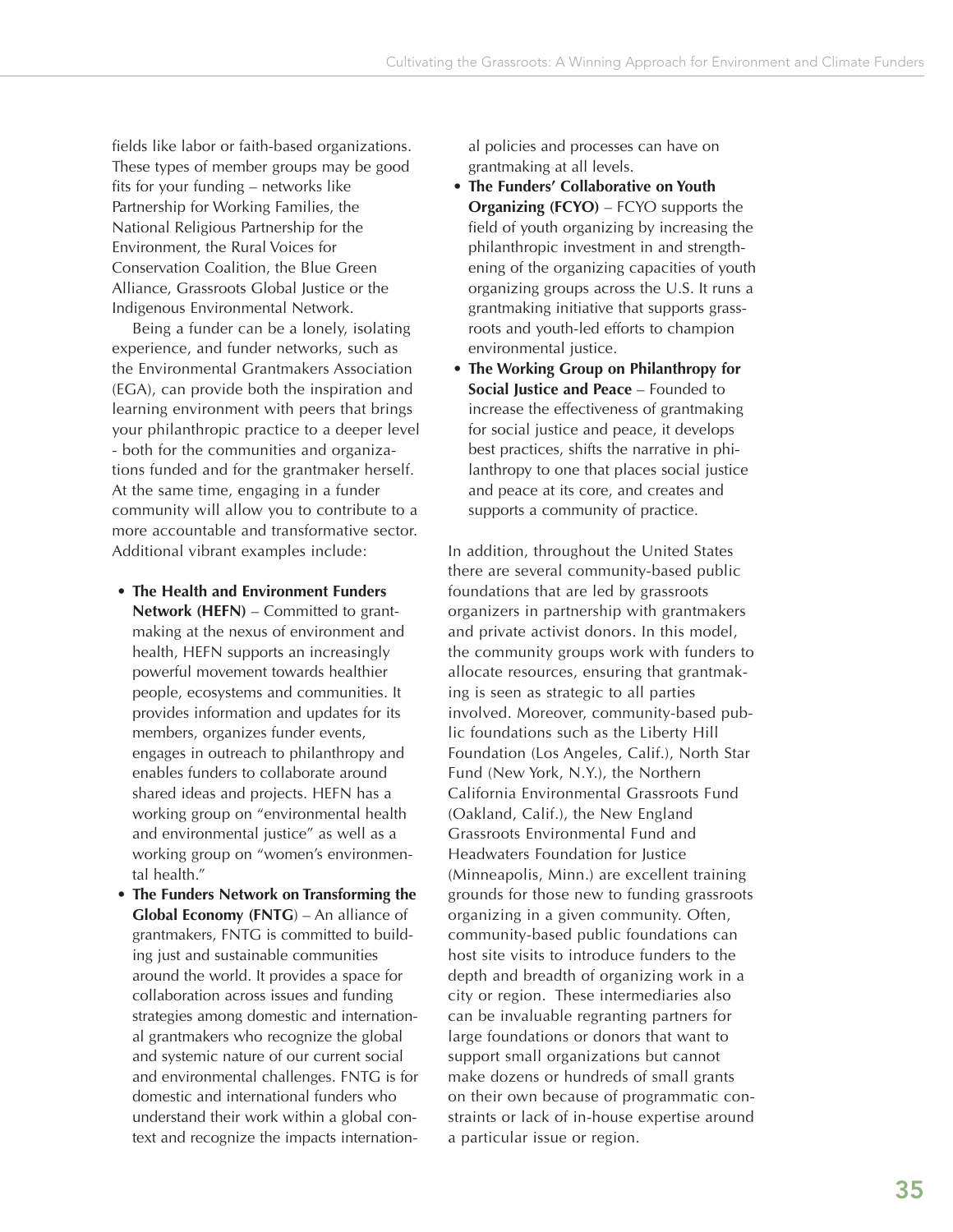fields like labor or faith-based organizations. These types of member groups may be good fits for your funding – networks like Partnership for Working Families, the National Religious Partnership for the Environment, the Rural Voices for Conservation Coalition, the Blue Green Alliance, Grassroots Global Justice or the Indigenous Environmental Network.

Being a funder can be a lonely, isolating experience, and funder networks, such as the Environmental Grantmakers Association (EGA), can provide both the inspiration and learning environment with peers that brings your philanthropic practice to a deeper level - both for the communities and organizations funded and for the grantmaker herself. At the same time, engaging in a funder community will allow you to contribute to a more accountable and transformative sector. Additional vibrant examples include:

- **The Health and Environment Funders Network (HEFN)** – Committed to grantmaking at the nexus of environment and health, HEFN supports an increasingly powerful movement towards healthier people, ecosystems and communities. It provides information and updates for its members, organizes funder events, engages in outreach to philanthropy and enables funders to collaborate around shared ideas and projects. HEFN has a working group on "environmental health and environmental justice" as well as a working group on "women's environmental health."
- **The Funders Network on Transforming the Global Economy (FNTG)** – An alliance of grantmakers, FNTG is committed to building just and sustainable communities around the world. It provides a space for collaboration across issues and funding strategies among domestic and international grantmakers who recognize the global and systemic nature of our current social and environmental challenges. FNTG is for domestic and international funders who understand their work within a global context and recognize the impacts international policies and processes can have on grantmaking at all levels.
- **The Funders' Collaborative on Youth Organizing (FCYO)** – FCYO supports the field of youth organizing by increasing the philanthropic investment in and strengthening of the organizing capacities of youth organizing groups across the U.S. It runs a grantmaking initiative that supports grassroots and youth-led efforts to champion environmental justice.
- **The Working Group on Philanthropy for Social Justice and Peace** – Founded to increase the effectiveness of grantmaking for social justice and peace, it develops best practices, shifts the narrative in philanthropy to one that places social justice and peace at its core, and creates and supports a community of practice.

In addition, throughout the United States there are several community-based public foundations that are led by grassroots organizers in partnership with grantmakers and private activist donors. In this model, the community groups work with funders to allocate resources, ensuring that grantmaking is seen as strategic to all parties involved. Moreover, community-based public foundations such as the Liberty Hill Foundation (Los Angeles, Calif.), North Star Fund (New York, N.Y.), the Northern California Environmental Grassroots Fund (Oakland, Calif.), the New England Grassroots Environmental Fund and Headwaters Foundation for Justice (Minneapolis, Minn.) are excellent training grounds for those new to funding grassroots organizing in a given community. Often, community-based public foundations can host site visits to introduce funders to the depth and breadth of organizing work in a city or region. These intermediaries also can be invaluable regranting partners for large foundations or donors that want to support small organizations but cannot make dozens or hundreds of small grants on their own because of programmatic constraints or lack of in-house expertise around a particular issue or region.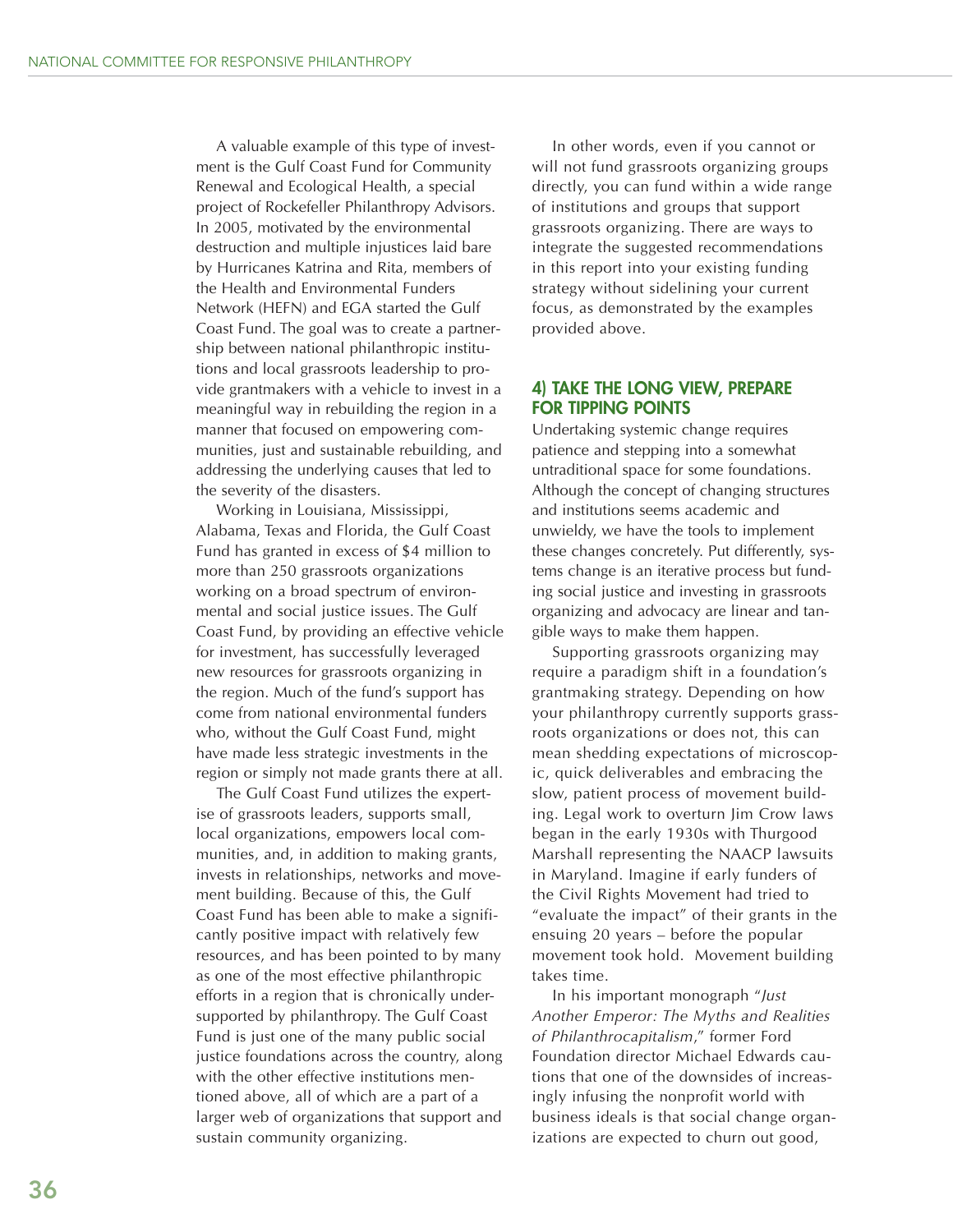A valuable example of this type of investment is the Gulf Coast Fund for Community Renewal and Ecological Health, a special project of Rockefeller Philanthropy Advisors. In 2005, motivated by the environmental destruction and multiple injustices laid bare by Hurricanes Katrina and Rita, members of the Health and Environmental Funders Network (HEFN) and EGA started the Gulf Coast Fund. The goal was to create a partnership between national philanthropic institutions and local grassroots leadership to provide grantmakers with a vehicle to invest in a meaningful way in rebuilding the region in a manner that focused on empowering communities, just and sustainable rebuilding, and addressing the underlying causes that led to the severity of the disasters.

Working in Louisiana, Mississippi, Alabama, Texas and Florida, the Gulf Coast Fund has granted in excess of $4 million to more than 250 grassroots organizations working on a broad spectrum of environmental and social justice issues. The Gulf Coast Fund, by providing an effective vehicle for investment, has successfully leveraged new resources for grassroots organizing in the region. Much of the fund's support has come from national environmental funders who, without the Gulf Coast Fund, might have made less strategic investments in the region or simply not made grants there at all.

The Gulf Coast Fund utilizes the expertise of grassroots leaders, supports small, local organizations, empowers local communities, and, in addition to making grants, invests in relationships, networks and movement building. Because of this, the Gulf Coast Fund has been able to make a significantly positive impact with relatively few resources, and has been pointed to by many as one of the most effective philanthropic efforts in a region that is chronically undersupported by philanthropy. The Gulf Coast Fund is just one of the many public social justice foundations across the country, along with the other effective institutions mentioned above, all of which are a part of a larger web of organizations that support and sustain community organizing.

In other words, even if you cannot or will not fund grassroots organizing groups directly, you can fund within a wide range of institutions and groups that support grassroots organizing. There are ways to integrate the suggested recommendations in this report into your existing funding strategy without sidelining your current focus, as demonstrated by the examples provided above.

## 4) TAKE THE LONG VIEW, PREPARE FOR TIPPING POINTS

Undertaking systemic change requires patience and stepping into a somewhat untraditional space for some foundations. Although the concept of changing structures and institutions seems academic and unwieldy, we have the tools to implement these changes concretely. Put differently, systems change is an iterative process but funding social justice and investing in grassroots organizing and advocacy are linear and tangible ways to make them happen.

Supporting grassroots organizing may require a paradigm shift in a foundation's grantmaking strategy. Depending on how your philanthropy currently supports grassroots organizations or does not, this can mean shedding expectations of microscopic, quick deliverables and embracing the slow, patient process of movement building. Legal work to overturn Jim Crow laws began in the early 1930s with Thurgood Marshall representing the NAACP lawsuits in Maryland. Imagine if early funders of the Civil Rights Movement had tried to "evaluate the impact" of their grants in the ensuing 20 years – before the popular movement took hold. Movement building takes time.

In his important monograph "*Just Another Emperor: The Myths and Realities of Philanthrocapitalism*," former Ford Foundation director Michael Edwards cautions that one of the downsides of increasingly infusing the nonprofit world with business ideals is that social change organizations are expected to churn out good,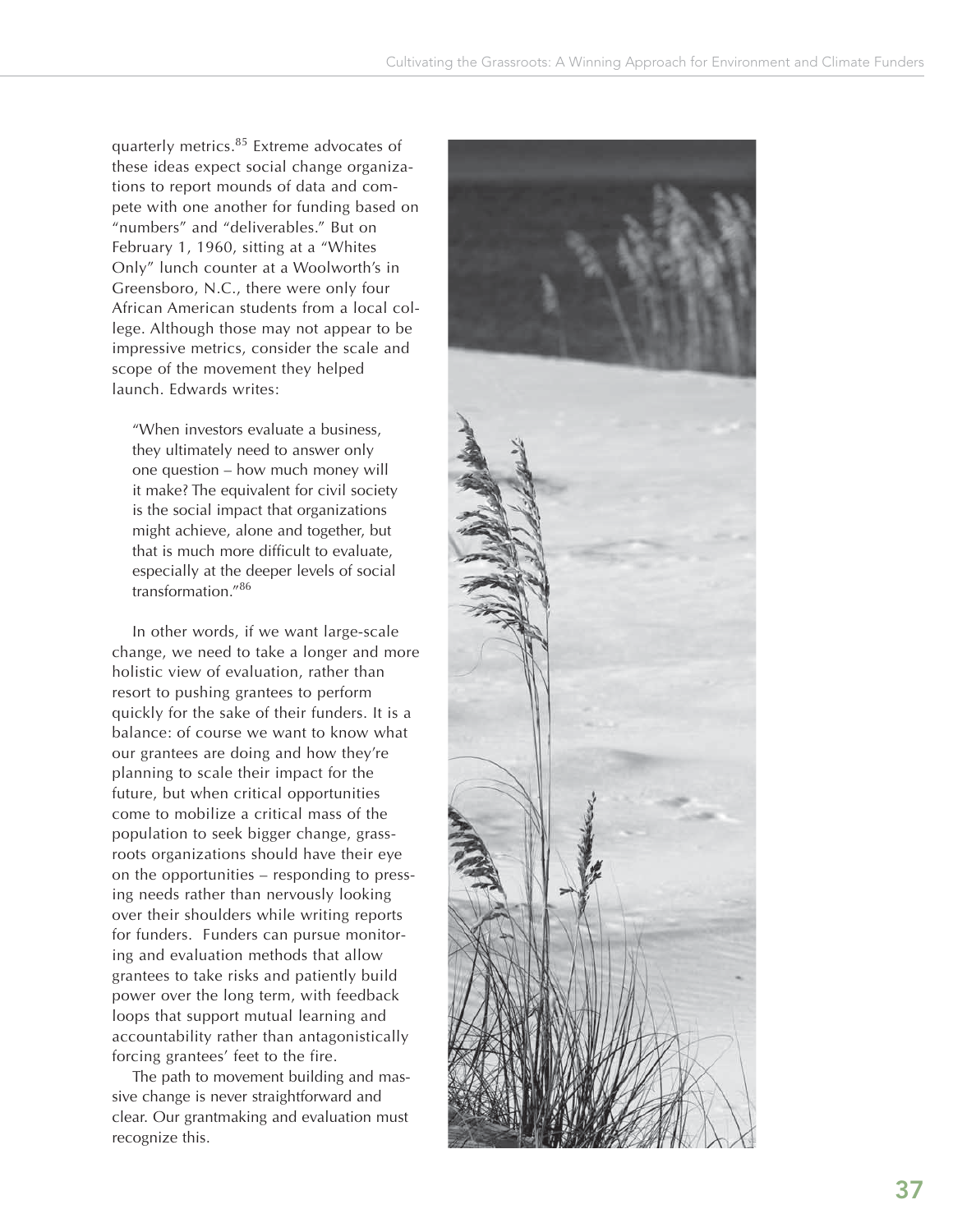quarterly metrics.[85] Extreme advocates of these ideas expect social change organizations to report mounds of data and compete with one another for funding based on "numbers" and "deliverables." But on February 1, 1960, sitting at a "Whites Only" lunch counter at a Woolworth's in Greensboro, N.C., there were only four African American students from a local college. Although those may not appear to be impressive metrics, consider the scale and scope of the movement they helped launch. Edwards writes:

> "When investors evaluate a business, they ultimately need to answer only one question – how much money will it make? The equivalent for civil society is the social impact that organizations might achieve, alone and together, but that is much more difficult to evaluate, especially at the deeper levels of social transformation."[86]

In other words, if we want large-scale change, we need to take a longer and more holistic view of evaluation, rather than resort to pushing grantees to perform quickly for the sake of their funders. It is a balance: of course we want to know what our grantees are doing and how they're planning to scale their impact for the future, but when critical opportunities come to mobilize a critical mass of the population to seek bigger change, grassroots organizations should have their eye on the opportunities – responding to pressing needs rather than nervously looking over their shoulders while writing reports for funders. Funders can pursue monitoring and evaluation methods that allow grantees to take risks and patiently build power over the long term, with feedback loops that support mutual learning and accountability rather than antagonistically forcing grantees' feet to the fire.

The path to movement building and massive change is never straightforward and clear. Our grantmaking and evaluation must recognize this.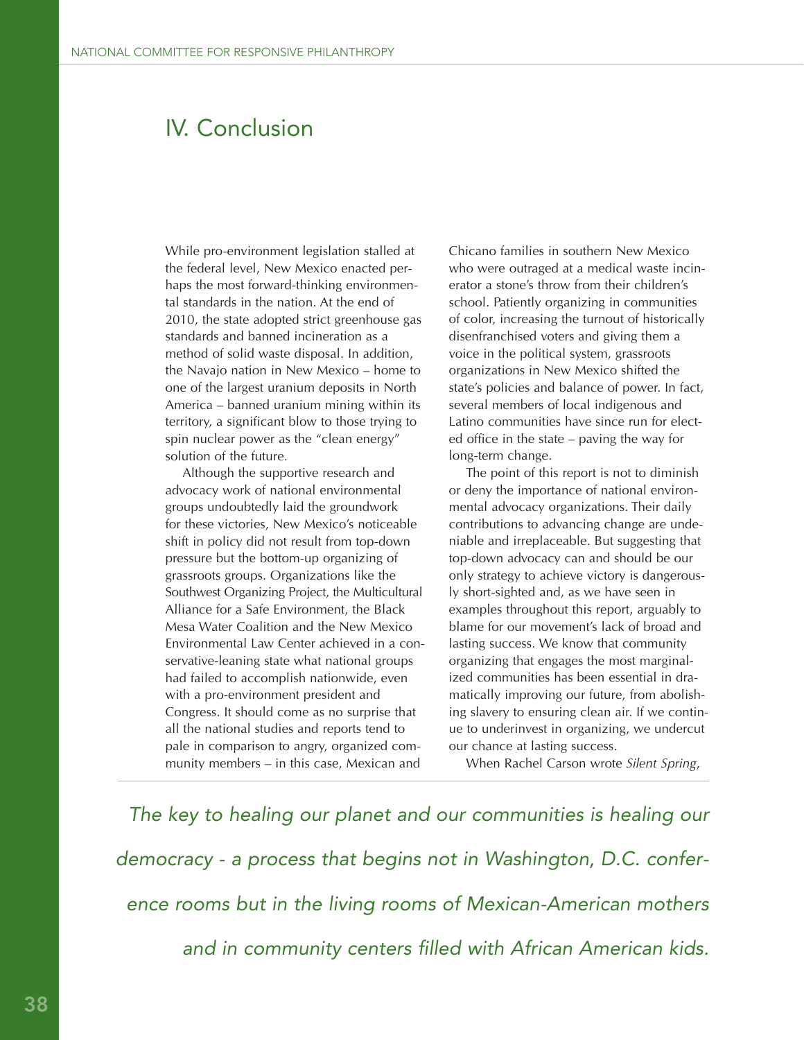# IV. Conclusion

While pro-environment legislation stalled at the federal level, New Mexico enacted perhaps the most forward-thinking environmental standards in the nation. At the end of 2010, the state adopted strict greenhouse gas standards and banned incineration as a method of solid waste disposal. In addition, the Navajo nation in New Mexico – home to one of the largest uranium deposits in North America – banned uranium mining within its territory, a significant blow to those trying to spin nuclear power as the "clean energy" solution of the future.

Although the supportive research and advocacy work of national environmental groups undoubtedly laid the groundwork for these victories, New Mexico's noticeable shift in policy did not result from top-down pressure but the bottom-up organizing of grassroots groups. Organizations like the Southwest Organizing Project, the Multicultural Alliance for a Safe Environment, the Black Mesa Water Coalition and the New Mexico Environmental Law Center achieved in a conservative-leaning state what national groups had failed to accomplish nationwide, even with a pro-environment president and Congress. It should come as no surprise that all the national studies and reports tend to pale in comparison to angry, organized community members – in this case, Mexican and Chicano families in southern New Mexico who were outraged at a medical waste incinerator a stone's throw from their children's school. Patiently organizing in communities of color, increasing the turnout of historically disenfranchised voters and giving them a voice in the political system, grassroots organizations in New Mexico shifted the state's policies and balance of power. In fact, several members of local indigenous and Latino communities have since run for elected office in the state – paving the way for long-term change.

The point of this report is not to diminish or deny the importance of national environmental advocacy organizations. Their daily contributions to advancing change are undeniable and irreplaceable. But suggesting that top-down advocacy can and should be our only strategy to achieve victory is dangerously short-sighted and, as we have seen in examples throughout this report, arguably to blame for our movement's lack of broad and lasting success. We know that community organizing that engages the most marginalized communities has been essential in dramatically improving our future, from abolishing slavery to ensuring clean air. If we continue to underinvest in organizing, we undercut our chance at lasting success.

When Rachel Carson wrote *Silent Spring*,

*The key to healing our planet and our communities is healing our democracy - a process that begins not in Washington, D.C. conference rooms but in the living rooms of Mexican-American mothers and in community centers filled with African American kids.*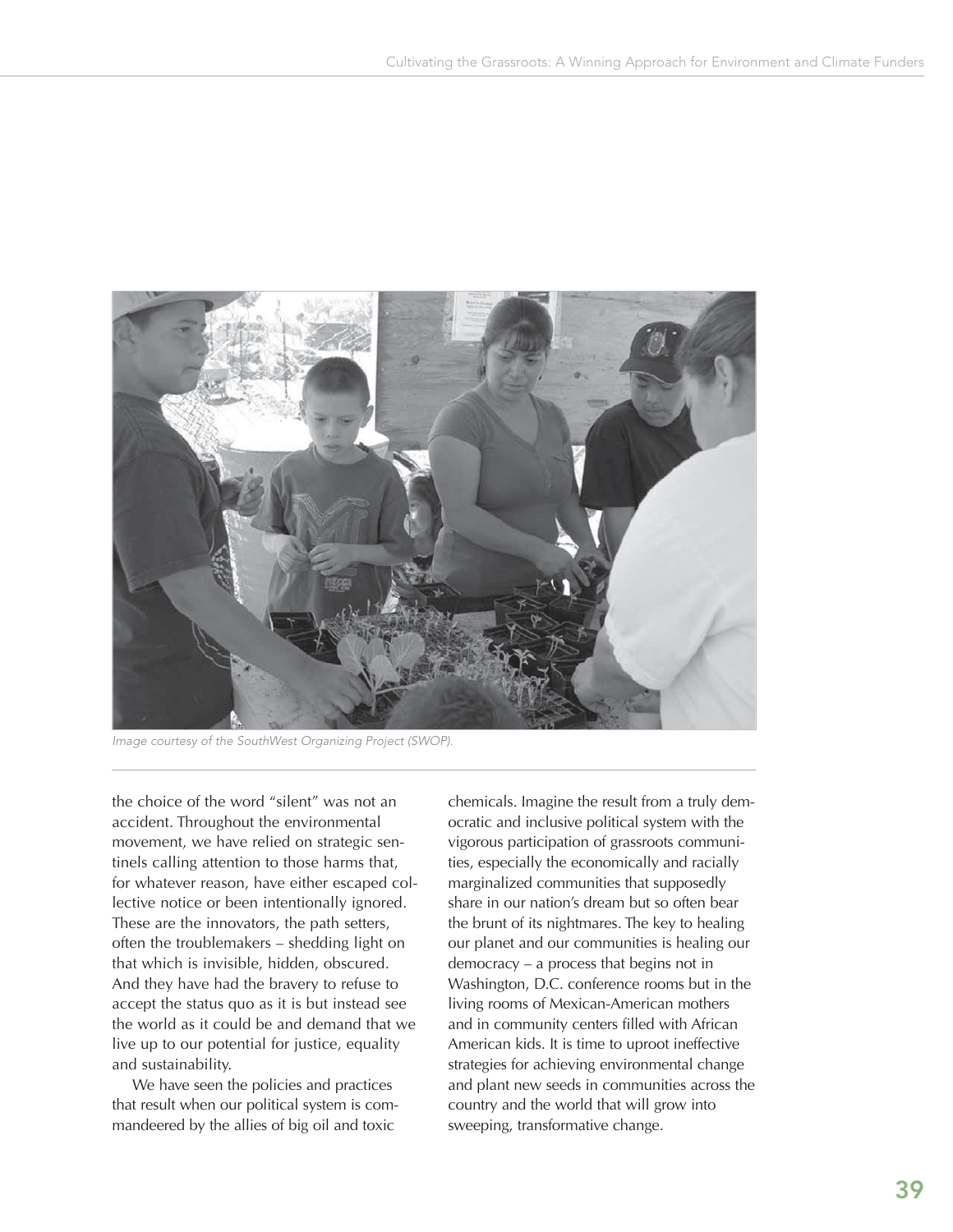Image courtesy of the SouthWest Organizing Project (SWOP).

the choice of the word "silent" was not an accident. Throughout the environmental movement, we have relied on strategic sentinels calling attention to those harms that, for whatever reason, have either escaped collective notice or been intentionally ignored. These are the innovators, the path setters, often the troublemakers – shedding light on that which is invisible, hidden, obscured. And they have had the bravery to refuse to accept the status quo as it is but instead see the world as it could be and demand that we live up to our potential for justice, equality and sustainability.

We have seen the policies and practices that result when our political system is commandeered by the allies of big oil and toxic chemicals. Imagine the result from a truly democratic and inclusive political system with the vigorous participation of grassroots communities, especially the economically and racially marginalized communities that supposedly share in our nation's dream but so often bear the brunt of its nightmares. The key to healing our planet and our communities is healing our democracy – a process that begins not in Washington, D.C. conference rooms but in the living rooms of Mexican-American mothers and in community centers filled with African American kids. It is time to uproot ineffective strategies for achieving environmental change and plant new seeds in communities across the country and the world that will grow into sweeping, transformative change.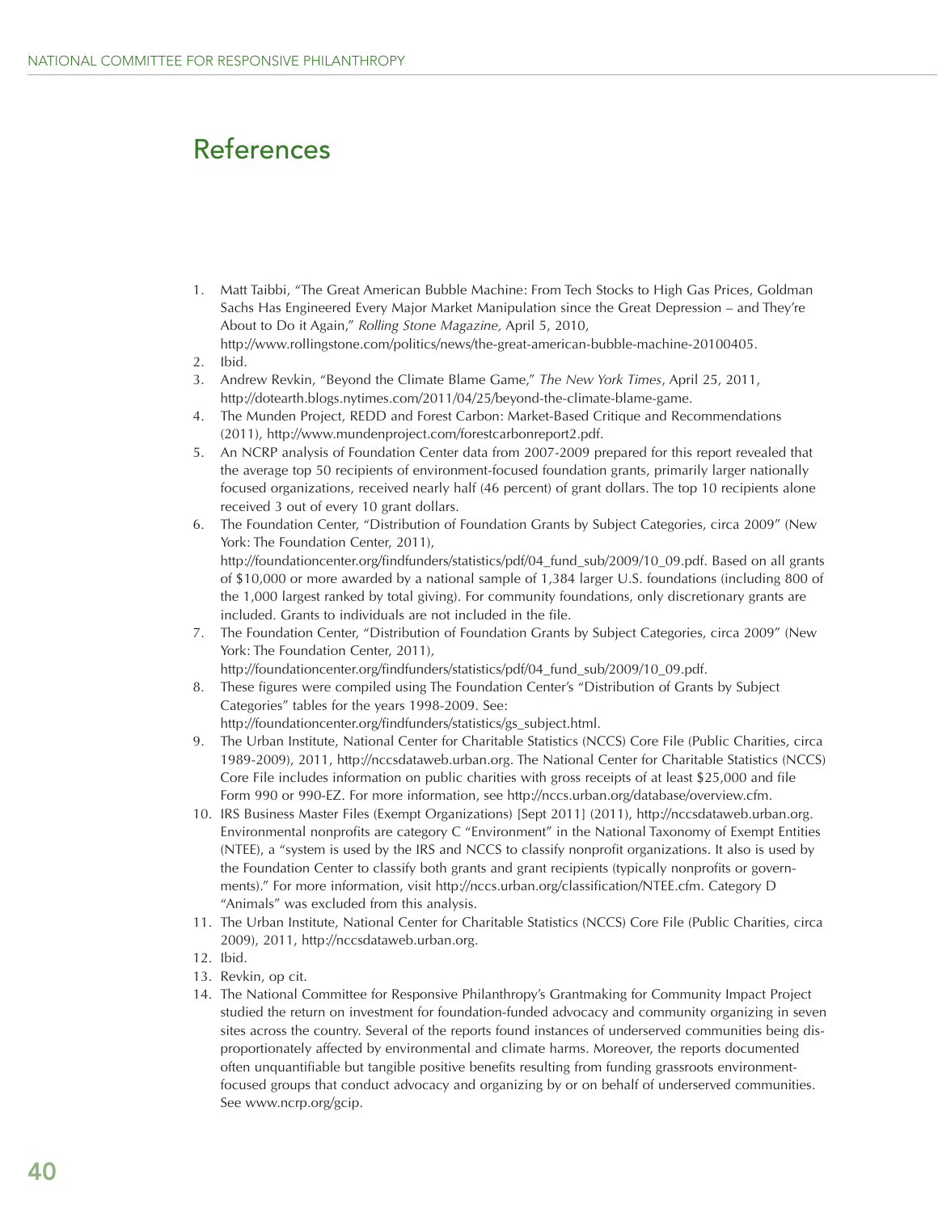# References

1. Matt Taibbi, "The Great American Bubble Machine: From Tech Stocks to High Gas Prices, Goldman Sachs Has Engineered Every Major Market Manipulation since the Great Depression – and They're About to Do it Again," *Rolling Stone Magazine,* April 5, 2010, http://www.rollingstone.com/politics/news/the-great-american-bubble-machine-20100405.
2. Ibid.
3. Andrew Revkin, "Beyond the Climate Blame Game," *The New York Times*, April 25, 2011, http://dotearth.blogs.nytimes.com/2011/04/25/beyond-the-climate-blame-game.
4. The Munden Project, REDD and Forest Carbon: Market-Based Critique and Recommendations (2011), http://www.mundenproject.com/forestcarbonreport2.pdf.
5. An NCRP analysis of Foundation Center data from 2007-2009 prepared for this report revealed that the average top 50 recipients of environment-focused foundation grants, primarily larger nationally focused organizations, received nearly half (46 percent) of grant dollars. The top 10 recipients alone received 3 out of every 10 grant dollars.
6. The Foundation Center, "Distribution of Foundation Grants by Subject Categories, circa 2009" (New York: The Foundation Center, 2011), http://foundationcenter.org/findfunders/statistics/pdf/04_fund_sub/2009/10_09.pdf. Based on all grants of $10,000 or more awarded by a national sample of 1,384 larger U.S. foundations (including 800 of the 1,000 largest ranked by total giving). For community foundations, only discretionary grants are included. Grants to individuals are not included in the file.
7. The Foundation Center, "Distribution of Foundation Grants by Subject Categories, circa 2009" (New York: The Foundation Center, 2011), http://foundationcenter.org/findfunders/statistics/pdf/04_fund_sub/2009/10_09.pdf.
8. These figures were compiled using The Foundation Center's "Distribution of Grants by Subject Categories" tables for the years 1998-2009. See: http://foundationcenter.org/findfunders/statistics/gs_subject.html.
9. The Urban Institute, National Center for Charitable Statistics (NCCS) Core File (Public Charities, circa 1989-2009), 2011, http://nccsdataweb.urban.org. The National Center for Charitable Statistics (NCCS) Core File includes information on public charities with gross receipts of at least $25,000 and file Form 990 or 990-EZ. For more information, see http://nccs.urban.org/database/overview.cfm.
10. IRS Business Master Files (Exempt Organizations) [Sept 2011] (2011), http://nccsdataweb.urban.org. Environmental nonprofits are category C "Environment" in the National Taxonomy of Exempt Entities (NTEE), a "system is used by the IRS and NCCS to classify nonprofit organizations. It also is used by the Foundation Center to classify both grants and grant recipients (typically nonprofits or governments)." For more information, visit http://nccs.urban.org/classification/NTEE.cfm. Category D "Animals" was excluded from this analysis.
11. The Urban Institute, National Center for Charitable Statistics (NCCS) Core File (Public Charities, circa 2009), 2011, http://nccsdataweb.urban.org.
12. Ibid.
13. Revkin, op cit.
14. The National Committee for Responsive Philanthropy's Grantmaking for Community Impact Project studied the return on investment for foundation-funded advocacy and community organizing in seven sites across the country. Several of the reports found instances of underserved communities being disproportionately affected by environmental and climate harms. Moreover, the reports documented often unquantifiable but tangible positive benefits resulting from funding grassroots environment-focused groups that conduct advocacy and organizing by or on behalf of underserved communities. See www.ncrp.org/gcip.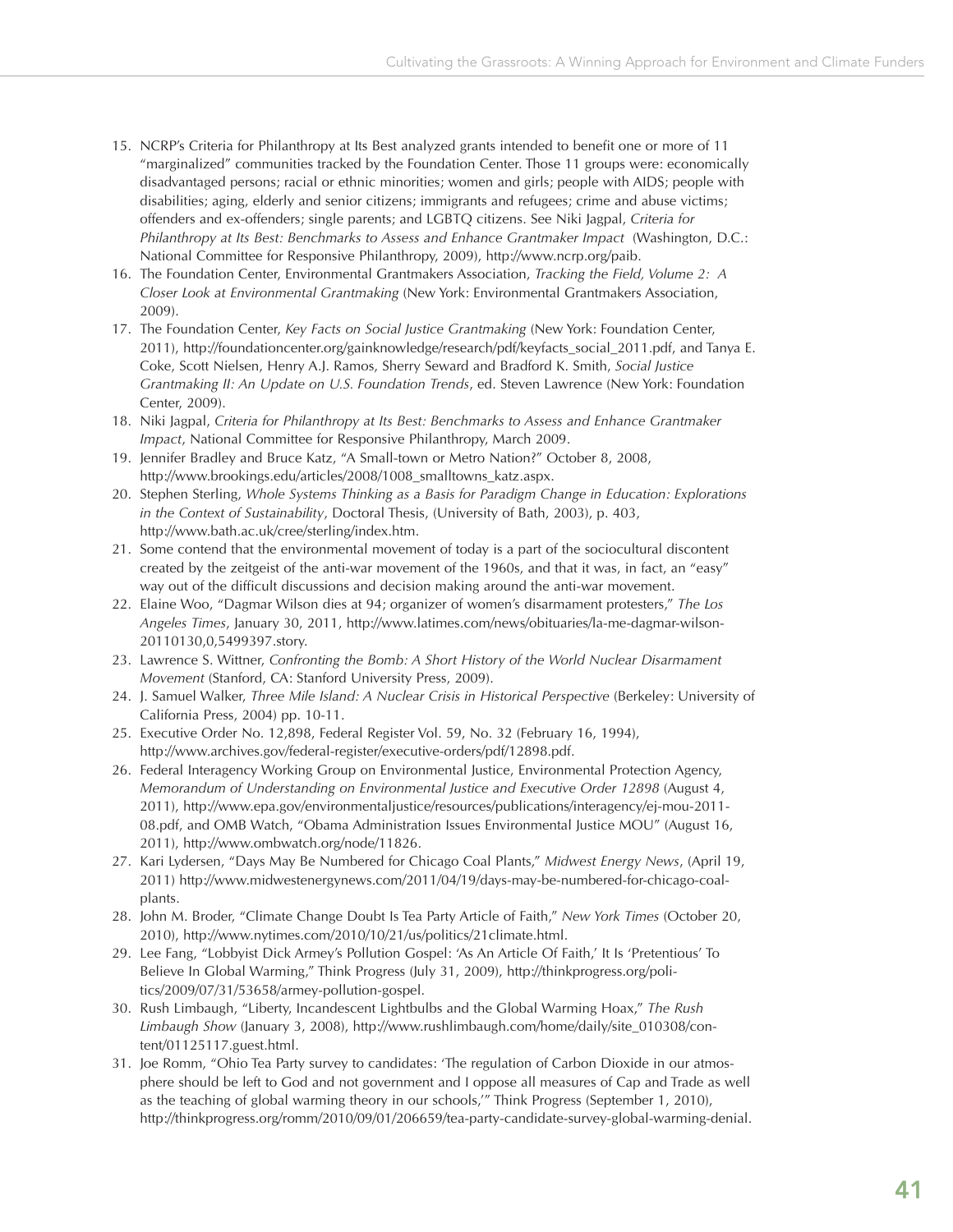15. NCRP's Criteria for Philanthropy at Its Best analyzed grants intended to benefit one or more of 11 "marginalized" communities tracked by the Foundation Center. Those 11 groups were: economically disadvantaged persons; racial or ethnic minorities; women and girls; people with AIDS; people with disabilities; aging, elderly and senior citizens; immigrants and refugees; crime and abuse victims; offenders and ex-offenders; single parents; and LGBTQ citizens. See Niki Jagpal, *Criteria for Philanthropy at Its Best: Benchmarks to Assess and Enhance Grantmaker Impact* (Washington, D.C.: National Committee for Responsive Philanthropy, 2009), http://www.ncrp.org/paib.
16. The Foundation Center, Environmental Grantmakers Association, *Tracking the Field, Volume 2: A Closer Look at Environmental Grantmaking* (New York: Environmental Grantmakers Association, 2009).
17. The Foundation Center, *Key Facts on Social Justice Grantmaking* (New York: Foundation Center, 2011), http://foundationcenter.org/gainknowledge/research/pdf/keyfacts_social_2011.pdf, and Tanya E. Coke, Scott Nielsen, Henry A.J. Ramos, Sherry Seward and Bradford K. Smith, *Social Justice Grantmaking II: An Update on U.S. Foundation Trends*, ed. Steven Lawrence (New York: Foundation Center, 2009).
18. Niki Jagpal, *Criteria for Philanthropy at Its Best: Benchmarks to Assess and Enhance Grantmaker Impact*, National Committee for Responsive Philanthropy, March 2009.
19. Jennifer Bradley and Bruce Katz, "A Small-town or Metro Nation?" October 8, 2008, http://www.brookings.edu/articles/2008/1008_smalltowns_katz.aspx.
20. Stephen Sterling, *Whole Systems Thinking as a Basis for Paradigm Change in Education: Explorations in the Context of Sustainability*, Doctoral Thesis, (University of Bath, 2003), p. 403, http://www.bath.ac.uk/cree/sterling/index.htm.
21. Some contend that the environmental movement of today is a part of the sociocultural discontent created by the zeitgeist of the anti-war movement of the 1960s, and that it was, in fact, an "easy" way out of the difficult discussions and decision making around the anti-war movement.
22. Elaine Woo, "Dagmar Wilson dies at 94; organizer of women's disarmament protesters," *The Los Angeles Times*, January 30, 2011, http://www.latimes.com/news/obituaries/la-me-dagmar-wilson-20110130,0,5499397.story.
23. Lawrence S. Wittner, *Confronting the Bomb: A Short History of the World Nuclear Disarmament Movement* (Stanford, CA: Stanford University Press, 2009).
24. J. Samuel Walker, *Three Mile Island: A Nuclear Crisis in Historical Perspective* (Berkeley: University of California Press, 2004) pp. 10-11.
25. Executive Order No. 12,898, Federal Register Vol. 59, No. 32 (February 16, 1994), http://www.archives.gov/federal-register/executive-orders/pdf/12898.pdf.
26. Federal Interagency Working Group on Environmental Justice, Environmental Protection Agency, *Memorandum of Understanding on Environmental Justice and Executive Order 12898* (August 4, 2011), http://www.epa.gov/environmentaljustice/resources/publications/interagency/ej-mou-2011-08.pdf, and OMB Watch, "Obama Administration Issues Environmental Justice MOU" (August 16, 2011), http://www.ombwatch.org/node/11826.
27. Kari Lydersen, "Days May Be Numbered for Chicago Coal Plants," *Midwest Energy News*, (April 19, 2011) http://www.midwestenergynews.com/2011/04/19/days-may-be-numbered-for-chicago-coal-plants.
28. John M. Broder, "Climate Change Doubt Is Tea Party Article of Faith," *New York Times* (October 20, 2010), http://www.nytimes.com/2010/10/21/us/politics/21climate.html.
29. Lee Fang, "Lobbyist Dick Armey's Pollution Gospel: 'As An Article Of Faith,' It Is 'Pretentious' To Believe In Global Warming," Think Progress (July 31, 2009), http://thinkprogress.org/politics/2009/07/31/53658/armey-pollution-gospel.
30. Rush Limbaugh, "Liberty, Incandescent Lightbulbs and the Global Warming Hoax," *The Rush Limbaugh Show* (January 3, 2008), http://www.rushlimbaugh.com/home/daily/site_010308/content/01125117.guest.html.
31. Joe Romm, "Ohio Tea Party survey to candidates: 'The regulation of Carbon Dioxide in our atmosphere should be left to God and not government and I oppose all measures of Cap and Trade as well as the teaching of global warming theory in our schools,'" Think Progress (September 1, 2010), http://thinkprogress.org/romm/2010/09/01/206659/tea-party-candidate-survey-global-warming-denial.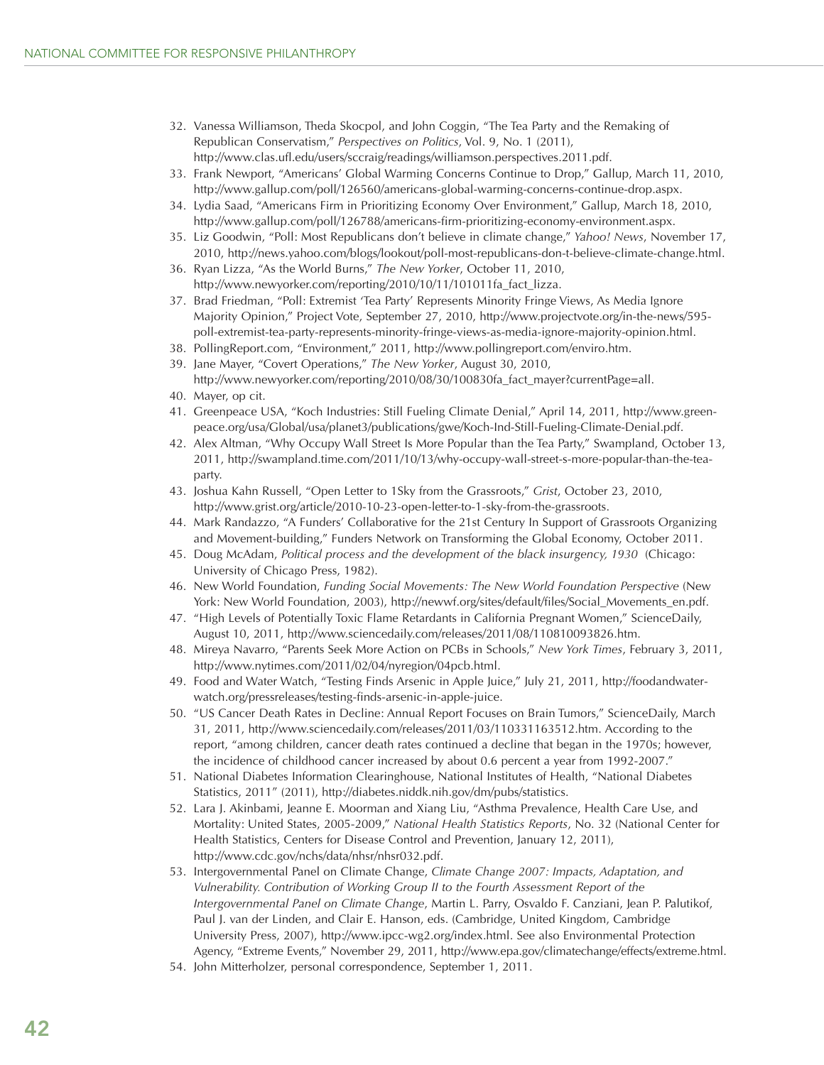32. Vanessa Williamson, Theda Skocpol, and John Coggin, "The Tea Party and the Remaking of Republican Conservatism," *Perspectives on Politics*, Vol. 9, No. 1 (2011), http://www.clas.ufl.edu/users/sccraig/readings/williamson.perspectives.2011.pdf.
33. Frank Newport, "Americans' Global Warming Concerns Continue to Drop," Gallup, March 11, 2010, http://www.gallup.com/poll/126560/americans-global-warming-concerns-continue-drop.aspx.
34. Lydia Saad, "Americans Firm in Prioritizing Economy Over Environment," Gallup, March 18, 2010, http://www.gallup.com/poll/126788/americans-firm-prioritizing-economy-environment.aspx.
35. Liz Goodwin, "Poll: Most Republicans don't believe in climate change," *Yahoo! News*, November 17, 2010, http://news.yahoo.com/blogs/lookout/poll-most-republicans-don-t-believe-climate-change.html.
36. Ryan Lizza, "As the World Burns," *The New Yorker*, October 11, 2010, http://www.newyorker.com/reporting/2010/10/11/101011fa_fact_lizza.
37. Brad Friedman, "Poll: Extremist 'Tea Party' Represents Minority Fringe Views, As Media Ignore Majority Opinion," Project Vote, September 27, 2010, http://www.projectvote.org/in-the-news/595-poll-extremist-tea-party-represents-minority-fringe-views-as-media-ignore-majority-opinion.html.
38. PollingReport.com, "Environment," 2011, http://www.pollingreport.com/enviro.htm.
39. Jane Mayer, "Covert Operations," *The New Yorker*, August 30, 2010, http://www.newyorker.com/reporting/2010/08/30/100830fa_fact_mayer?currentPage=all.
40. Mayer, op cit.
41. Greenpeace USA, "Koch Industries: Still Fueling Climate Denial," April 14, 2011, http://www.greenpeace.org/usa/Global/usa/planet3/publications/gwe/Koch-Ind-Still-Fueling-Climate-Denial.pdf.
42. Alex Altman, "Why Occupy Wall Street Is More Popular than the Tea Party," Swampland, October 13, 2011, http://swampland.time.com/2011/10/13/why-occupy-wall-street-s-more-popular-than-the-tea-party.
43. Joshua Kahn Russell, "Open Letter to 1Sky from the Grassroots," *Grist*, October 23, 2010, http://www.grist.org/article/2010-10-23-open-letter-to-1-sky-from-the-grassroots.
44. Mark Randazzo, "A Funders' Collaborative for the 21st Century In Support of Grassroots Organizing and Movement-building," Funders Network on Transforming the Global Economy, October 2011.
45. Doug McAdam, *Political process and the development of the black insurgency, 1930* (Chicago: University of Chicago Press, 1982).
46. New World Foundation, *Funding Social Movements: The New World Foundation Perspective* (New York: New World Foundation, 2003), http://newwf.org/sites/default/files/Social_Movements_en.pdf.
47. "High Levels of Potentially Toxic Flame Retardants in California Pregnant Women," ScienceDaily, August 10, 2011, http://www.sciencedaily.com/releases/2011/08/110810093826.htm.
48. Mireya Navarro, "Parents Seek More Action on PCBs in Schools," *New York Times*, February 3, 2011, http://www.nytimes.com/2011/02/04/nyregion/04pcb.html.
49. Food and Water Watch, "Testing Finds Arsenic in Apple Juice," July 21, 2011, http://foodandwaterwatch.org/pressreleases/testing-finds-arsenic-in-apple-juice.
50. "US Cancer Death Rates in Decline: Annual Report Focuses on Brain Tumors," ScienceDaily, March 31, 2011, http://www.sciencedaily.com/releases/2011/03/110331163512.htm. According to the report, "among children, cancer death rates continued a decline that began in the 1970s; however, the incidence of childhood cancer increased by about 0.6 percent a year from 1992-2007."
51. National Diabetes Information Clearinghouse, National Institutes of Health, "National Diabetes Statistics, 2011" (2011), http://diabetes.niddk.nih.gov/dm/pubs/statistics.
52. Lara J. Akinbami, Jeanne E. Moorman and Xiang Liu, "Asthma Prevalence, Health Care Use, and Mortality: United States, 2005-2009," *National Health Statistics Reports*, No. 32 (National Center for Health Statistics, Centers for Disease Control and Prevention, January 12, 2011), http://www.cdc.gov/nchs/data/nhsr/nhsr032.pdf.
53. Intergovernmental Panel on Climate Change, *Climate Change 2007: Impacts, Adaptation, and Vulnerability. Contribution of Working Group II to the Fourth Assessment Report of the Intergovernmental Panel on Climate Change*, Martin L. Parry, Osvaldo F. Canziani, Jean P. Palutikof, Paul J. van der Linden, and Clair E. Hanson, eds. (Cambridge, United Kingdom, Cambridge University Press, 2007), http://www.ipcc-wg2.org/index.html. See also Environmental Protection Agency, "Extreme Events," November 29, 2011, http://www.epa.gov/climatechange/effects/extreme.html.
54. John Mitterholzer, personal correspondence, September 1, 2011.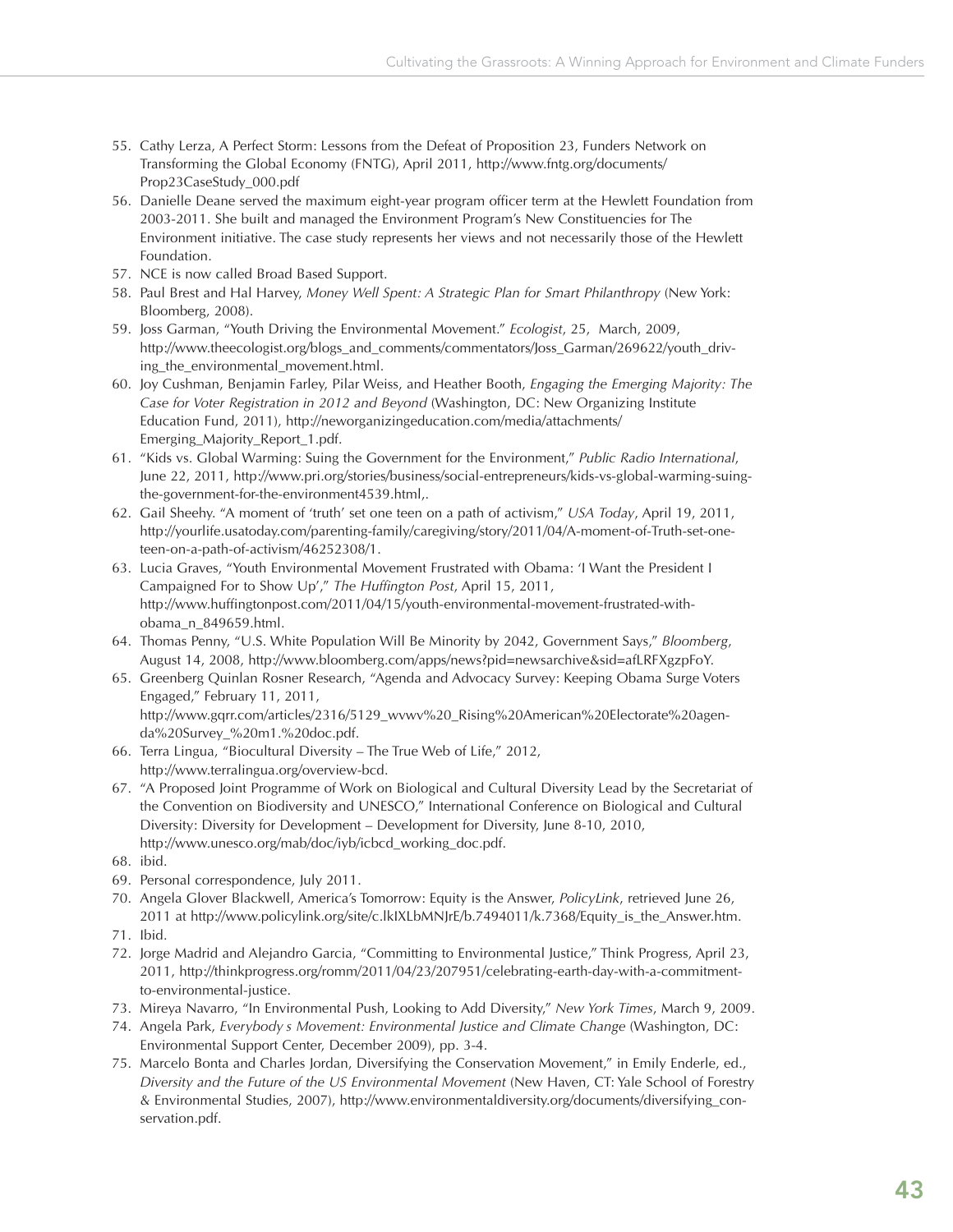55. Cathy Lerza, A Perfect Storm: Lessons from the Defeat of Proposition 23, Funders Network on Transforming the Global Economy (FNTG), April 2011, http://www.fntg.org/documents/Prop23CaseStudy_000.pdf
56. Danielle Deane served the maximum eight-year program officer term at the Hewlett Foundation from 2003-2011. She built and managed the Environment Program's New Constituencies for The Environment initiative. The case study represents her views and not necessarily those of the Hewlett Foundation.
57. NCE is now called Broad Based Support.
58. Paul Brest and Hal Harvey, *Money Well Spent: A Strategic Plan for Smart Philanthropy* (New York: Bloomberg, 2008).
59. Joss Garman, "Youth Driving the Environmental Movement." *Ecologist*, 25, March, 2009, http://www.theecologist.org/blogs_and_comments/commentators/Joss_Garman/269622/youth_driving_the_environmental_movement.html.
60. Joy Cushman, Benjamin Farley, Pilar Weiss, and Heather Booth, *Engaging the Emerging Majority: The Case for Voter Registration in 2012 and Beyond* (Washington, DC: New Organizing Institute Education Fund, 2011), http://neworganizingeducation.com/media/attachments/Emerging_Majority_Report_1.pdf.
61. "Kids vs. Global Warming: Suing the Government for the Environment," *Public Radio International*, June 22, 2011, http://www.pri.org/stories/business/social-entrepreneurs/kids-vs-global-warming-suing-the-government-for-the-environment4539.html,.
62. Gail Sheehy. "A moment of 'truth' set one teen on a path of activism," *USA Today*, April 19, 2011, http://yourlife.usatoday.com/parenting-family/caregiving/story/2011/04/A-moment-of-Truth-set-one-teen-on-a-path-of-activism/46252308/1.
63. Lucia Graves, "Youth Environmental Movement Frustrated with Obama: 'I Want the President I Campaigned For to Show Up'," *The Huffington Post*, April 15, 2011, http://www.huffingtonpost.com/2011/04/15/youth-environmental-movement-frustrated-with-obama_n_849659.html.
64. Thomas Penny, "U.S. White Population Will Be Minority by 2042, Government Says," *Bloomberg*, August 14, 2008, http://www.bloomberg.com/apps/news?pid=newsarchive&sid=afLRFXgzpFoY.
65. Greenberg Quinlan Rosner Research, "Agenda and Advocacy Survey: Keeping Obama Surge Voters Engaged," February 11, 2011, http://www.gqrr.com/articles/2316/5129_wvwv%20_Rising%20American%20Electorate%20agenda%20Survey_%20m1.%20doc.pdf.
66. Terra Lingua, "Biocultural Diversity – The True Web of Life," 2012, http://www.terralingua.org/overview-bcd.
67. "A Proposed Joint Programme of Work on Biological and Cultural Diversity Lead by the Secretariat of the Convention on Biodiversity and UNESCO," International Conference on Biological and Cultural Diversity: Diversity for Development – Development for Diversity, June 8-10, 2010, http://www.unesco.org/mab/doc/iyb/icbcd_working_doc.pdf.
68. ibid.
69. Personal correspondence, July 2011.
70. Angela Glover Blackwell, America's Tomorrow: Equity is the Answer, *PolicyLink*, retrieved June 26, 2011 at http://www.policylink.org/site/c.lkIXLbMNJrE/b.7494011/k.7368/Equity_is_the_Answer.htm.
71. Ibid.
72. Jorge Madrid and Alejandro Garcia, "Committing to Environmental Justice," Think Progress, April 23, 2011, http://thinkprogress.org/romm/2011/04/23/207951/celebrating-earth-day-with-a-commitment-to-environmental-justice.
73. Mireya Navarro, "In Environmental Push, Looking to Add Diversity," *New York Times*, March 9, 2009.
74. Angela Park, *Everybody s Movement: Environmental Justice and Climate Change* (Washington, DC: Environmental Support Center, December 2009), pp. 3-4.
75. Marcelo Bonta and Charles Jordan, Diversifying the Conservation Movement," in Emily Enderle, ed., *Diversity and the Future of the US Environmental Movement* (New Haven, CT: Yale School of Forestry & Environmental Studies, 2007), http://www.environmentaldiversity.org/documents/diversifying_conservation.pdf.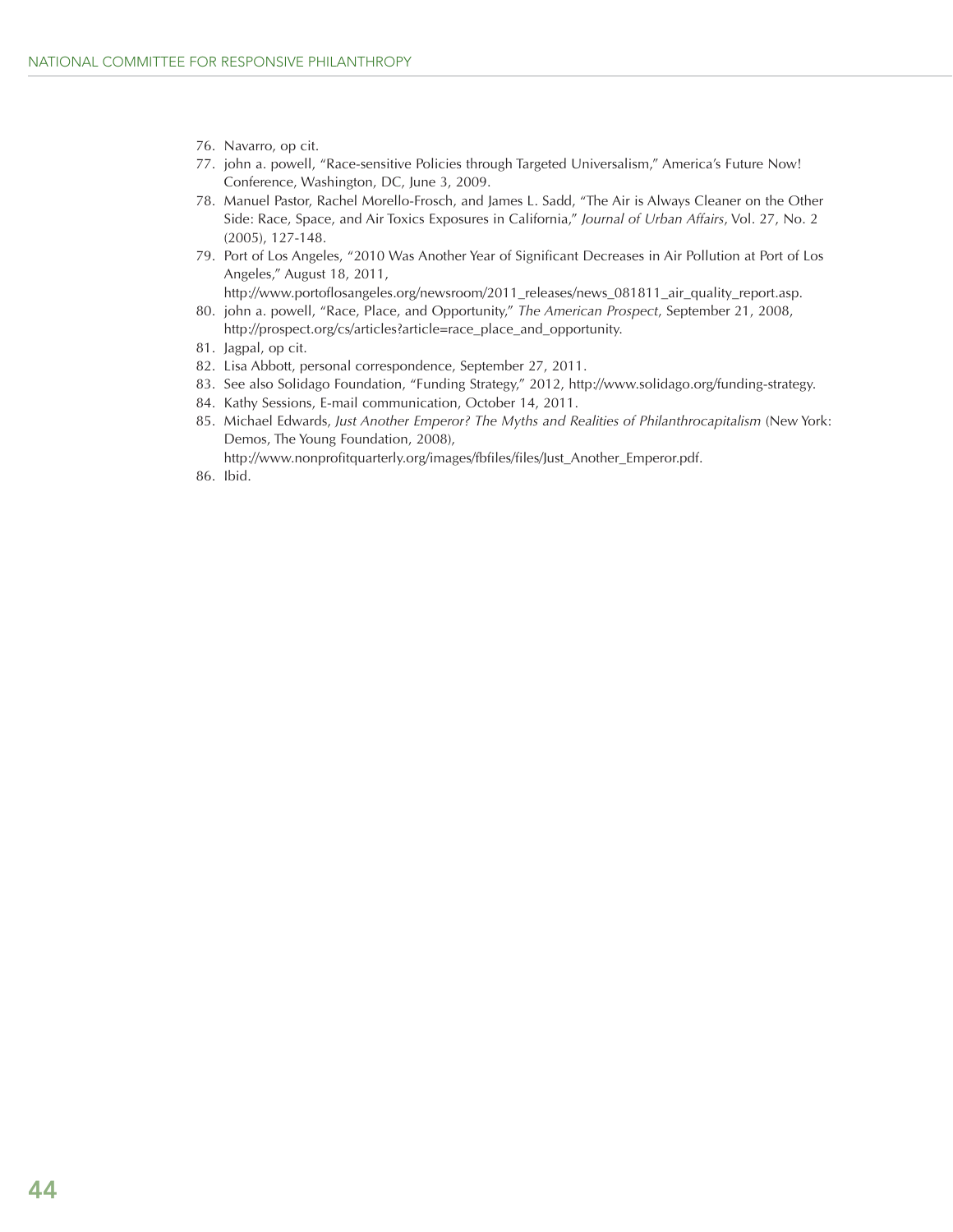76. Navarro, op cit.
77. john a. powell, "Race-sensitive Policies through Targeted Universalism," America's Future Now! Conference, Washington, DC, June 3, 2009.
78. Manuel Pastor, Rachel Morello-Frosch, and James L. Sadd, "The Air is Always Cleaner on the Other Side: Race, Space, and Air Toxics Exposures in California," *Journal of Urban Affairs*, Vol. 27, No. 2 (2005), 127-148.
79. Port of Los Angeles, "2010 Was Another Year of Significant Decreases in Air Pollution at Port of Los Angeles," August 18, 2011, http://www.portoflosangeles.org/newsroom/2011_releases/news_081811_air_quality_report.asp.
80. john a. powell, "Race, Place, and Opportunity," *The American Prospect*, September 21, 2008, http://prospect.org/cs/articles?article=race_place_and_opportunity.
81. Jagpal, op cit.
82. Lisa Abbott, personal correspondence, September 27, 2011.
83. See also Solidago Foundation, "Funding Strategy," 2012, http://www.solidago.org/funding-strategy.
84. Kathy Sessions, E-mail communication, October 14, 2011.
85. Michael Edwards, *Just Another Emperor? The Myths and Realities of Philanthrocapitalism* (New York: Demos, The Young Foundation, 2008), http://www.nonprofitquarterly.org/images/fbfiles/files/Just_Another_Emperor.pdf.
86. Ibid.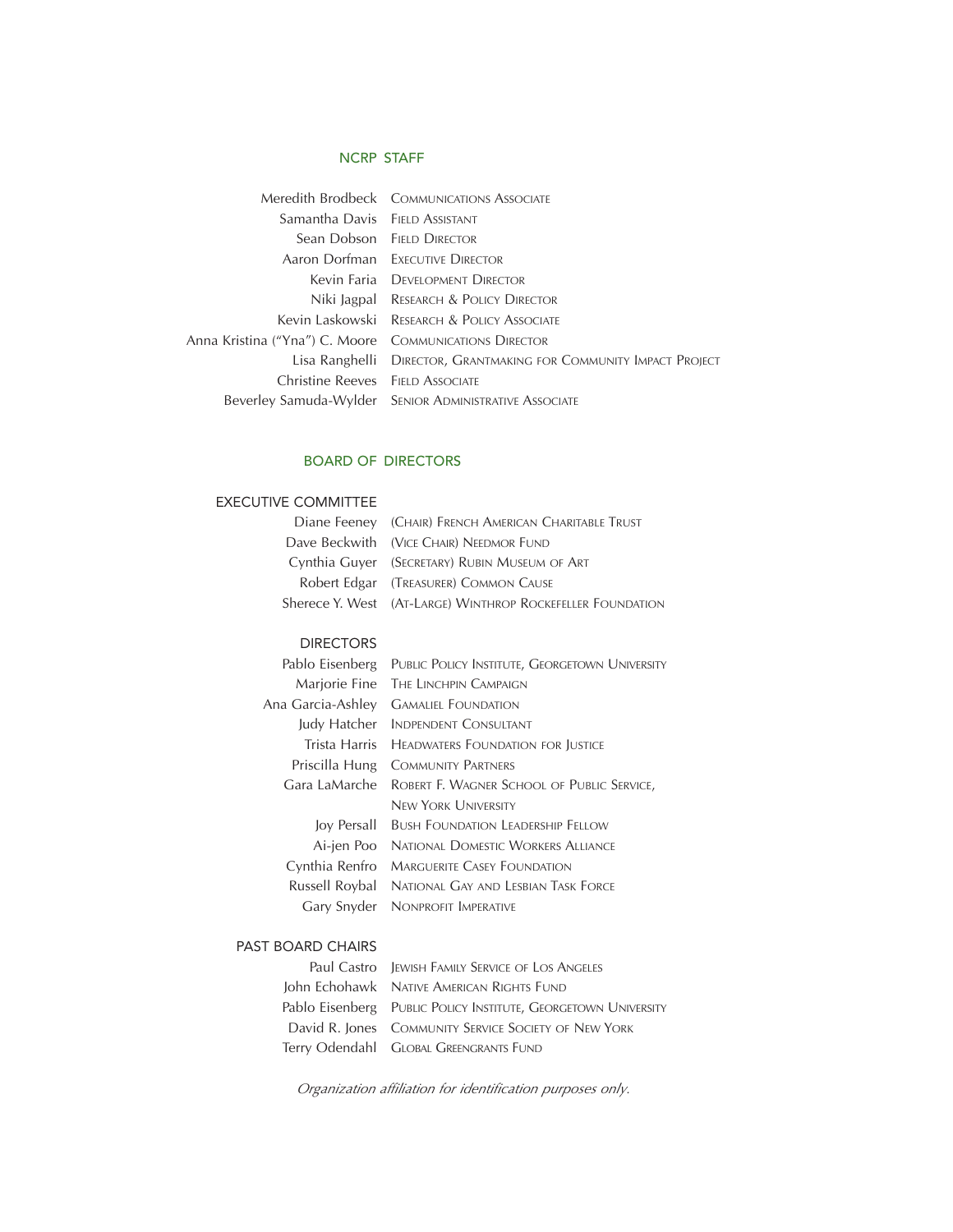## NCRP STAFF

| | |
|---|---|
| Meredith Brodbeck | Communications Associate |
| Samantha Davis | Field Assistant |
| Sean Dobson | Field Director |
| Aaron Dorfman | Executive Director |
| Kevin Faria | Development Director |
| Niki Jagpal | Research & Policy Director |
| Kevin Laskowski | Research & Policy Associate |
| Anna Kristina ("Yna") C. Moore | Communications Director |
| Lisa Ranghelli | Director, Grantmaking for Community Impact Project |
| Christine Reeves | Field Associate |
| Beverley Samuda-Wylder | Senior Administrative Associate |

## BOARD OF DIRECTORS

### EXECUTIVE COMMITTEE

| | |
|---|---|
| Diane Feeney | (Chair) French American Charitable Trust |
| Dave Beckwith | (Vice Chair) Needmor Fund |
| Cynthia Guyer | (Secretary) Rubin Museum of Art |
| Robert Edgar | (Treasurer) Common Cause |
| Sherece Y. West | (At-Large) Winthrop Rockefeller Foundation |

### DIRECTORS

| | |
|---|---|
| Pablo Eisenberg | Public Policy Institute, Georgetown University |
| Marjorie Fine | The Linchpin Campaign |
| Ana Garcia-Ashley | Gamaliel Foundation |
| Judy Hatcher | Indpendent Consultant |
| Trista Harris | Headwaters Foundation for Justice |
| Priscilla Hung | Community Partners |
| Gara LaMarche | Robert F. Wagner School of Public Service, New York University |
| Joy Persall | Bush Foundation Leadership Fellow |
| Ai-jen Poo | National Domestic Workers Alliance |
| Cynthia Renfro | Marguerite Casey Foundation |
| Russell Roybal | National Gay and Lesbian Task Force |
| Gary Snyder | Nonprofit Imperative |

### PAST BOARD CHAIRS

| | |
|---|---|
| Paul Castro | Jewish Family Service of Los Angeles |
| John Echohawk | Native American Rights Fund |
| Pablo Eisenberg | Public Policy Institute, Georgetown University |
| David R. Jones | Community Service Society of New York |
| Terry Odendahl | Global Greengrants Fund |

*Organization affiliation for identification purposes only.*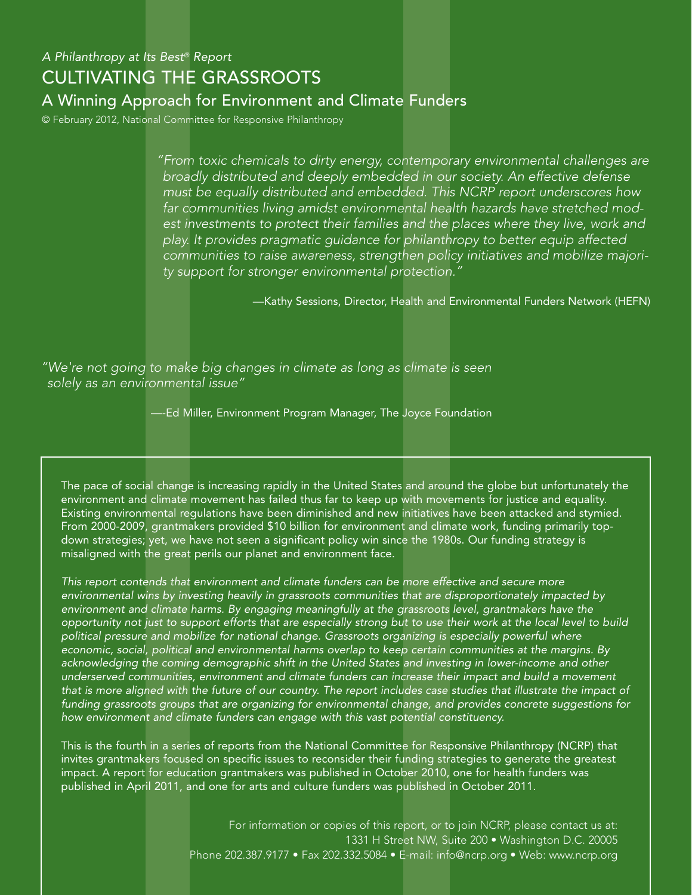*A Philanthropy at Its Best® Report*

# CULTIVATING THE GRASSROOTS

## A Winning Approach for Environment and Climate Funders

© February 2012, National Committee for Responsive Philanthropy

*"From toxic chemicals to dirty energy, contemporary environmental challenges are broadly distributed and deeply embedded in our society. An effective defense must be equally distributed and embedded. This NCRP report underscores how far communities living amidst environmental health hazards have stretched modest investments to protect their families and the places where they live, work and play. It provides pragmatic guidance for philanthropy to better equip affected communities to raise awareness, strengthen policy initiatives and mobilize majority support for stronger environmental protection."*

—Kathy Sessions, Director, Health and Environmental Funders Network (HEFN)

*"We're not going to make big changes in climate as long as climate is seen solely as an environmental issue"*

—-Ed Miller, Environment Program Manager, The Joyce Foundation

The pace of social change is increasing rapidly in the United States and around the globe but unfortunately the environment and climate movement has failed thus far to keep up with movements for justice and equality. Existing environmental regulations have been diminished and new initiatives have been attacked and stymied. From 2000-2009, grantmakers provided $10 billion for environment and climate work, funding primarily top-down strategies; yet, we have not seen a significant policy win since the 1980s. Our funding strategy is misaligned with the great perils our planet and environment face.

*This report contends that environment and climate funders can be more effective and secure more environmental wins by investing heavily in grassroots communities that are disproportionately impacted by environment and climate harms. By engaging meaningfully at the grassroots level, grantmakers have the opportunity not just to support efforts that are especially strong but to use their work at the local level to build political pressure and mobilize for national change. Grassroots organizing is especially powerful where economic, social, political and environmental harms overlap to keep certain communities at the margins. By acknowledging the coming demographic shift in the United States and investing in lower-income and other underserved communities, environment and climate funders can increase their impact and build a movement that is more aligned with the future of our country. The report includes case studies that illustrate the impact of funding grassroots groups that are organizing for environmental change, and provides concrete suggestions for how environment and climate funders can engage with this vast potential constituency.*

This is the fourth in a series of reports from the National Committee for Responsive Philanthropy (NCRP) that invites grantmakers focused on specific issues to reconsider their funding strategies to generate the greatest impact. A report for education grantmakers was published in October 2010, one for health funders was published in April 2011, and one for arts and culture funders was published in October 2011.

For information or copies of this report, or to join NCRP, please contact us at:
1331 H Street NW, Suite 200 • Washington D.C. 20005
Phone 202.387.9177 • Fax 202.332.5084 • E-mail: info@ncrp.org • Web: www.ncrp.org